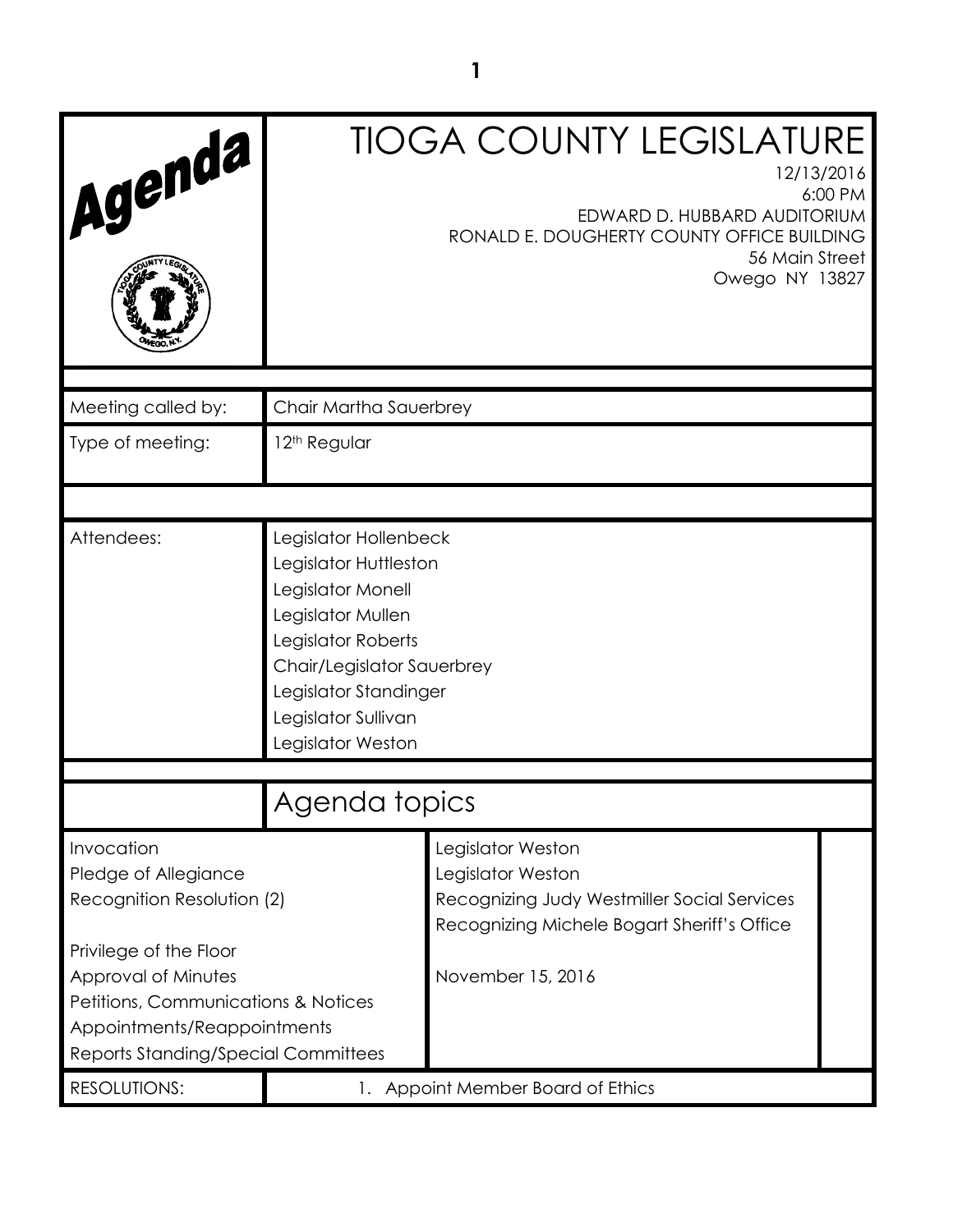# Agenda

# TIOGA COUNTY LEGISLATURE

12/13/2016
6:00 PM
EDWARD D. HUBBARD AUDITORIUM
RONALD E. DOUGHERTY COUNTY OFFICE BUILDING
56 Main Street
Owego NY 13827

| | |
|---|---|
| Meeting called by: | Chair Martha Sauerbrey |
| Type of meeting: | 12th Regular |
| Attendees: | Legislator Hollenbeck<br>Legislator Huttleston<br>Legislator Monell<br>Legislator Mullen<br>Legislator Roberts<br>Chair/Legislator Sauerbrey<br>Legislator Standinger<br>Legislator Sullivan<br>Legislator Weston |

## Agenda topics

| | |
|---|---|
| Invocation | Legislator Weston |
| Pledge of Allegiance | Legislator Weston |
| Recognition Resolution (2) | Recognizing Judy Westmiller Social Services<br>Recognizing Michele Bogart Sheriff's Office |
| Privilege of the Floor | |
| Approval of Minutes | November 15, 2016 |
| Petitions, Communications & Notices | |
| Appointments/Reappointments | |
| Reports Standing/Special Committees | |
| RESOLUTIONS: | 1. Appoint Member Board of Ethics |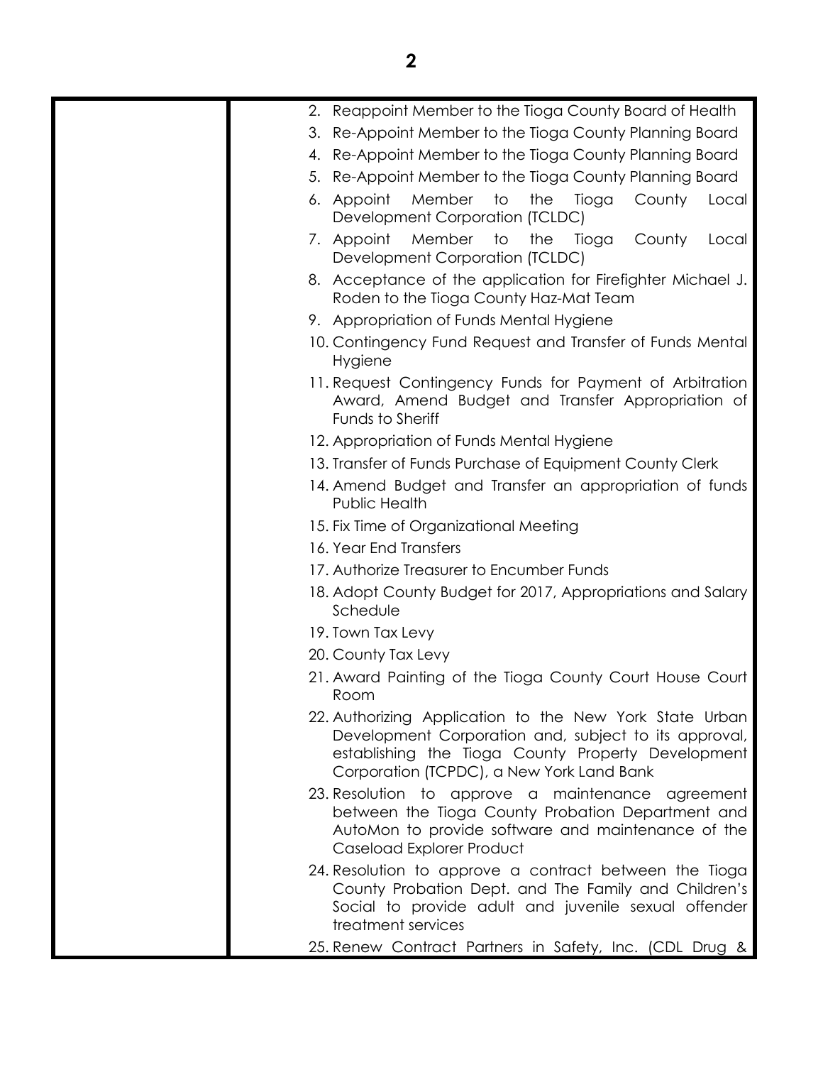2. Reappoint Member to the Tioga County Board of Health
3. Re-Appoint Member to the Tioga County Planning Board
4. Re-Appoint Member to the Tioga County Planning Board
5. Re-Appoint Member to the Tioga County Planning Board
6. Appoint Member to the Tioga County Local Development Corporation (TCLDC)
7. Appoint Member to the Tioga County Local Development Corporation (TCLDC)
8. Acceptance of the application for Firefighter Michael J. Roden to the Tioga County Haz-Mat Team
9. Appropriation of Funds Mental Hygiene
10. Contingency Fund Request and Transfer of Funds Mental Hygiene
11. Request Contingency Funds for Payment of Arbitration Award, Amend Budget and Transfer Appropriation of Funds to Sheriff
12. Appropriation of Funds Mental Hygiene
13. Transfer of Funds Purchase of Equipment County Clerk
14. Amend Budget and Transfer an appropriation of funds Public Health
15. Fix Time of Organizational Meeting
16. Year End Transfers
17. Authorize Treasurer to Encumber Funds
18. Adopt County Budget for 2017, Appropriations and Salary Schedule
19. Town Tax Levy
20. County Tax Levy
21. Award Painting of the Tioga County Court House Court Room
22. Authorizing Application to the New York State Urban Development Corporation and, subject to its approval, establishing the Tioga County Property Development Corporation (TCPDC), a New York Land Bank
23. Resolution to approve a maintenance agreement between the Tioga County Probation Department and AutoMon to provide software and maintenance of the Caseload Explorer Product
24. Resolution to approve a contract between the Tioga County Probation Dept. and The Family and Children's Social to provide adult and juvenile sexual offender treatment services
25. Renew Contract Partners in Safety, Inc. (CDL Drug &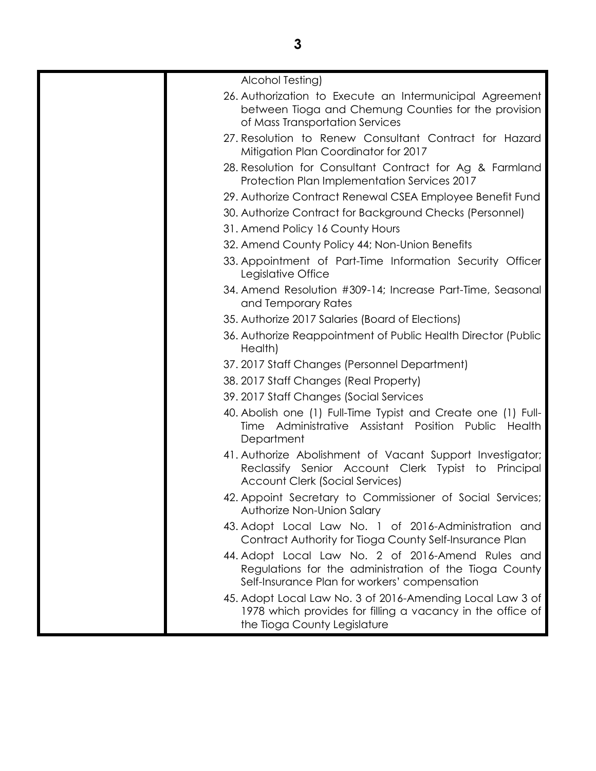| | |
|---|---|
| | Alcohol Testing)<br>26. Authorization to Execute an Intermunicipal Agreement between Tioga and Chemung Counties for the provision of Mass Transportation Services<br>27. Resolution to Renew Consultant Contract for Hazard Mitigation Plan Coordinator for 2017<br>28. Resolution for Consultant Contract for Ag & Farmland Protection Plan Implementation Services 2017<br>29. Authorize Contract Renewal CSEA Employee Benefit Fund<br>30. Authorize Contract for Background Checks (Personnel)<br>31. Amend Policy 16 County Hours<br>32. Amend County Policy 44; Non-Union Benefits<br>33. Appointment of Part-Time Information Security Officer Legislative Office<br>34. Amend Resolution #309-14; Increase Part-Time, Seasonal and Temporary Rates<br>35. Authorize 2017 Salaries (Board of Elections)<br>36. Authorize Reappointment of Public Health Director (Public Health)<br>37. 2017 Staff Changes (Personnel Department)<br>38. 2017 Staff Changes (Real Property)<br>39. 2017 Staff Changes (Social Services<br>40. Abolish one (1) Full-Time Typist and Create one (1) Full-Time Administrative Assistant Position Public Health Department<br>41. Authorize Abolishment of Vacant Support Investigator; Reclassify Senior Account Clerk Typist to Principal Account Clerk (Social Services)<br>42. Appoint Secretary to Commissioner of Social Services; Authorize Non-Union Salary<br>43. Adopt Local Law No. 1 of 2016-Administration and Contract Authority for Tioga County Self-Insurance Plan<br>44. Adopt Local Law No. 2 of 2016-Amend Rules and Regulations for the administration of the Tioga County Self-Insurance Plan for workers' compensation<br>45. Adopt Local Law No. 3 of 2016-Amending Local Law 3 of 1978 which provides for filling a vacancy in the office of the Tioga County Legislature |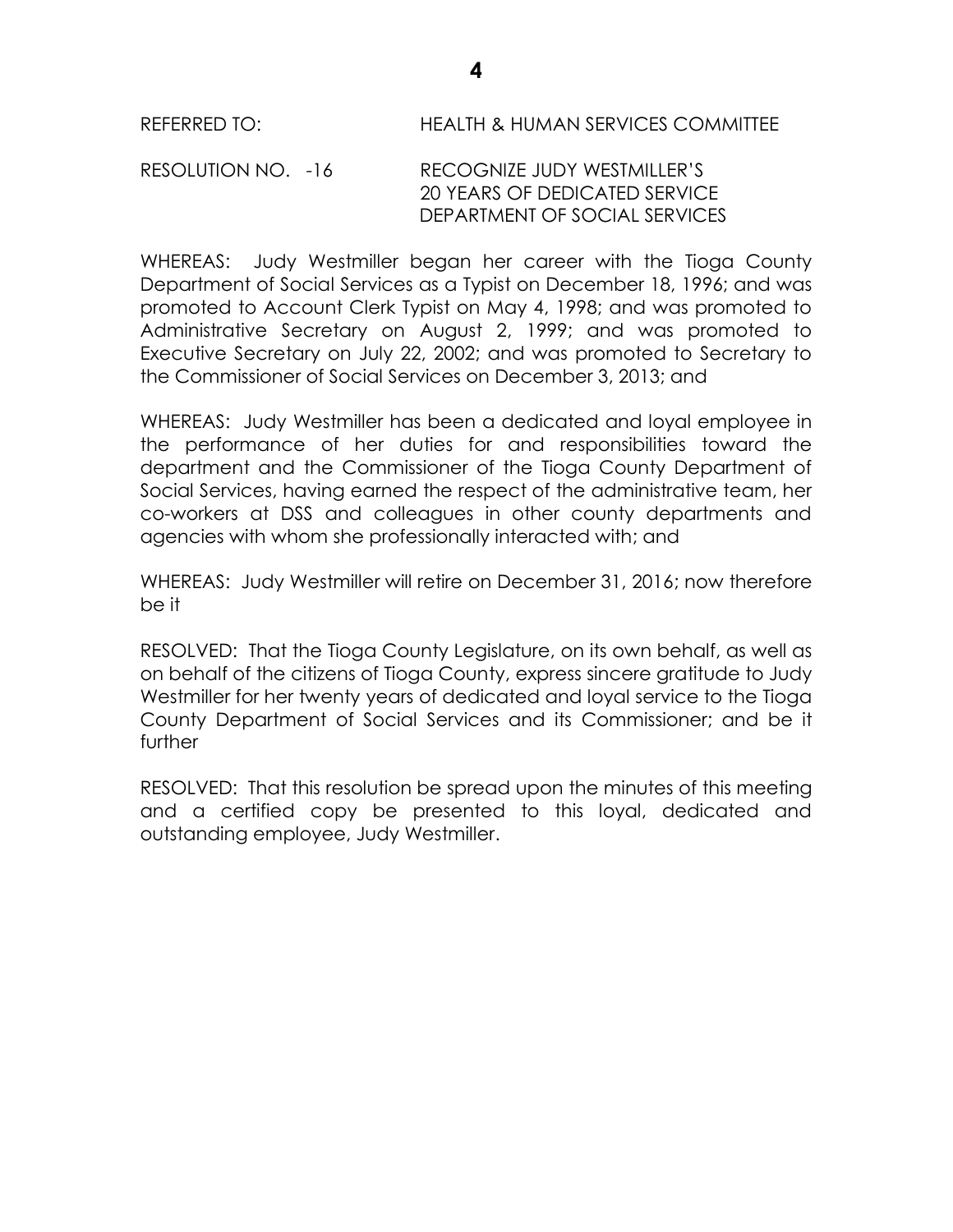REFERRED TO: HEALTH & HUMAN SERVICES COMMITTEE

RESOLUTION NO. -16 RECOGNIZE JUDY WESTMILLER'S
20 YEARS OF DEDICATED SERVICE
DEPARTMENT OF SOCIAL SERVICES

WHEREAS: Judy Westmiller began her career with the Tioga County Department of Social Services as a Typist on December 18, 1996; and was promoted to Account Clerk Typist on May 4, 1998; and was promoted to Administrative Secretary on August 2, 1999; and was promoted to Executive Secretary on July 22, 2002; and was promoted to Secretary to the Commissioner of Social Services on December 3, 2013; and

WHEREAS: Judy Westmiller has been a dedicated and loyal employee in the performance of her duties for and responsibilities toward the department and the Commissioner of the Tioga County Department of Social Services, having earned the respect of the administrative team, her co-workers at DSS and colleagues in other county departments and agencies with whom she professionally interacted with; and

WHEREAS: Judy Westmiller will retire on December 31, 2016; now therefore be it

RESOLVED: That the Tioga County Legislature, on its own behalf, as well as on behalf of the citizens of Tioga County, express sincere gratitude to Judy Westmiller for her twenty years of dedicated and loyal service to the Tioga County Department of Social Services and its Commissioner; and be it further

RESOLVED: That this resolution be spread upon the minutes of this meeting and a certified copy be presented to this loyal, dedicated and outstanding employee, Judy Westmiller.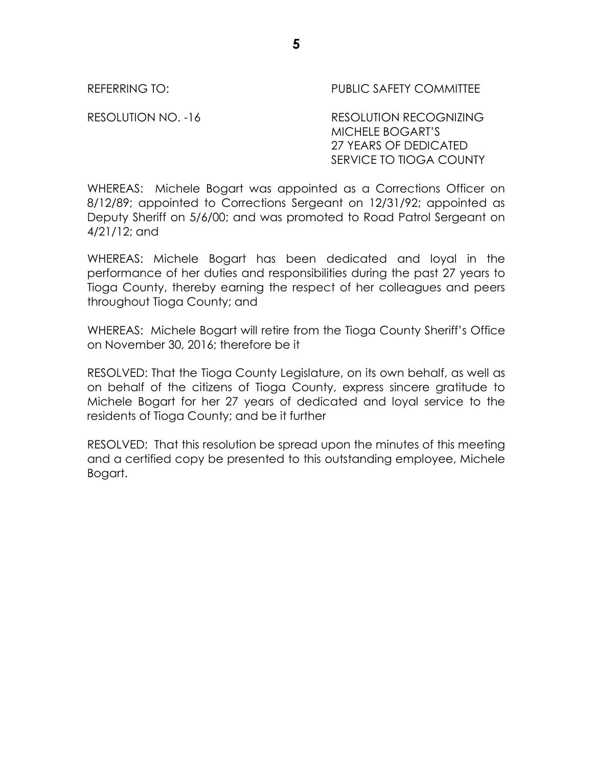REFERRING TO: PUBLIC SAFETY COMMITTEE

RESOLUTION NO. -16 RESOLUTION RECOGNIZING MICHELE BOGART'S 27 YEARS OF DEDICATED SERVICE TO TIOGA COUNTY

WHEREAS: Michele Bogart was appointed as a Corrections Officer on 8/12/89; appointed to Corrections Sergeant on 12/31/92; appointed as Deputy Sheriff on 5/6/00; and was promoted to Road Patrol Sergeant on 4/21/12; and

WHEREAS: Michele Bogart has been dedicated and loyal in the performance of her duties and responsibilities during the past 27 years to Tioga County, thereby earning the respect of her colleagues and peers throughout Tioga County; and

WHEREAS: Michele Bogart will retire from the Tioga County Sheriff's Office on November 30, 2016; therefore be it

RESOLVED: That the Tioga County Legislature, on its own behalf, as well as on behalf of the citizens of Tioga County, express sincere gratitude to Michele Bogart for her 27 years of dedicated and loyal service to the residents of Tioga County; and be it further

RESOLVED: That this resolution be spread upon the minutes of this meeting and a certified copy be presented to this outstanding employee, Michele Bogart.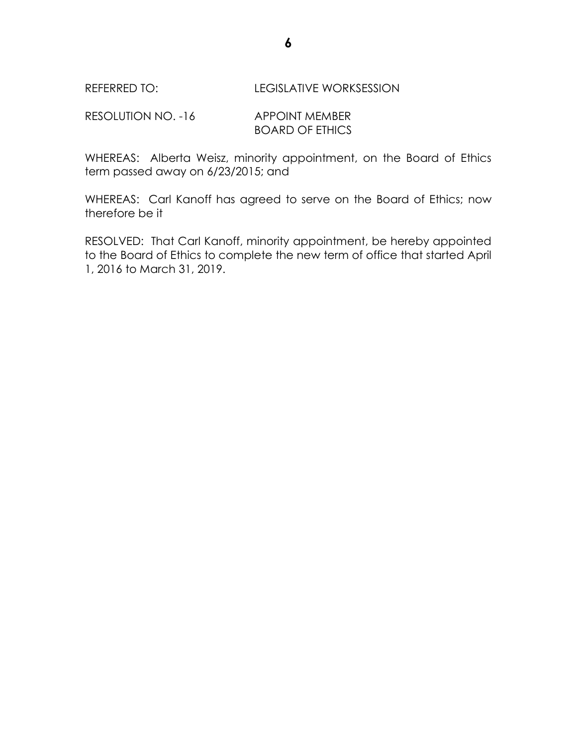REFERRED TO: LEGISLATIVE WORKSESSION

RESOLUTION NO. -16 APPOINT MEMBER
BOARD OF ETHICS

WHEREAS: Alberta Weisz, minority appointment, on the Board of Ethics term passed away on 6/23/2015; and

WHEREAS: Carl Kanoff has agreed to serve on the Board of Ethics; now therefore be it

RESOLVED: That Carl Kanoff, minority appointment, be hereby appointed to the Board of Ethics to complete the new term of office that started April 1, 2016 to March 31, 2019.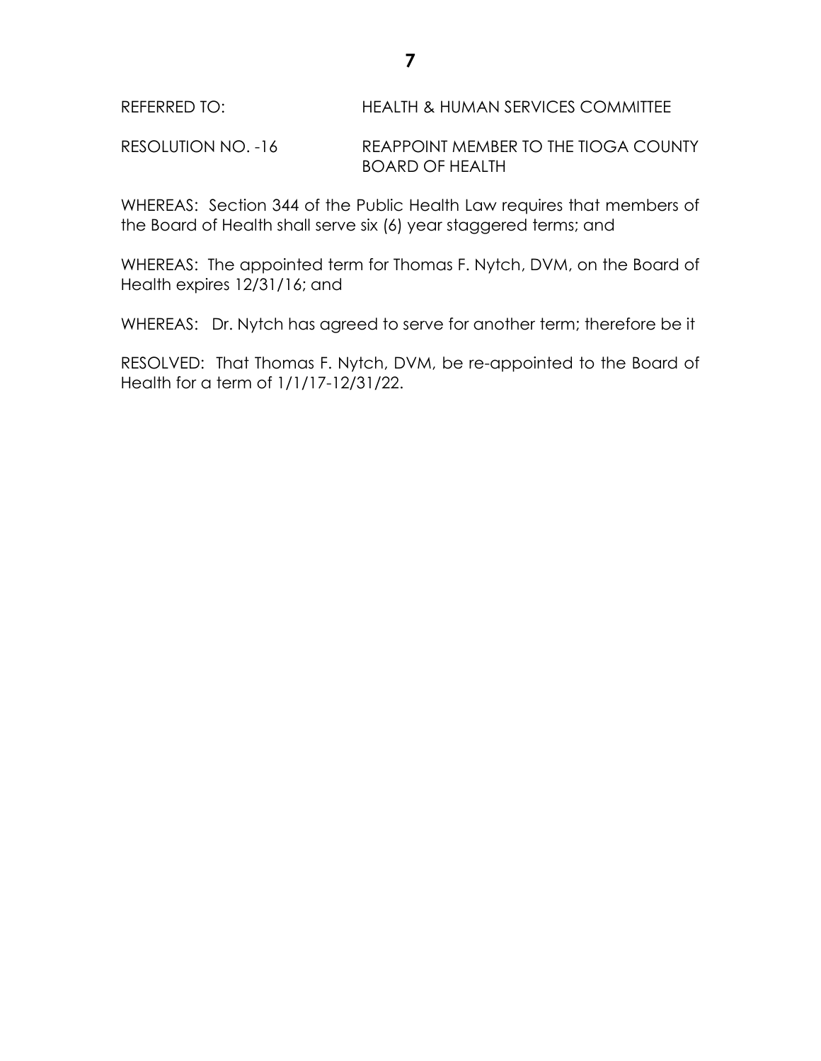REFERRED TO: HEALTH & HUMAN SERVICES COMMITTEE

RESOLUTION NO. -16 REAPPOINT MEMBER TO THE TIOGA COUNTY BOARD OF HEALTH

WHEREAS: Section 344 of the Public Health Law requires that members of the Board of Health shall serve six (6) year staggered terms; and

WHEREAS: The appointed term for Thomas F. Nytch, DVM, on the Board of Health expires 12/31/16; and

WHEREAS: Dr. Nytch has agreed to serve for another term; therefore be it

RESOLVED: That Thomas F. Nytch, DVM, be re-appointed to the Board of Health for a term of 1/1/17-12/31/22.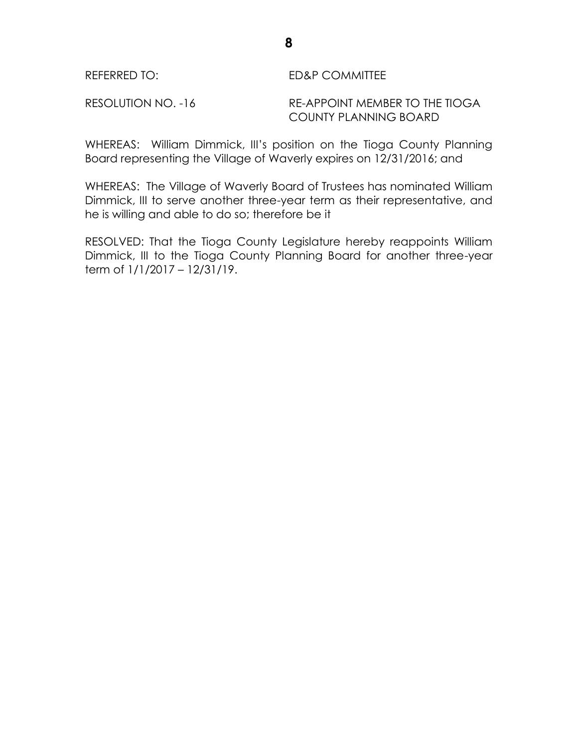REFERRED TO: ED&P COMMITTEE

RESOLUTION NO. -16 RE-APPOINT MEMBER TO THE TIOGA COUNTY PLANNING BOARD

WHEREAS: William Dimmick, III's position on the Tioga County Planning Board representing the Village of Waverly expires on 12/31/2016; and

WHEREAS: The Village of Waverly Board of Trustees has nominated William Dimmick, III to serve another three-year term as their representative, and he is willing and able to do so; therefore be it

RESOLVED: That the Tioga County Legislature hereby reappoints William Dimmick, III to the Tioga County Planning Board for another three-year term of 1/1/2017 – 12/31/19.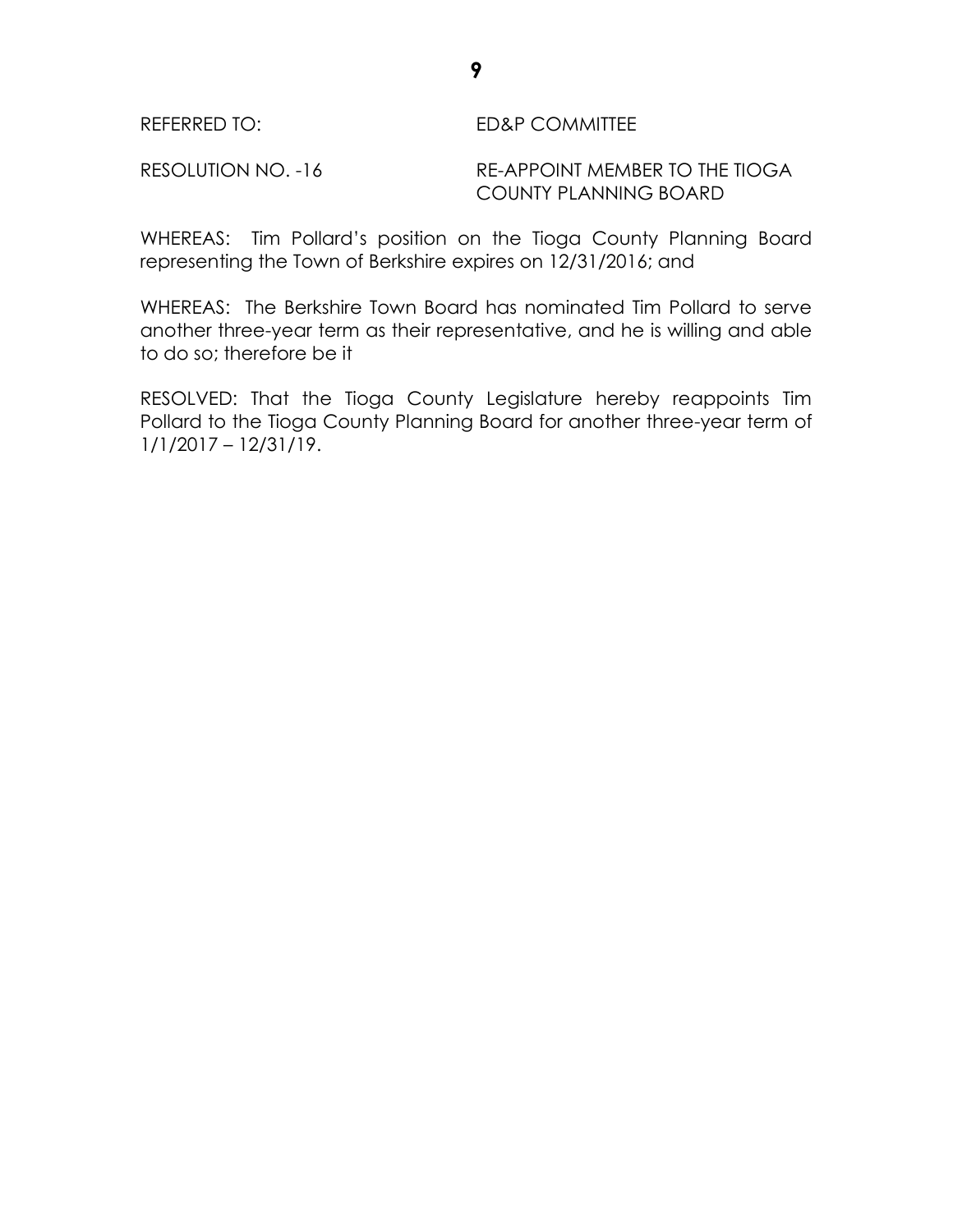REFERRED TO: ED&P COMMITTEE

RESOLUTION NO. -16 RE-APPOINT MEMBER TO THE TIOGA COUNTY PLANNING BOARD

WHEREAS: Tim Pollard's position on the Tioga County Planning Board representing the Town of Berkshire expires on 12/31/2016; and

WHEREAS: The Berkshire Town Board has nominated Tim Pollard to serve another three-year term as their representative, and he is willing and able to do so; therefore be it

RESOLVED: That the Tioga County Legislature hereby reappoints Tim Pollard to the Tioga County Planning Board for another three-year term of 1/1/2017 – 12/31/19.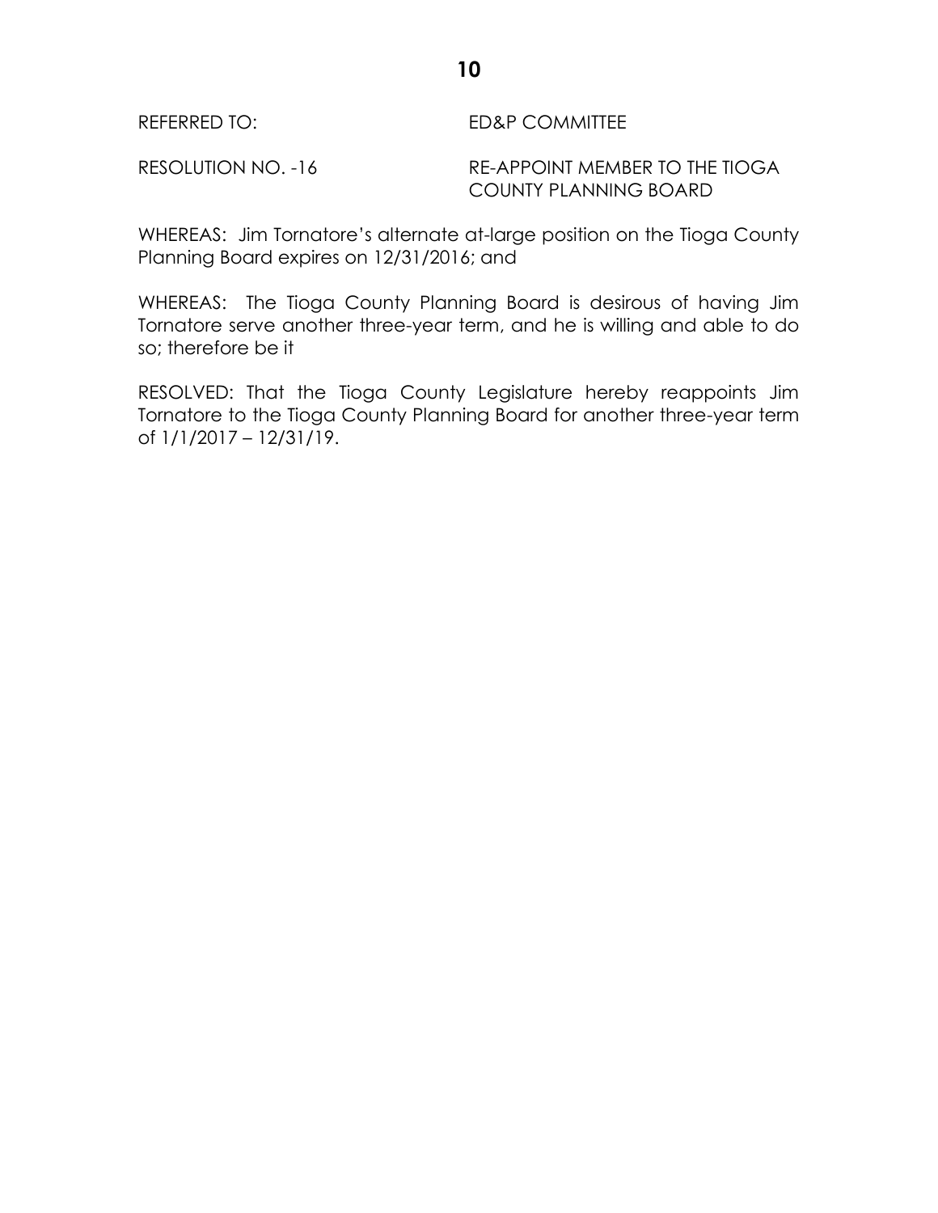REFERRED TO: ED&P COMMITTEE

RESOLUTION NO. -16 RE-APPOINT MEMBER TO THE TIOGA COUNTY PLANNING BOARD

WHEREAS: Jim Tornatore's alternate at-large position on the Tioga County Planning Board expires on 12/31/2016; and

WHEREAS: The Tioga County Planning Board is desirous of having Jim Tornatore serve another three-year term, and he is willing and able to do so; therefore be it

RESOLVED: That the Tioga County Legislature hereby reappoints Jim Tornatore to the Tioga County Planning Board for another three-year term of 1/1/2017 – 12/31/19.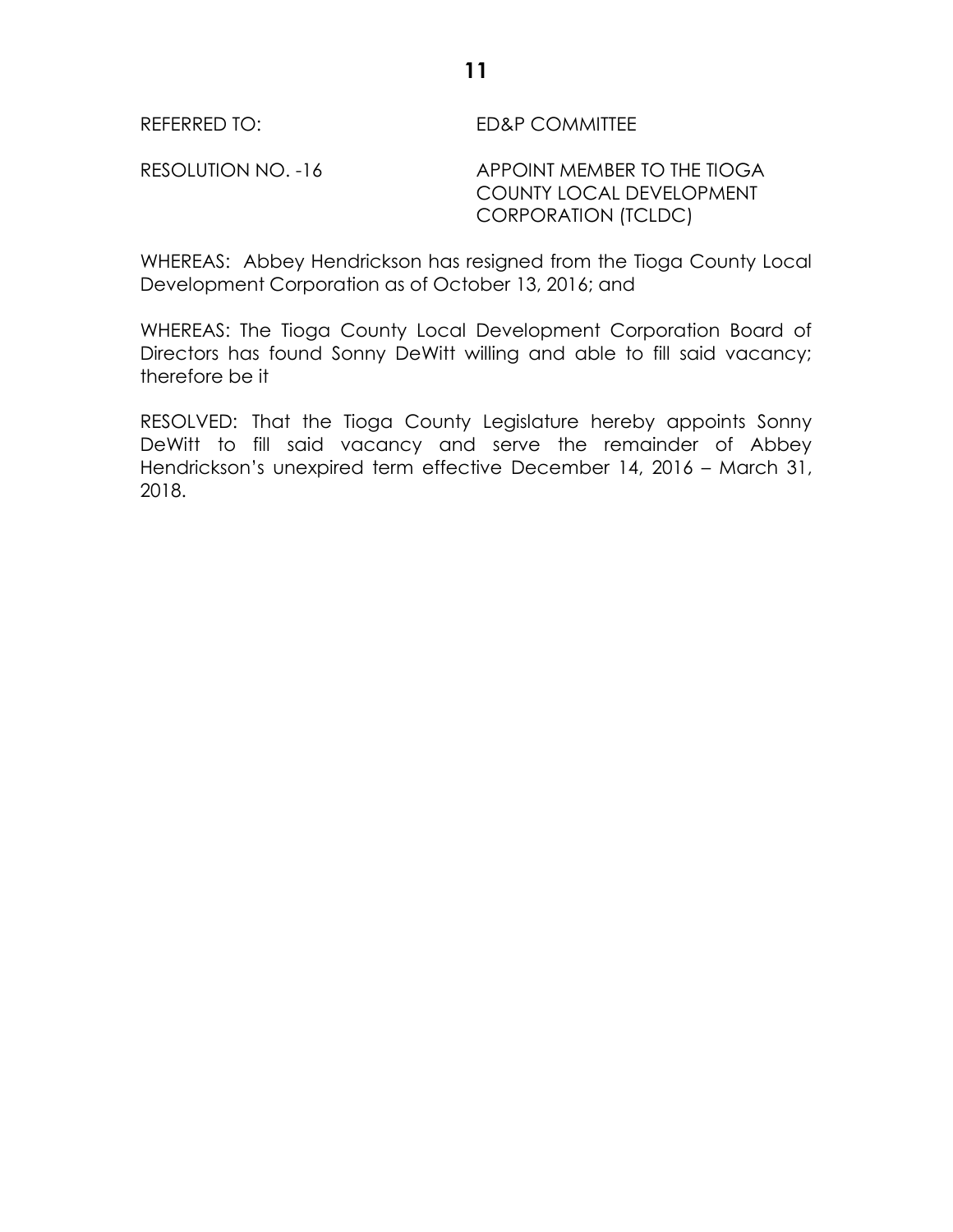REFERRED TO: ED&P COMMITTEE

RESOLUTION NO. -16 APPOINT MEMBER TO THE TIOGA COUNTY LOCAL DEVELOPMENT CORPORATION (TCLDC)

WHEREAS: Abbey Hendrickson has resigned from the Tioga County Local Development Corporation as of October 13, 2016; and

WHEREAS: The Tioga County Local Development Corporation Board of Directors has found Sonny DeWitt willing and able to fill said vacancy; therefore be it

RESOLVED: That the Tioga County Legislature hereby appoints Sonny DeWitt to fill said vacancy and serve the remainder of Abbey Hendrickson's unexpired term effective December 14, 2016 – March 31, 2018.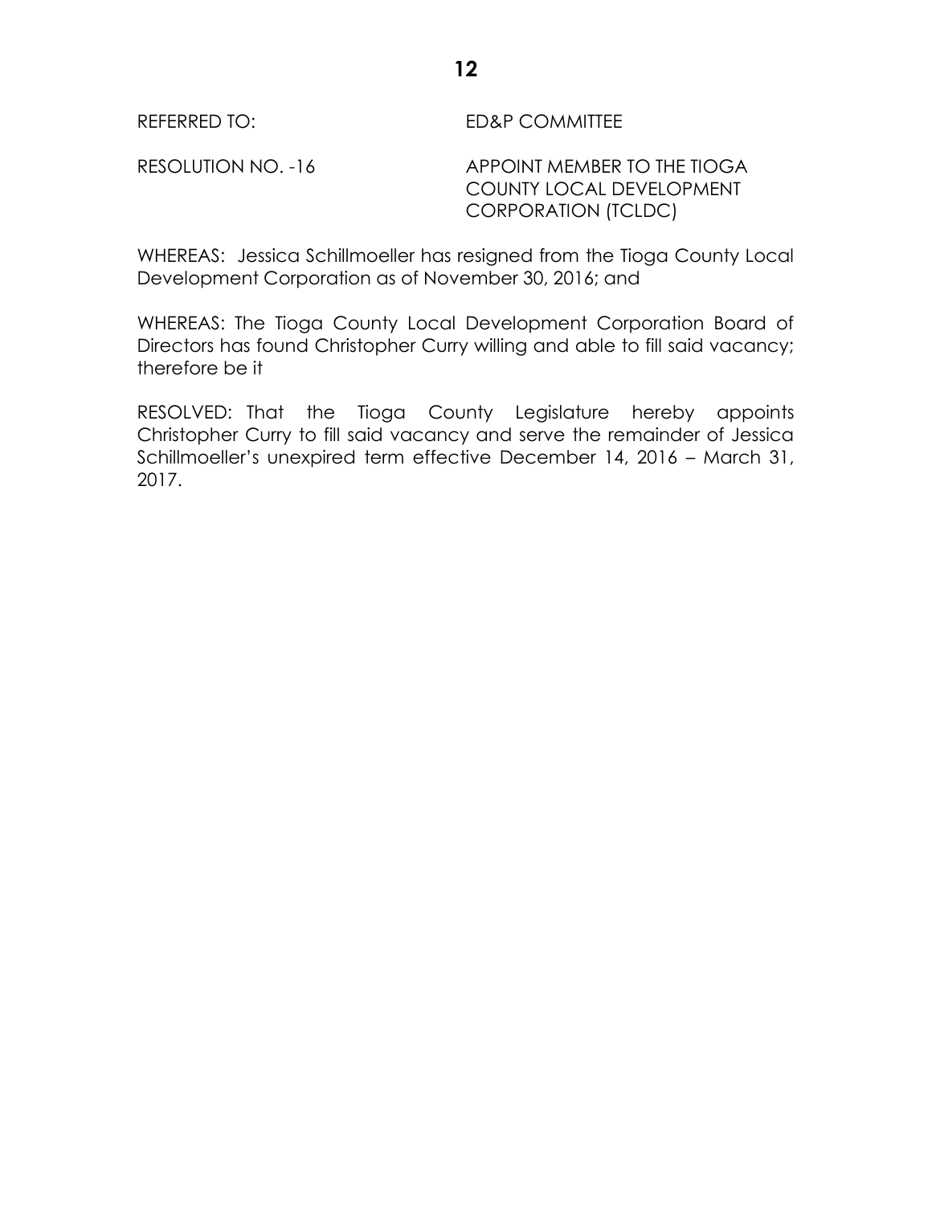REFERRED TO: ED&P COMMITTEE

RESOLUTION NO. -16 APPOINT MEMBER TO THE TIOGA COUNTY LOCAL DEVELOPMENT CORPORATION (TCLDC)

WHEREAS: Jessica Schillmoeller has resigned from the Tioga County Local Development Corporation as of November 30, 2016; and

WHEREAS: The Tioga County Local Development Corporation Board of Directors has found Christopher Curry willing and able to fill said vacancy; therefore be it

RESOLVED: That the Tioga County Legislature hereby appoints Christopher Curry to fill said vacancy and serve the remainder of Jessica Schillmoeller's unexpired term effective December 14, 2016 – March 31, 2017.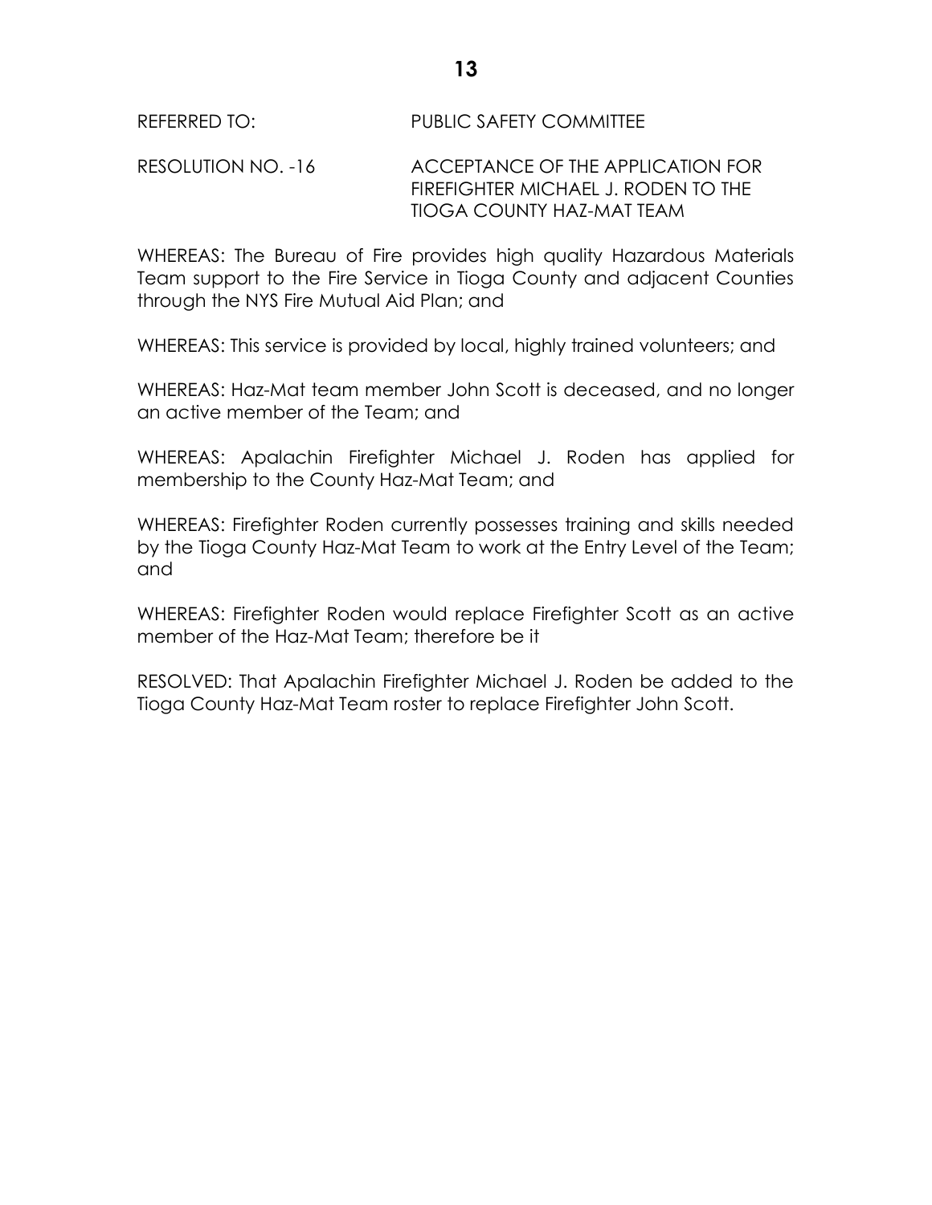REFERRED TO: PUBLIC SAFETY COMMITTEE

RESOLUTION NO. -16 ACCEPTANCE OF THE APPLICATION FOR FIREFIGHTER MICHAEL J. RODEN TO THE TIOGA COUNTY HAZ-MAT TEAM

WHEREAS: The Bureau of Fire provides high quality Hazardous Materials Team support to the Fire Service in Tioga County and adjacent Counties through the NYS Fire Mutual Aid Plan; and

WHEREAS: This service is provided by local, highly trained volunteers; and

WHEREAS: Haz-Mat team member John Scott is deceased, and no longer an active member of the Team; and

WHEREAS: Apalachin Firefighter Michael J. Roden has applied for membership to the County Haz-Mat Team; and

WHEREAS: Firefighter Roden currently possesses training and skills needed by the Tioga County Haz-Mat Team to work at the Entry Level of the Team; and

WHEREAS: Firefighter Roden would replace Firefighter Scott as an active member of the Haz-Mat Team; therefore be it

RESOLVED: That Apalachin Firefighter Michael J. Roden be added to the Tioga County Haz-Mat Team roster to replace Firefighter John Scott.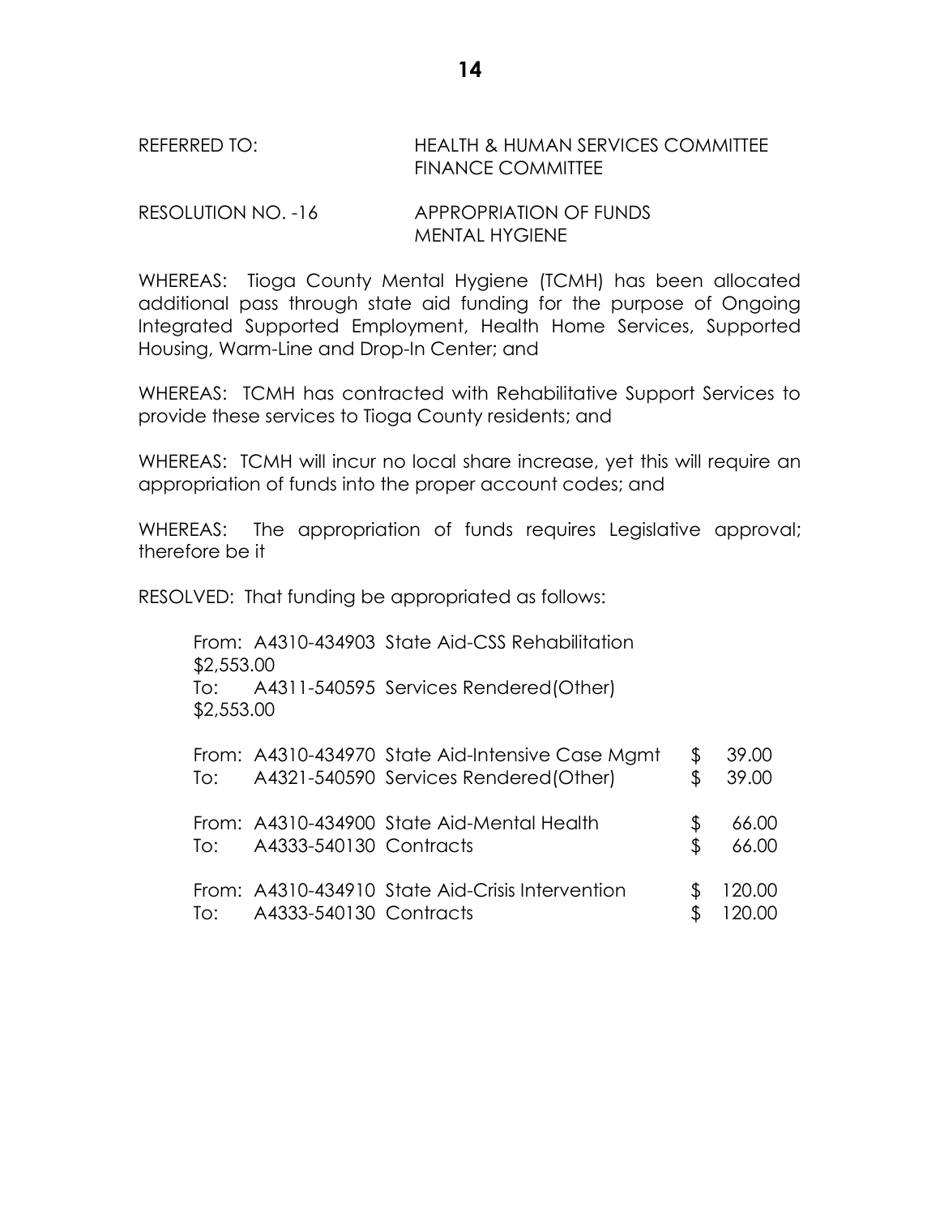REFERRED TO: HEALTH & HUMAN SERVICES COMMITTEE
FINANCE COMMITTEE

RESOLUTION NO. -16 APPROPRIATION OF FUNDS
MENTAL HYGIENE

WHEREAS: Tioga County Mental Hygiene (TCMH) has been allocated additional pass through state aid funding for the purpose of Ongoing Integrated Supported Employment, Health Home Services, Supported Housing, Warm-Line and Drop-In Center; and

WHEREAS: TCMH has contracted with Rehabilitative Support Services to provide these services to Tioga County residents; and

WHEREAS: TCMH will incur no local share increase, yet this will require an appropriation of funds into the proper account codes; and

WHEREAS: The appropriation of funds requires Legislative approval; therefore be it

RESOLVED: That funding be appropriated as follows:

From: A4310-434903 State Aid-CSS Rehabilitation
$2,553.00
To: A4311-540595 Services Rendered(Other)
$2,553.00

| | | | |
|---|---|---|---|
| From: | A4310-434970 | State Aid-Intensive Case Mgmt | $ 39.00 |
| To: | A4321-540590 | Services Rendered(Other) | $ 39.00 |
| From: | A4310-434900 | State Aid-Mental Health | $ 66.00 |
| To: | A4333-540130 | Contracts | $ 66.00 |
| From: | A4310-434910 | State Aid-Crisis Intervention | $ 120.00 |
| To: | A4333-540130 | Contracts | $ 120.00 |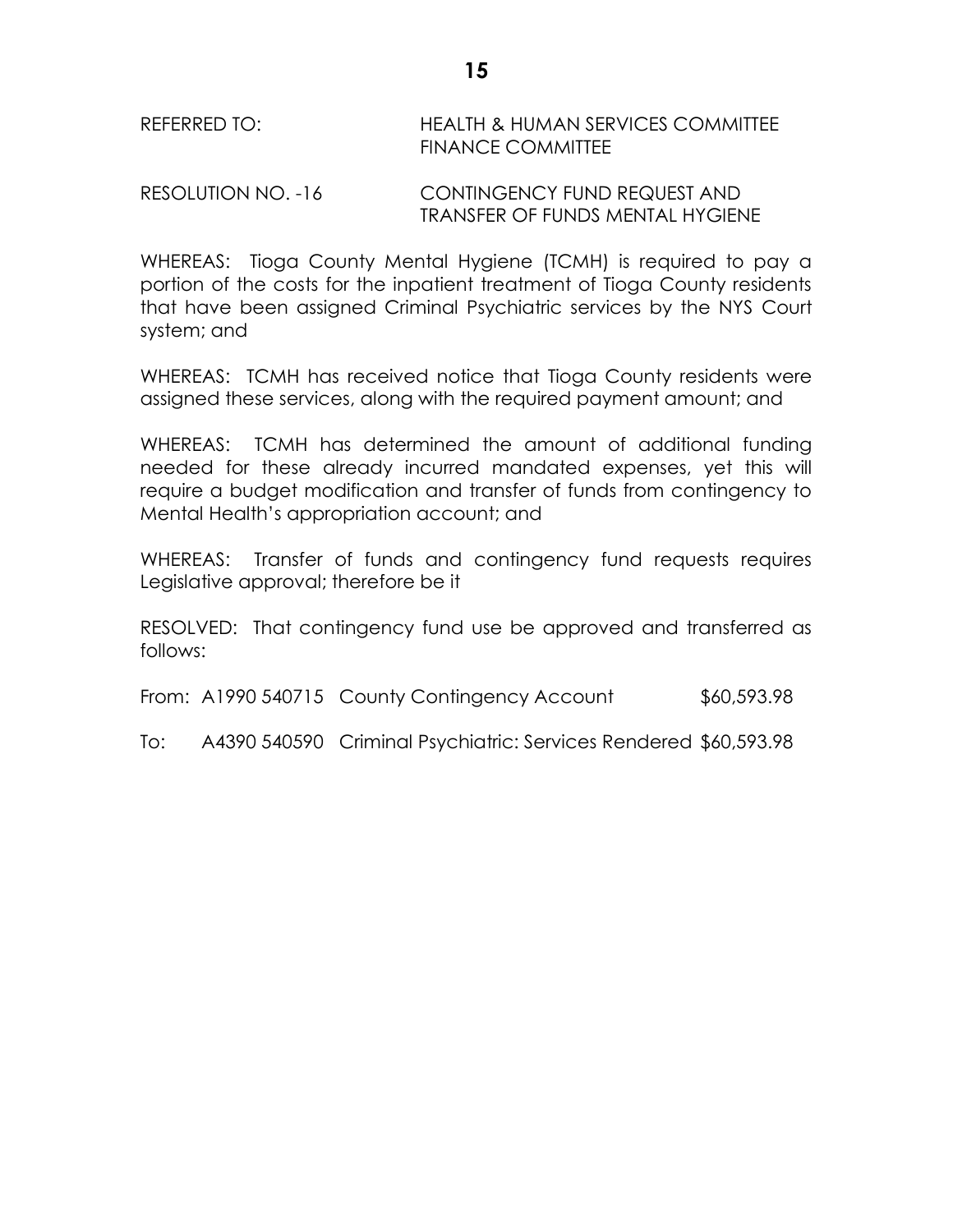REFERRED TO: HEALTH & HUMAN SERVICES COMMITTEE
FINANCE COMMITTEE

RESOLUTION NO. -16 CONTINGENCY FUND REQUEST AND TRANSFER OF FUNDS MENTAL HYGIENE

WHEREAS: Tioga County Mental Hygiene (TCMH) is required to pay a portion of the costs for the inpatient treatment of Tioga County residents that have been assigned Criminal Psychiatric services by the NYS Court system; and

WHEREAS: TCMH has received notice that Tioga County residents were assigned these services, along with the required payment amount; and

WHEREAS: TCMH has determined the amount of additional funding needed for these already incurred mandated expenses, yet this will require a budget modification and transfer of funds from contingency to Mental Health's appropriation account; and

WHEREAS: Transfer of funds and contingency fund requests requires Legislative approval; therefore be it

RESOLVED: That contingency fund use be approved and transferred as follows:

From: A1990 540715 County Contingency Account $60,593.98

To: A4390 540590 Criminal Psychiatric: Services Rendered $60,593.98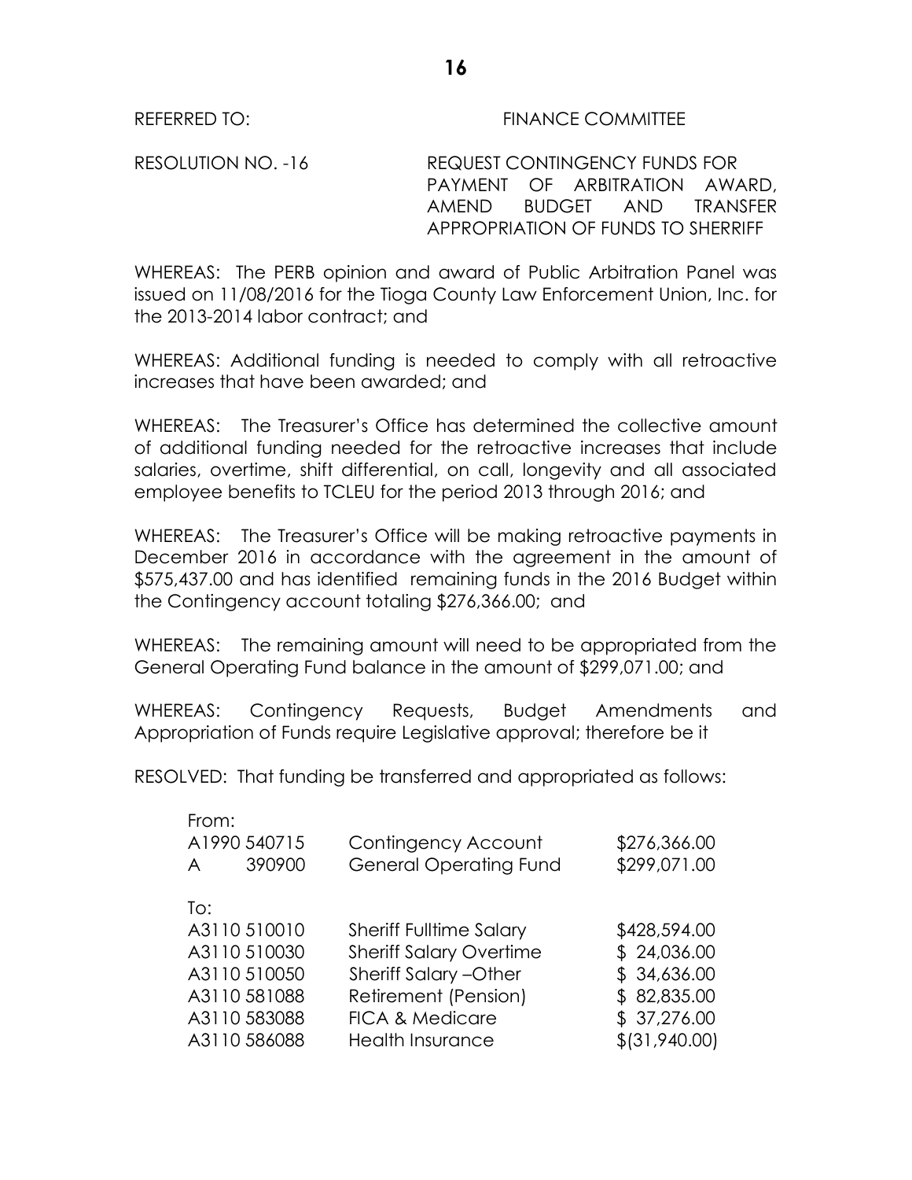REFERRED TO: FINANCE COMMITTEE

RESOLUTION NO. -16 REQUEST CONTINGENCY FUNDS FOR PAYMENT OF ARBITRATION AWARD, AMEND BUDGET AND TRANSFER APPROPRIATION OF FUNDS TO SHERRIFF

WHEREAS: The PERB opinion and award of Public Arbitration Panel was issued on 11/08/2016 for the Tioga County Law Enforcement Union, Inc. for the 2013-2014 labor contract; and

WHEREAS: Additional funding is needed to comply with all retroactive increases that have been awarded; and

WHEREAS: The Treasurer's Office has determined the collective amount of additional funding needed for the retroactive increases that include salaries, overtime, shift differential, on call, longevity and all associated employee benefits to TCLEU for the period 2013 through 2016; and

WHEREAS: The Treasurer's Office will be making retroactive payments in December 2016 in accordance with the agreement in the amount of \$575,437.00 and has identified remaining funds in the 2016 Budget within the Contingency account totaling \$276,366.00; and

WHEREAS: The remaining amount will need to be appropriated from the General Operating Fund balance in the amount of \$299,071.00; and

WHEREAS: Contingency Requests, Budget Amendments and Appropriation of Funds require Legislative approval; therefore be it

RESOLVED: That funding be transferred and appropriated as follows:

| | | |
|---|---|---|
| From: | | |
| A1990 540715 | Contingency Account | \$276,366.00 |
| A 390900 | General Operating Fund | \$299,071.00 |
| | | |
| To: | | |
| A3110 510010 | Sheriff Fulltime Salary | \$428,594.00 |
| A3110 510030 | Sheriff Salary Overtime | \$ 24,036.00 |
| A3110 510050 | Sheriff Salary –Other | \$ 34,636.00 |
| A3110 581088 | Retirement (Pension) | \$ 82,835.00 |
| A3110 583088 | FICA & Medicare | \$ 37,276.00 |
| A3110 586088 | Health Insurance | \$(31,940.00) |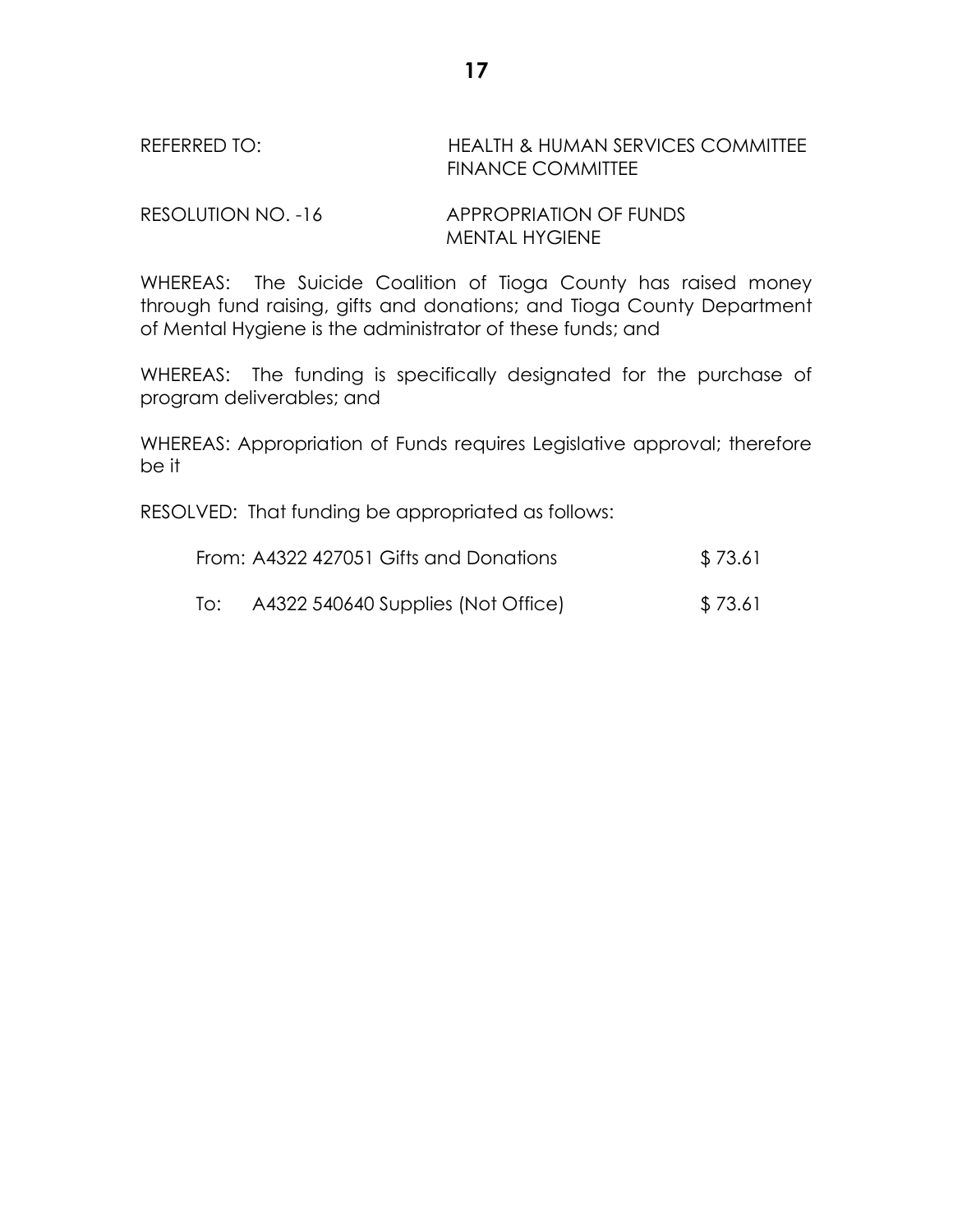REFERRED TO: HEALTH & HUMAN SERVICES COMMITTEE
FINANCE COMMITTEE

RESOLUTION NO. -16 APPROPRIATION OF FUNDS
MENTAL HYGIENE

WHEREAS: The Suicide Coalition of Tioga County has raised money through fund raising, gifts and donations; and Tioga County Department of Mental Hygiene is the administrator of these funds; and

WHEREAS: The funding is specifically designated for the purchase of program deliverables; and

WHEREAS: Appropriation of Funds requires Legislative approval; therefore be it

RESOLVED: That funding be appropriated as follows:

| | | |
|---|---|---|
| From: | A4322 427051 Gifts and Donations | $ 73.61 |
| To: | A4322 540640 Supplies (Not Office) | $ 73.61 |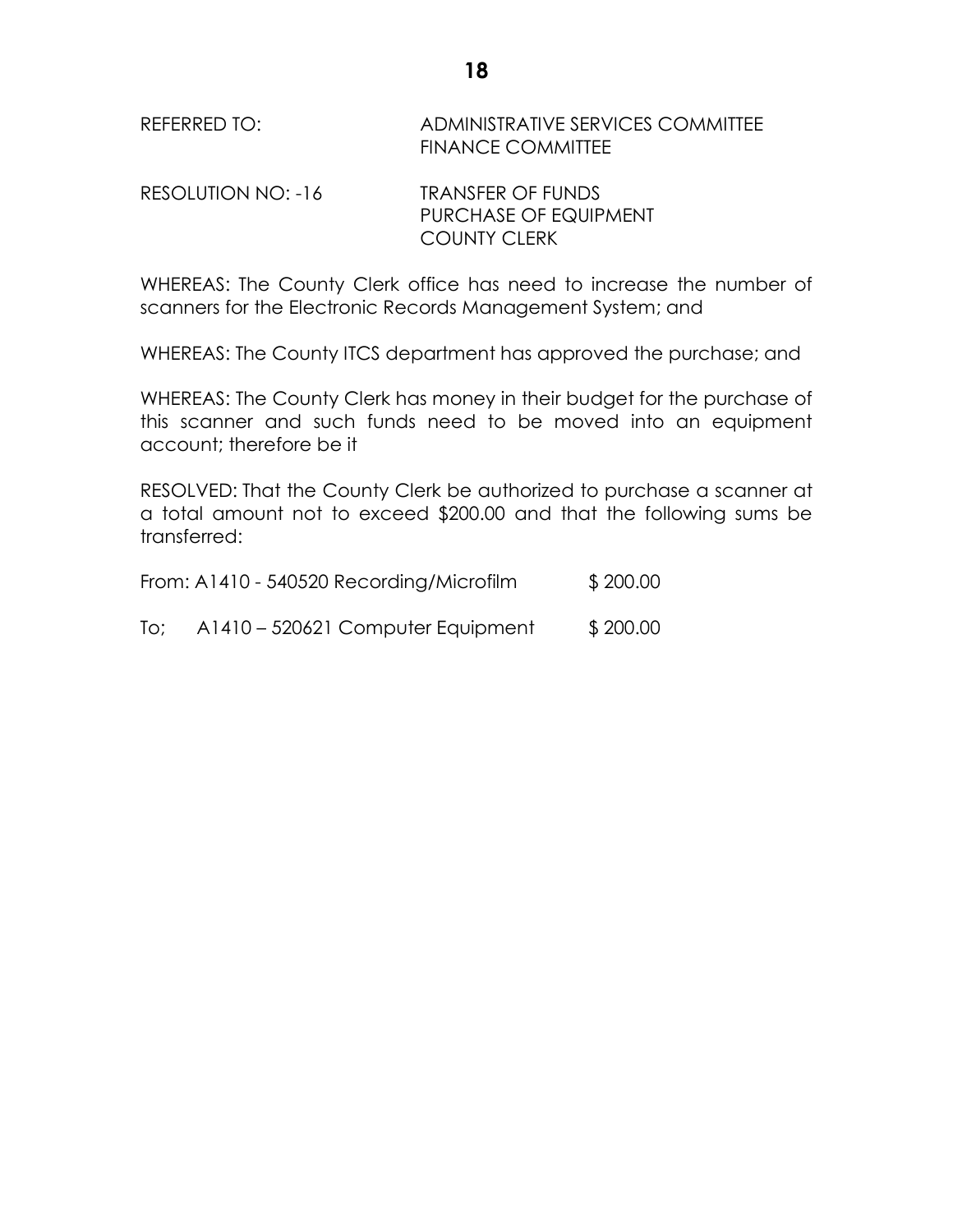REFERRED TO: ADMINISTRATIVE SERVICES COMMITTEE
FINANCE COMMITTEE

RESOLUTION NO: -16 TRANSFER OF FUNDS
PURCHASE OF EQUIPMENT
COUNTY CLERK

WHEREAS: The County Clerk office has need to increase the number of scanners for the Electronic Records Management System; and

WHEREAS: The County ITCS department has approved the purchase; and

WHEREAS: The County Clerk has money in their budget for the purchase of this scanner and such funds need to be moved into an equipment account; therefore be it

RESOLVED: That the County Clerk be authorized to purchase a scanner at a total amount not to exceed $200.00 and that the following sums be transferred:

From: A1410 - 540520 Recording/Microfilm $ 200.00

To; A1410 – 520621 Computer Equipment $ 200.00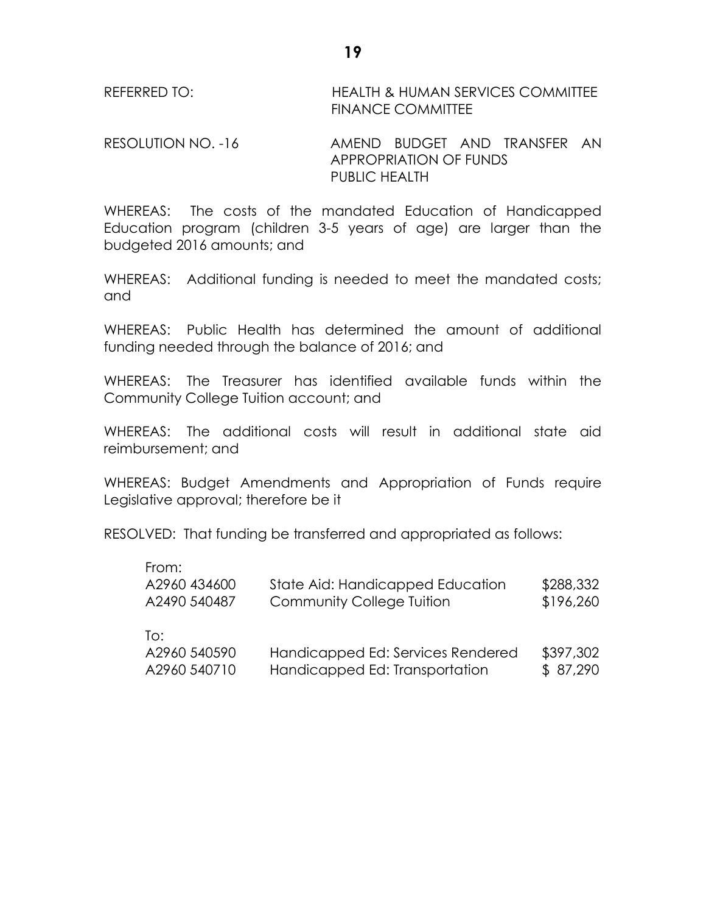REFERRED TO: HEALTH & HUMAN SERVICES COMMITTEE
FINANCE COMMITTEE

RESOLUTION NO. -16 AMEND BUDGET AND TRANSFER AN APPROPRIATION OF FUNDS
PUBLIC HEALTH

WHEREAS: The costs of the mandated Education of Handicapped Education program (children 3-5 years of age) are larger than the budgeted 2016 amounts; and

WHEREAS: Additional funding is needed to meet the mandated costs; and

WHEREAS: Public Health has determined the amount of additional funding needed through the balance of 2016; and

WHEREAS: The Treasurer has identified available funds within the Community College Tuition account; and

WHEREAS: The additional costs will result in additional state aid reimbursement; and

WHEREAS: Budget Amendments and Appropriation of Funds require Legislative approval; therefore be it

RESOLVED: That funding be transferred and appropriated as follows:

| | | |
|---|---|---|
| From: | | |
| A2960 434600 | State Aid: Handicapped Education | $288,332 |
| A2490 540487 | Community College Tuition | $196,260 |
| To: | | |
| A2960 540590 | Handicapped Ed: Services Rendered | $397,302 |
| A2960 540710 | Handicapped Ed: Transportation | $ 87,290 |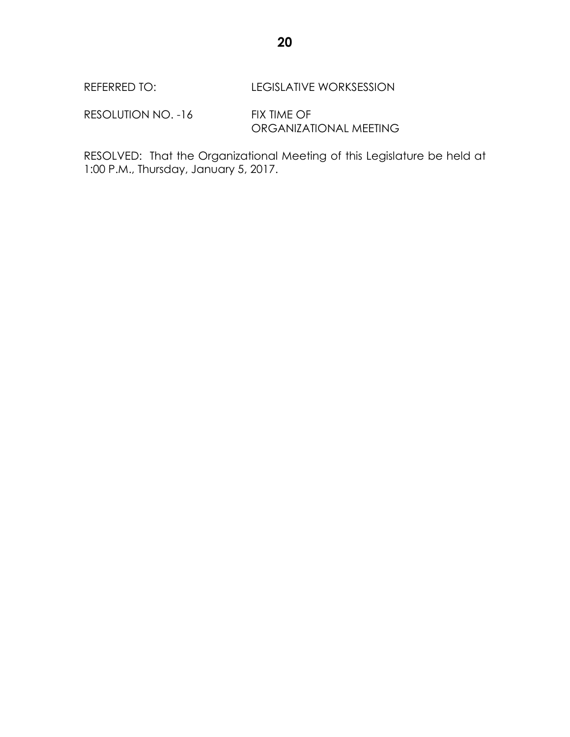REFERRED TO: LEGISLATIVE WORKSESSION

RESOLUTION NO. -16 FIX TIME OF ORGANIZATIONAL MEETING

RESOLVED: That the Organizational Meeting of this Legislature be held at 1:00 P.M., Thursday, January 5, 2017.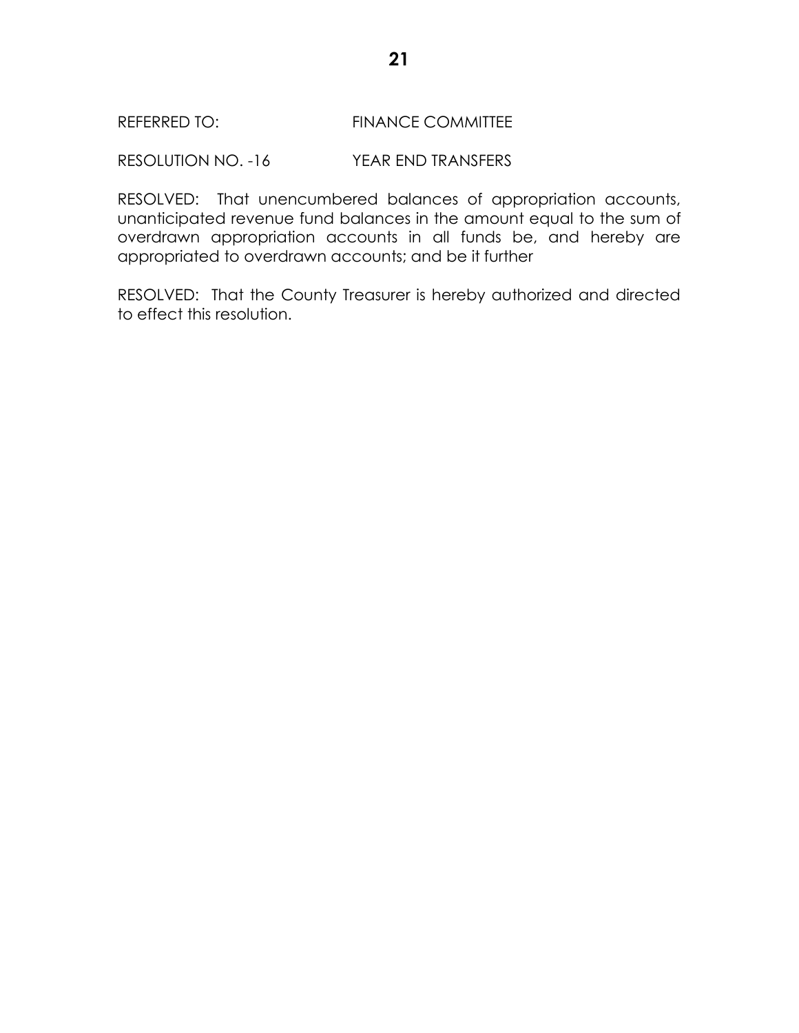REFERRED TO: FINANCE COMMITTEE

RESOLUTION NO. -16 YEAR END TRANSFERS

RESOLVED: That unencumbered balances of appropriation accounts, unanticipated revenue fund balances in the amount equal to the sum of overdrawn appropriation accounts in all funds be, and hereby are appropriated to overdrawn accounts; and be it further

RESOLVED: That the County Treasurer is hereby authorized and directed to effect this resolution.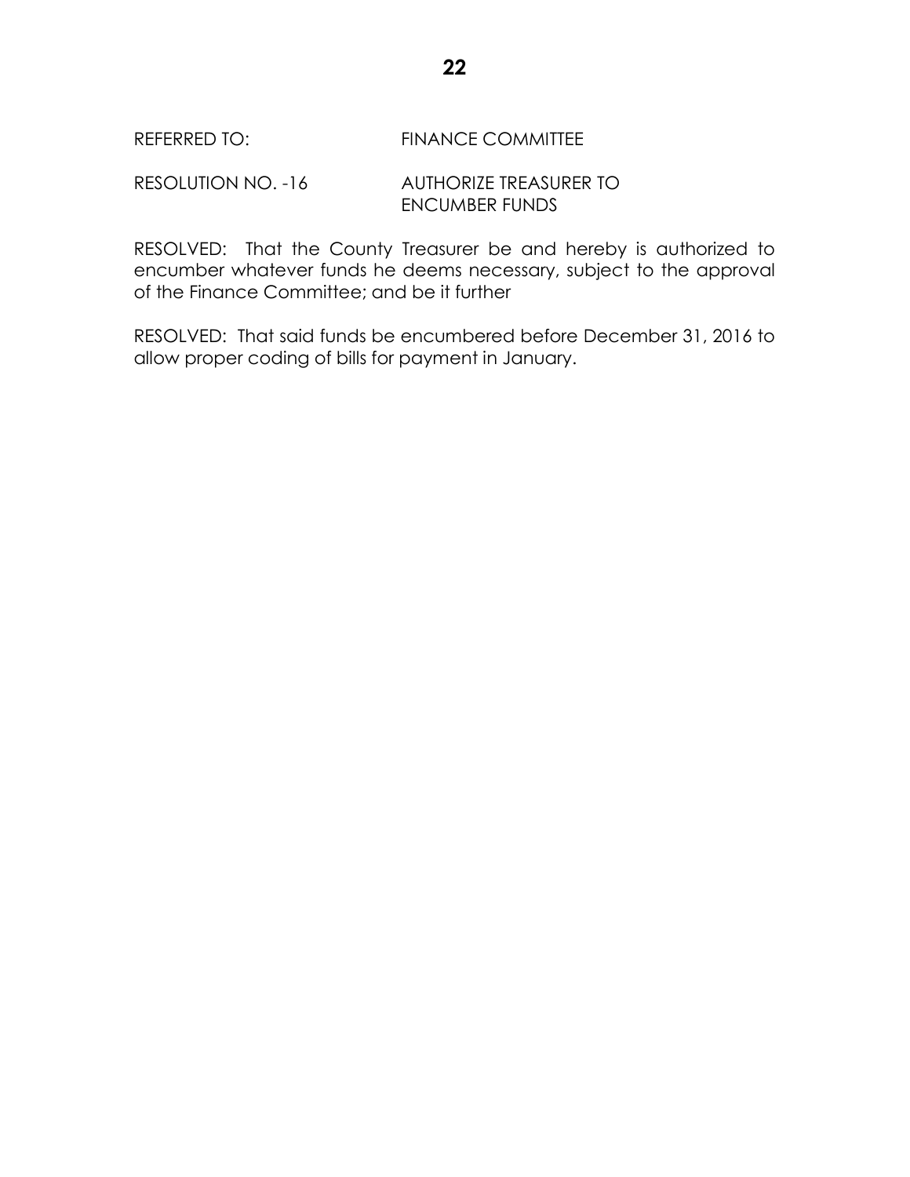REFERRED TO: FINANCE COMMITTEE

RESOLUTION NO. -16 AUTHORIZE TREASURER TO ENCUMBER FUNDS

RESOLVED: That the County Treasurer be and hereby is authorized to encumber whatever funds he deems necessary, subject to the approval of the Finance Committee; and be it further

RESOLVED: That said funds be encumbered before December 31, 2016 to allow proper coding of bills for payment in January.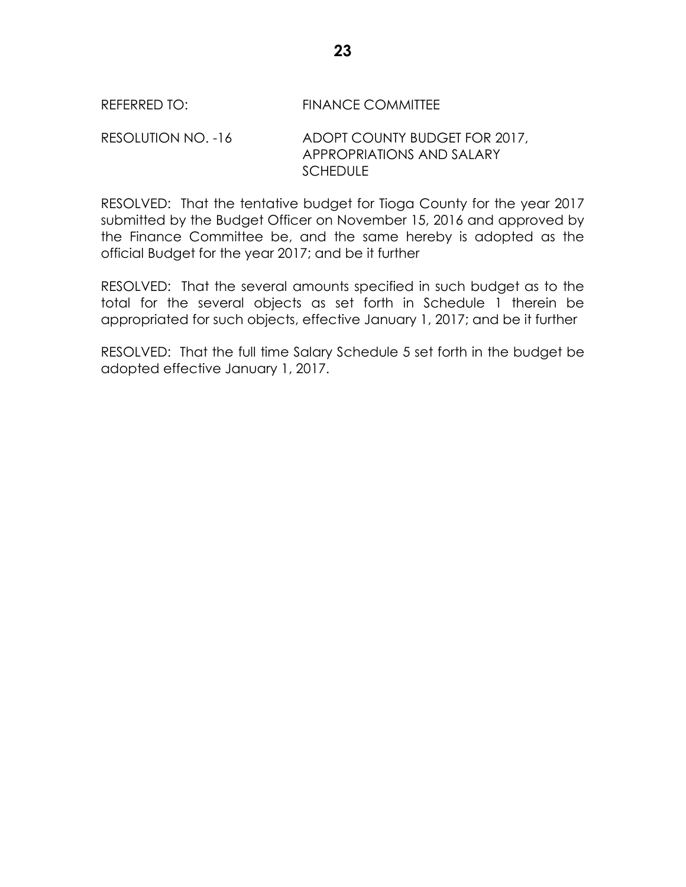REFERRED TO: FINANCE COMMITTEE

RESOLUTION NO. -16 ADOPT COUNTY BUDGET FOR 2017, APPROPRIATIONS AND SALARY SCHEDULE

RESOLVED: That the tentative budget for Tioga County for the year 2017 submitted by the Budget Officer on November 15, 2016 and approved by the Finance Committee be, and the same hereby is adopted as the official Budget for the year 2017; and be it further

RESOLVED: That the several amounts specified in such budget as to the total for the several objects as set forth in Schedule 1 therein be appropriated for such objects, effective January 1, 2017; and be it further

RESOLVED: That the full time Salary Schedule 5 set forth in the budget be adopted effective January 1, 2017.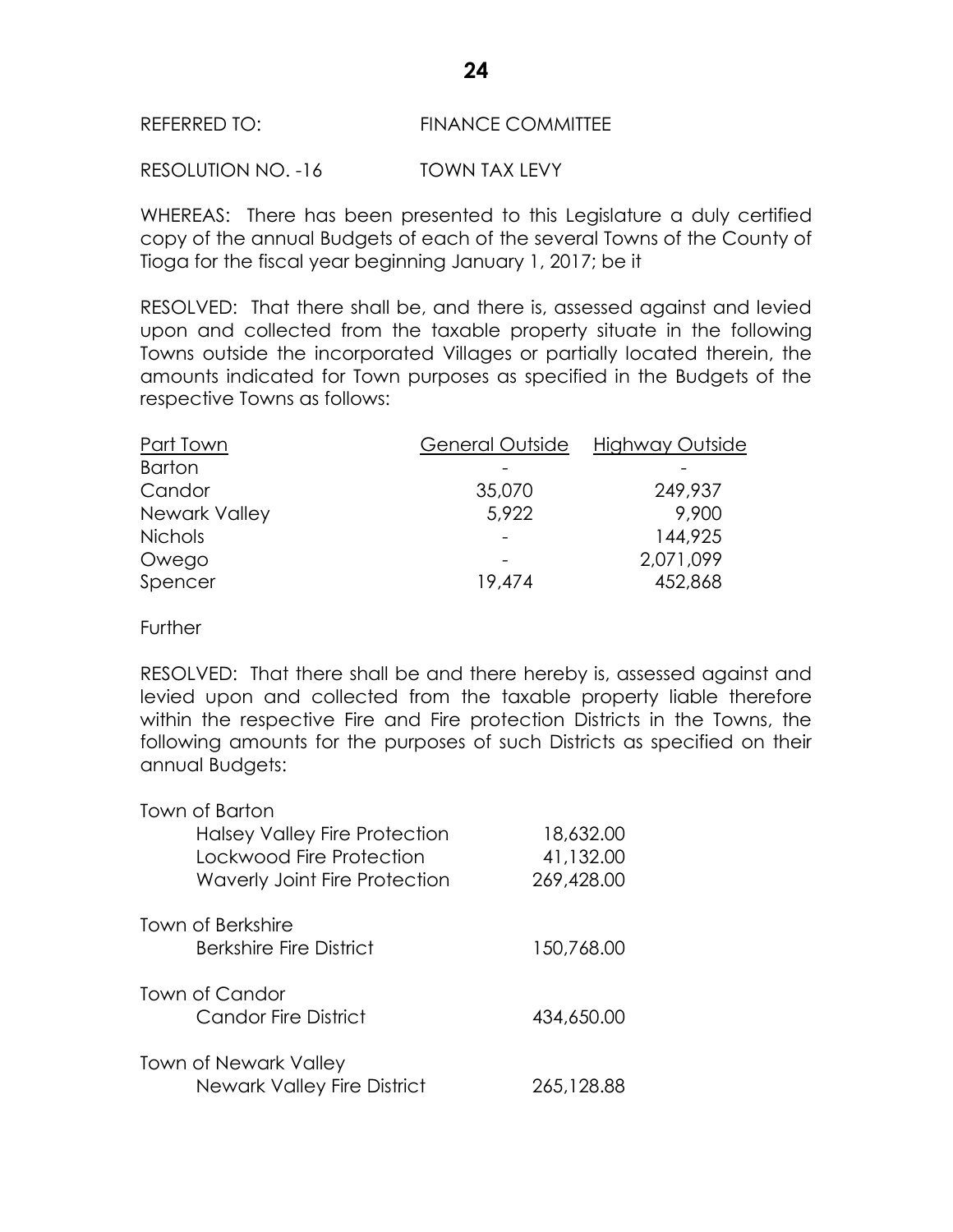REFERRED TO: FINANCE COMMITTEE

RESOLUTION NO. -16 TOWN TAX LEVY

WHEREAS: There has been presented to this Legislature a duly certified copy of the annual Budgets of each of the several Towns of the County of Tioga for the fiscal year beginning January 1, 2017; be it

RESOLVED: That there shall be, and there is, assessed against and levied upon and collected from the taxable property situate in the following Towns outside the incorporated Villages or partially located therein, the amounts indicated for Town purposes as specified in the Budgets of the respective Towns as follows:

| Part Town | General Outside | Highway Outside |
|---|---|---|
| Barton | - | - |
| Candor | 35,070 | 249,937 |
| Newark Valley | 5,922 | 9,900 |
| Nichols | - | 144,925 |
| Owego | - | 2,071,099 |
| Spencer | 19,474 | 452,868 |

Further

RESOLVED: That there shall be and there hereby is, assessed against and levied upon and collected from the taxable property liable therefore within the respective Fire and Fire protection Districts in the Towns, the following amounts for the purposes of such Districts as specified on their annual Budgets:

| | |
|---|---|
| **Town of Barton** | |
| Halsey Valley Fire Protection | 18,632.00 |
| Lockwood Fire Protection | 41,132.00 |
| Waverly Joint Fire Protection | 269,428.00 |
| **Town of Berkshire** | |
| Berkshire Fire District | 150,768.00 |
| **Town of Candor** | |
| Candor Fire District | 434,650.00 |
| **Town of Newark Valley** | |
| Newark Valley Fire District | 265,128.88 |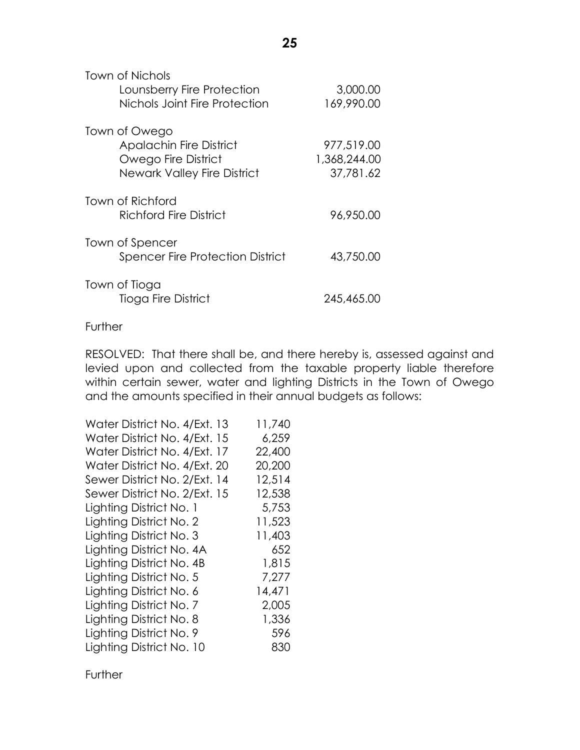| | |
|---|---|
| Town of Nichols | |
| Lounsberry Fire Protection | 3,000.00 |
| Nichols Joint Fire Protection | 169,990.00 |
| | |
| Town of Owego | |
| Apalachin Fire District | 977,519.00 |
| Owego Fire District | 1,368,244.00 |
| Newark Valley Fire District | 37,781.62 |
| | |
| Town of Richford | |
| Richford Fire District | 96,950.00 |
| | |
| Town of Spencer | |
| Spencer Fire Protection District | 43,750.00 |
| | |
| Town of Tioga | |
| Tioga Fire District | 245,465.00 |

Further

RESOLVED: That there shall be, and there hereby is, assessed against and levied upon and collected from the taxable property liable therefore within certain sewer, water and lighting Districts in the Town of Owego and the amounts specified in their annual budgets as follows:

| | |
|---|---|
| Water District No. 4/Ext. 13 | 11,740 |
| Water District No. 4/Ext. 15 | 6,259 |
| Water District No. 4/Ext. 17 | 22,400 |
| Water District No. 4/Ext. 20 | 20,200 |
| Sewer District No. 2/Ext. 14 | 12,514 |
| Sewer District No. 2/Ext. 15 | 12,538 |
| Lighting District No. 1 | 5,753 |
| Lighting District No. 2 | 11,523 |
| Lighting District No. 3 | 11,403 |
| Lighting District No. 4A | 652 |
| Lighting District No. 4B | 1,815 |
| Lighting District No. 5 | 7,277 |
| Lighting District No. 6 | 14,471 |
| Lighting District No. 7 | 2,005 |
| Lighting District No. 8 | 1,336 |
| Lighting District No. 9 | 596 |
| Lighting District No. 10 | 830 |

Further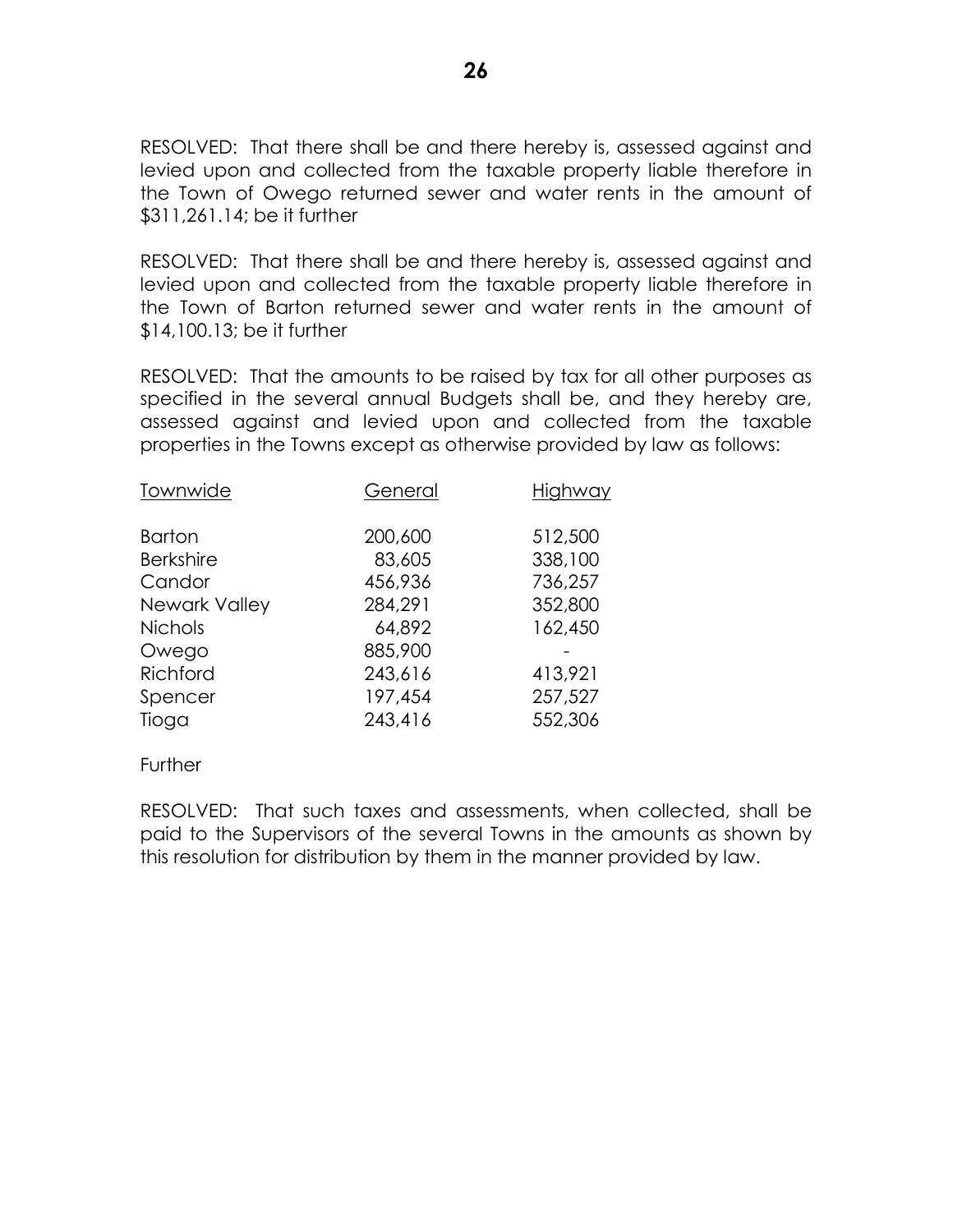RESOLVED: That there shall be and there hereby is, assessed against and levied upon and collected from the taxable property liable therefore in the Town of Owego returned sewer and water rents in the amount of $311,261.14; be it further

RESOLVED: That there shall be and there hereby is, assessed against and levied upon and collected from the taxable property liable therefore in the Town of Barton returned sewer and water rents in the amount of $14,100.13; be it further

RESOLVED: That the amounts to be raised by tax for all other purposes as specified in the several annual Budgets shall be, and they hereby are, assessed against and levied upon and collected from the taxable properties in the Towns except as otherwise provided by law as follows:

| Townwide | General | Highway |
|---|---|---|
| Barton | 200,600 | 512,500 |
| Berkshire | 83,605 | 338,100 |
| Candor | 456,936 | 736,257 |
| Newark Valley | 284,291 | 352,800 |
| Nichols | 64,892 | 162,450 |
| Owego | 885,900 | - |
| Richford | 243,616 | 413,921 |
| Spencer | 197,454 | 257,527 |
| Tioga | 243,416 | 552,306 |

Further

RESOLVED: That such taxes and assessments, when collected, shall be paid to the Supervisors of the several Towns in the amounts as shown by this resolution for distribution by them in the manner provided by law.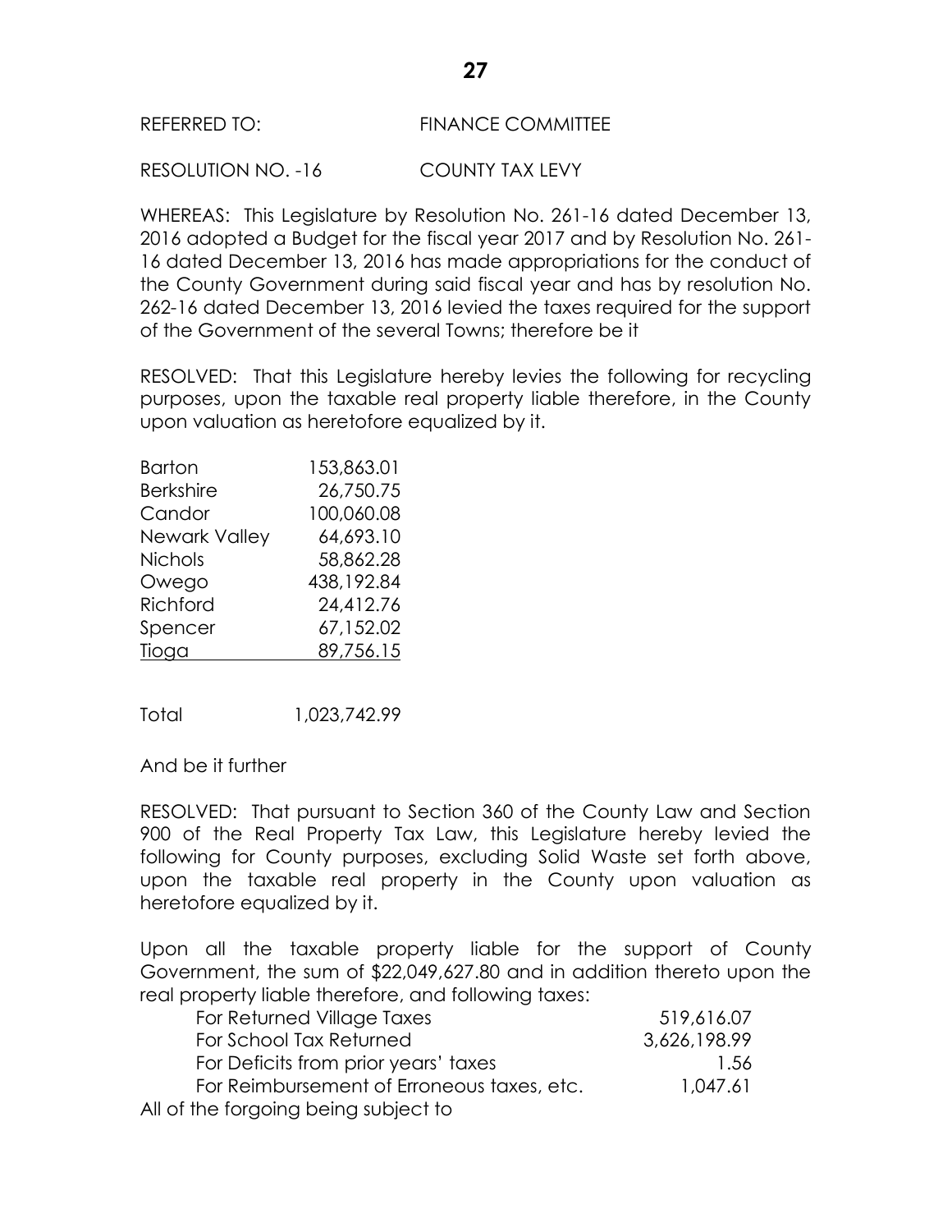REFERRED TO: FINANCE COMMITTEE

RESOLUTION NO. -16 COUNTY TAX LEVY

WHEREAS: This Legislature by Resolution No. 261-16 dated December 13, 2016 adopted a Budget for the fiscal year 2017 and by Resolution No. 261-16 dated December 13, 2016 has made appropriations for the conduct of the County Government during said fiscal year and has by resolution No. 262-16 dated December 13, 2016 levied the taxes required for the support of the Government of the several Towns; therefore be it

RESOLVED: That this Legislature hereby levies the following for recycling purposes, upon the taxable real property liable therefore, in the County upon valuation as heretofore equalized by it.

| | |
|---|---|
| Barton | 153,863.01 |
| Berkshire | 26,750.75 |
| Candor | 100,060.08 |
| Newark Valley | 64,693.10 |
| Nichols | 58,862.28 |
| Owego | 438,192.84 |
| Richford | 24,412.76 |
| Spencer | 67,152.02 |
| Tioga | 89,756.15 |
| Total | 1,023,742.99 |

And be it further

RESOLVED: That pursuant to Section 360 of the County Law and Section 900 of the Real Property Tax Law, this Legislature hereby levied the following for County purposes, excluding Solid Waste set forth above, upon the taxable real property in the County upon valuation as heretofore equalized by it.

Upon all the taxable property liable for the support of County Government, the sum of $22,049,627.80 and in addition thereto upon the real property liable therefore, and following taxes:

| | |
|---|---|
| For Returned Village Taxes | 519,616.07 |
| For School Tax Returned | 3,626,198.99 |
| For Deficits from prior years' taxes | 1.56 |
| For Reimbursement of Erroneous taxes, etc. | 1,047.61 |

All of the forgoing being subject to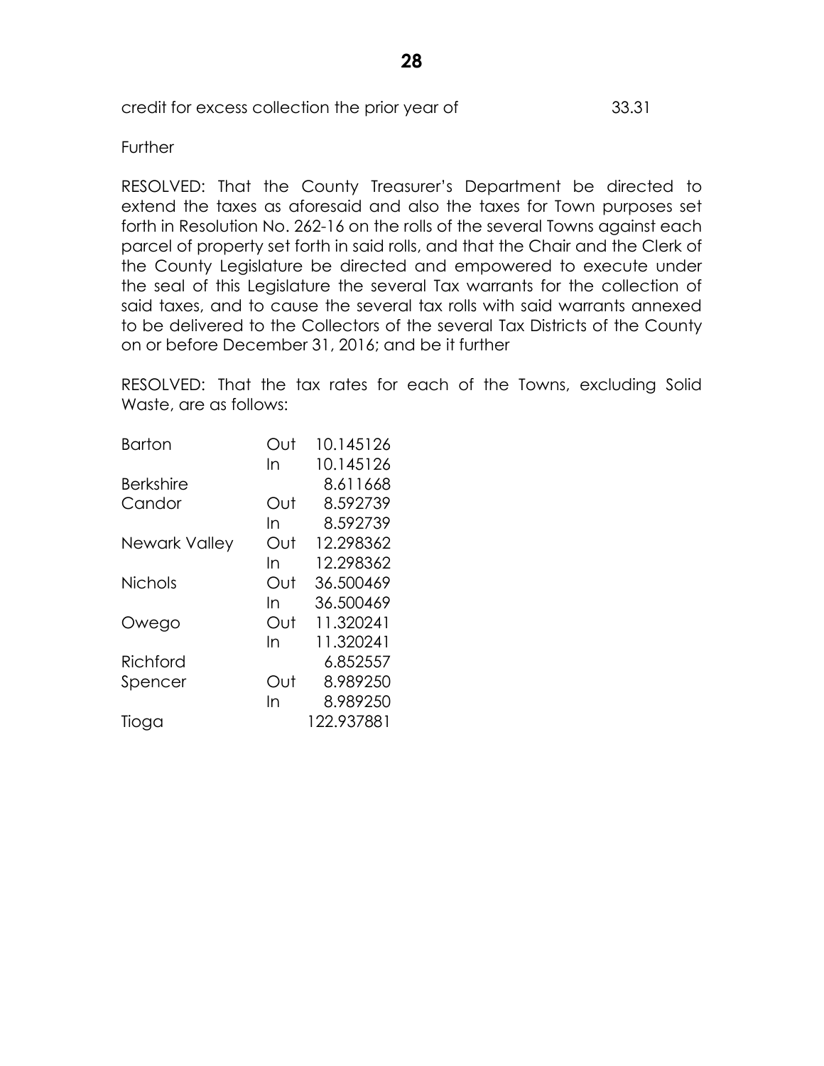credit for excess collection the prior year of 33.31

Further

RESOLVED: That the County Treasurer's Department be directed to extend the taxes as aforesaid and also the taxes for Town purposes set forth in Resolution No. 262-16 on the rolls of the several Towns against each parcel of property set forth in said rolls, and that the Chair and the Clerk of the County Legislature be directed and empowered to execute under the seal of this Legislature the several Tax warrants for the collection of said taxes, and to cause the several tax rolls with said warrants annexed to be delivered to the Collectors of the several Tax Districts of the County on or before December 31, 2016; and be it further

RESOLVED: That the tax rates for each of the Towns, excluding Solid Waste, are as follows:

| | | |
|---|---|---|
| Barton | Out | 10.145126 |
| | In | 10.145126 |
| Berkshire | | 8.611668 |
| Candor | Out | 8.592739 |
| | In | 8.592739 |
| Newark Valley | Out | 12.298362 |
| | In | 12.298362 |
| Nichols | Out | 36.500469 |
| | In | 36.500469 |
| Owego | Out | 11.320241 |
| | In | 11.320241 |
| Richford | | 6.852557 |
| Spencer | Out | 8.989250 |
| | In | 8.989250 |
| Tioga | | 122.937881 |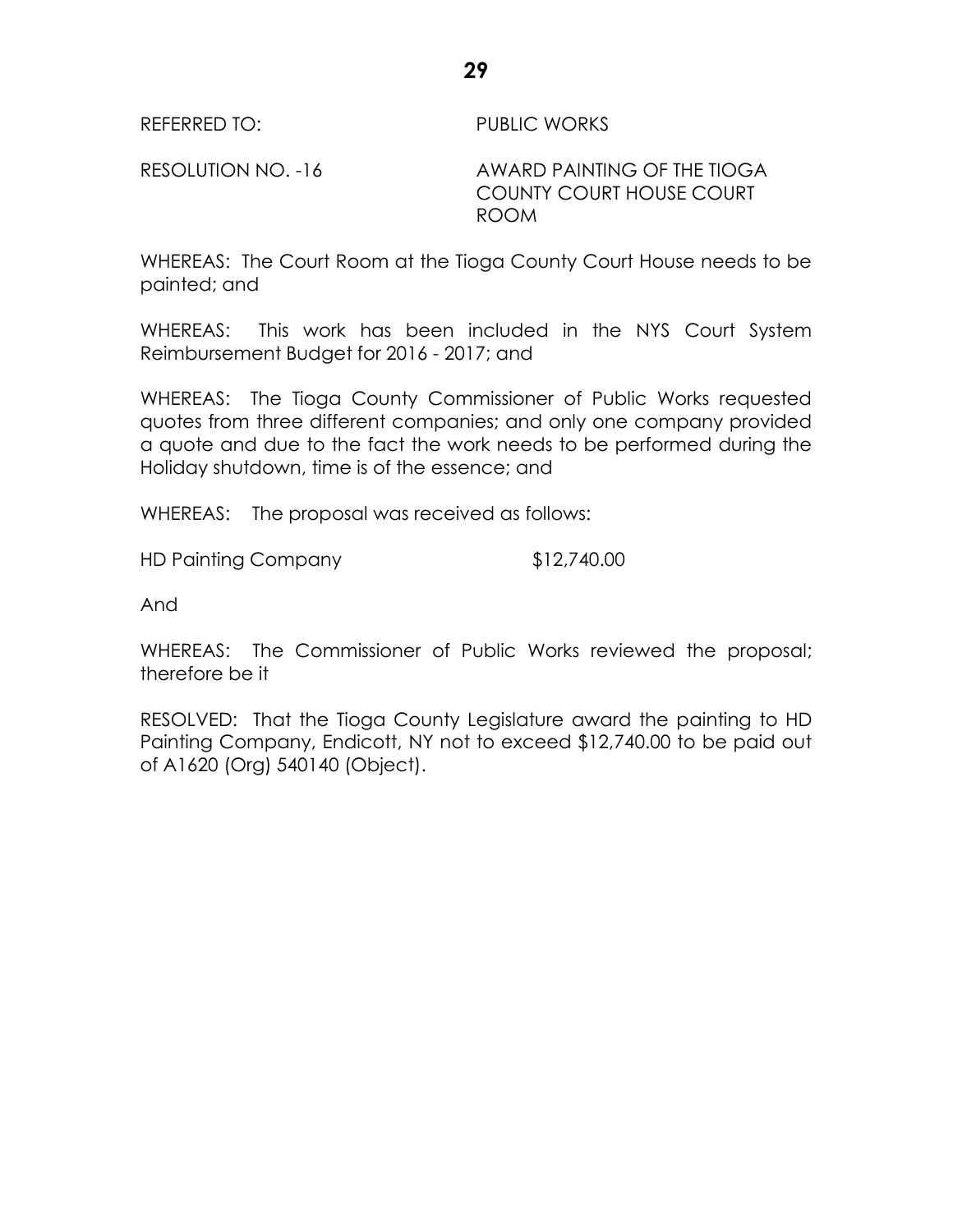REFERRED TO: PUBLIC WORKS

RESOLUTION NO. -16 AWARD PAINTING OF THE TIOGA COUNTY COURT HOUSE COURT ROOM

WHEREAS: The Court Room at the Tioga County Court House needs to be painted; and

WHEREAS: This work has been included in the NYS Court System Reimbursement Budget for 2016 - 2017; and

WHEREAS: The Tioga County Commissioner of Public Works requested quotes from three different companies; and only one company provided a quote and due to the fact the work needs to be performed during the Holiday shutdown, time is of the essence; and

WHEREAS: The proposal was received as follows:

HD Painting Company $12,740.00

And

WHEREAS: The Commissioner of Public Works reviewed the proposal; therefore be it

RESOLVED: That the Tioga County Legislature award the painting to HD Painting Company, Endicott, NY not to exceed $12,740.00 to be paid out of A1620 (Org) 540140 (Object).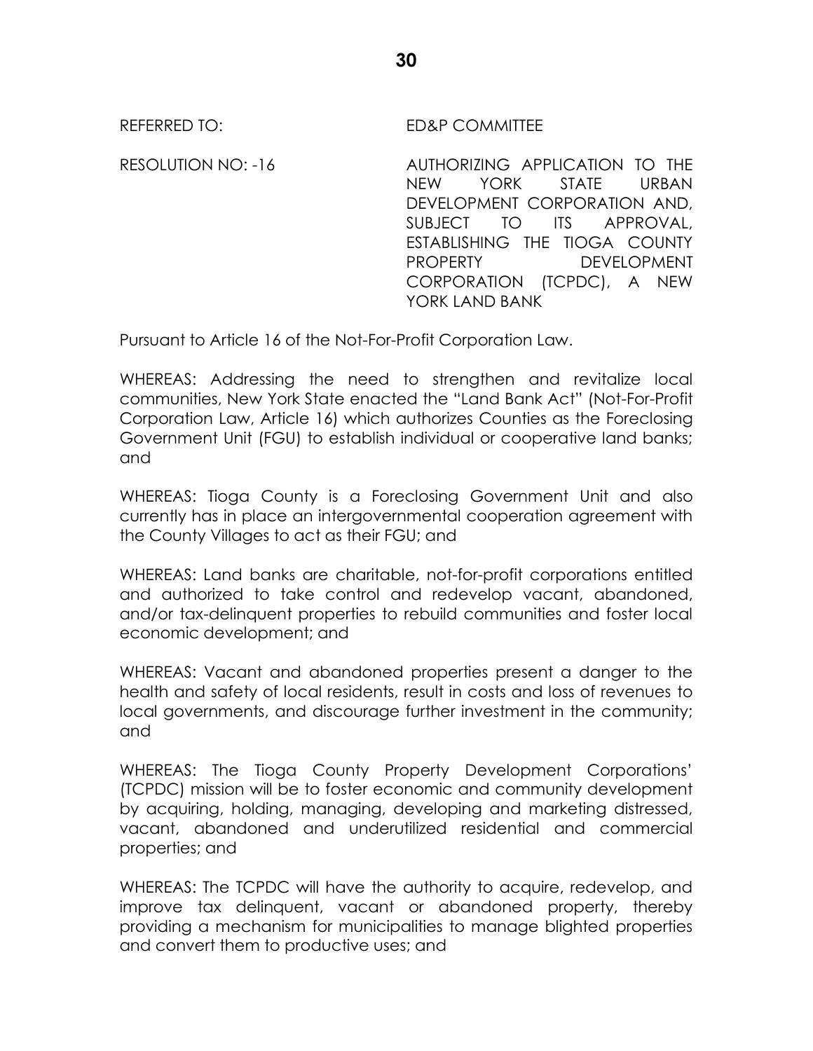REFERRED TO: ED&P COMMITTEE

RESOLUTION NO: -16 AUTHORIZING APPLICATION TO THE NEW YORK STATE URBAN DEVELOPMENT CORPORATION AND, SUBJECT TO ITS APPROVAL, ESTABLISHING THE TIOGA COUNTY PROPERTY DEVELOPMENT CORPORATION (TCPDC), A NEW YORK LAND BANK

Pursuant to Article 16 of the Not-For-Profit Corporation Law.

WHEREAS: Addressing the need to strengthen and revitalize local communities, New York State enacted the "Land Bank Act" (Not-For-Profit Corporation Law, Article 16) which authorizes Counties as the Foreclosing Government Unit (FGU) to establish individual or cooperative land banks; and

WHEREAS: Tioga County is a Foreclosing Government Unit and also currently has in place an intergovernmental cooperation agreement with the County Villages to act as their FGU; and

WHEREAS: Land banks are charitable, not-for-profit corporations entitled and authorized to take control and redevelop vacant, abandoned, and/or tax-delinquent properties to rebuild communities and foster local economic development; and

WHEREAS: Vacant and abandoned properties present a danger to the health and safety of local residents, result in costs and loss of revenues to local governments, and discourage further investment in the community; and

WHEREAS: The Tioga County Property Development Corporations' (TCPDC) mission will be to foster economic and community development by acquiring, holding, managing, developing and marketing distressed, vacant, abandoned and underutilized residential and commercial properties; and

WHEREAS: The TCPDC will have the authority to acquire, redevelop, and improve tax delinquent, vacant or abandoned property, thereby providing a mechanism for municipalities to manage blighted properties and convert them to productive uses; and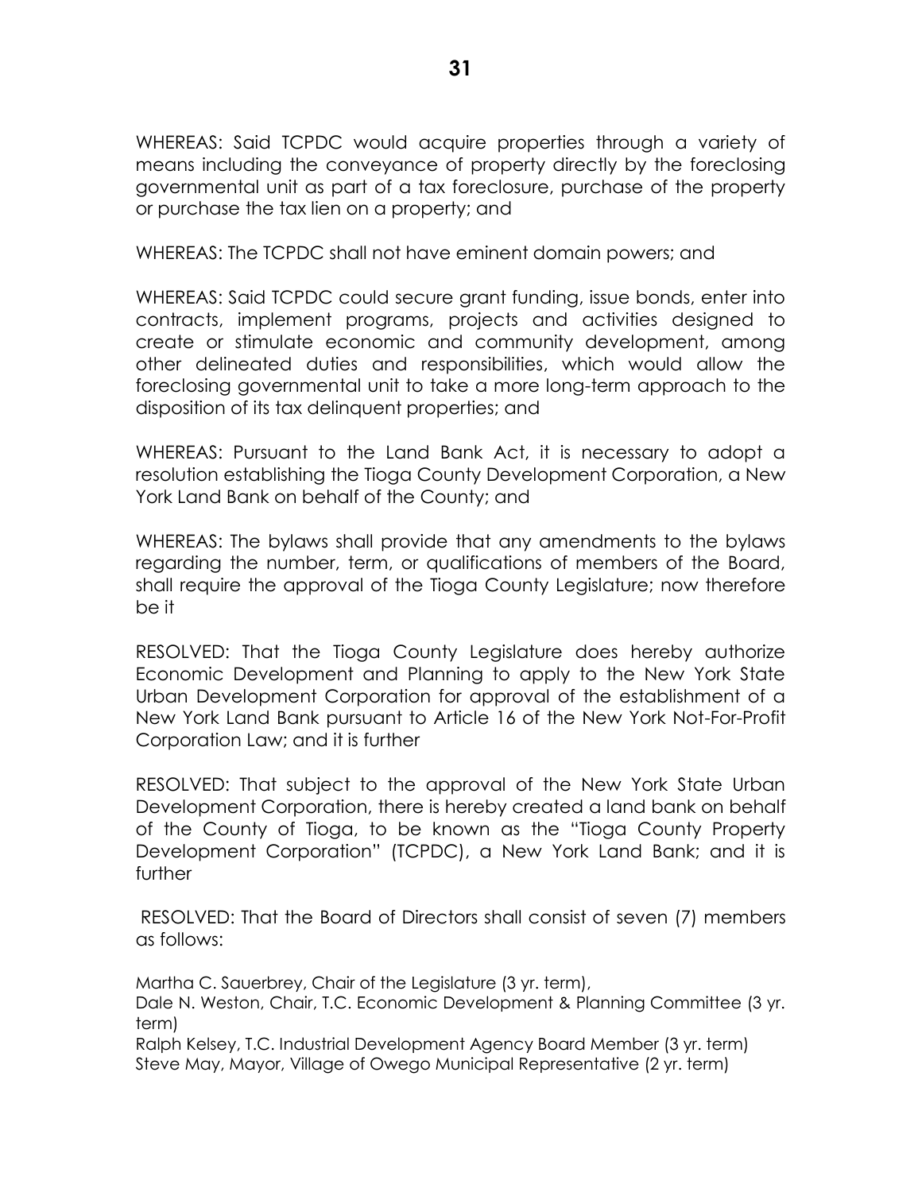WHEREAS: Said TCPDC would acquire properties through a variety of means including the conveyance of property directly by the foreclosing governmental unit as part of a tax foreclosure, purchase of the property or purchase the tax lien on a property; and

WHEREAS: The TCPDC shall not have eminent domain powers; and

WHEREAS: Said TCPDC could secure grant funding, issue bonds, enter into contracts, implement programs, projects and activities designed to create or stimulate economic and community development, among other delineated duties and responsibilities, which would allow the foreclosing governmental unit to take a more long-term approach to the disposition of its tax delinquent properties; and

WHEREAS: Pursuant to the Land Bank Act, it is necessary to adopt a resolution establishing the Tioga County Development Corporation, a New York Land Bank on behalf of the County; and

WHEREAS: The bylaws shall provide that any amendments to the bylaws regarding the number, term, or qualifications of members of the Board, shall require the approval of the Tioga County Legislature; now therefore be it

RESOLVED: That the Tioga County Legislature does hereby authorize Economic Development and Planning to apply to the New York State Urban Development Corporation for approval of the establishment of a New York Land Bank pursuant to Article 16 of the New York Not-For-Profit Corporation Law; and it is further

RESOLVED: That subject to the approval of the New York State Urban Development Corporation, there is hereby created a land bank on behalf of the County of Tioga, to be known as the "Tioga County Property Development Corporation" (TCPDC), a New York Land Bank; and it is further

RESOLVED: That the Board of Directors shall consist of seven (7) members as follows:

Martha C. Sauerbrey, Chair of the Legislature (3 yr. term),
Dale N. Weston, Chair, T.C. Economic Development & Planning Committee (3 yr. term)
Ralph Kelsey, T.C. Industrial Development Agency Board Member (3 yr. term)
Steve May, Mayor, Village of Owego Municipal Representative (2 yr. term)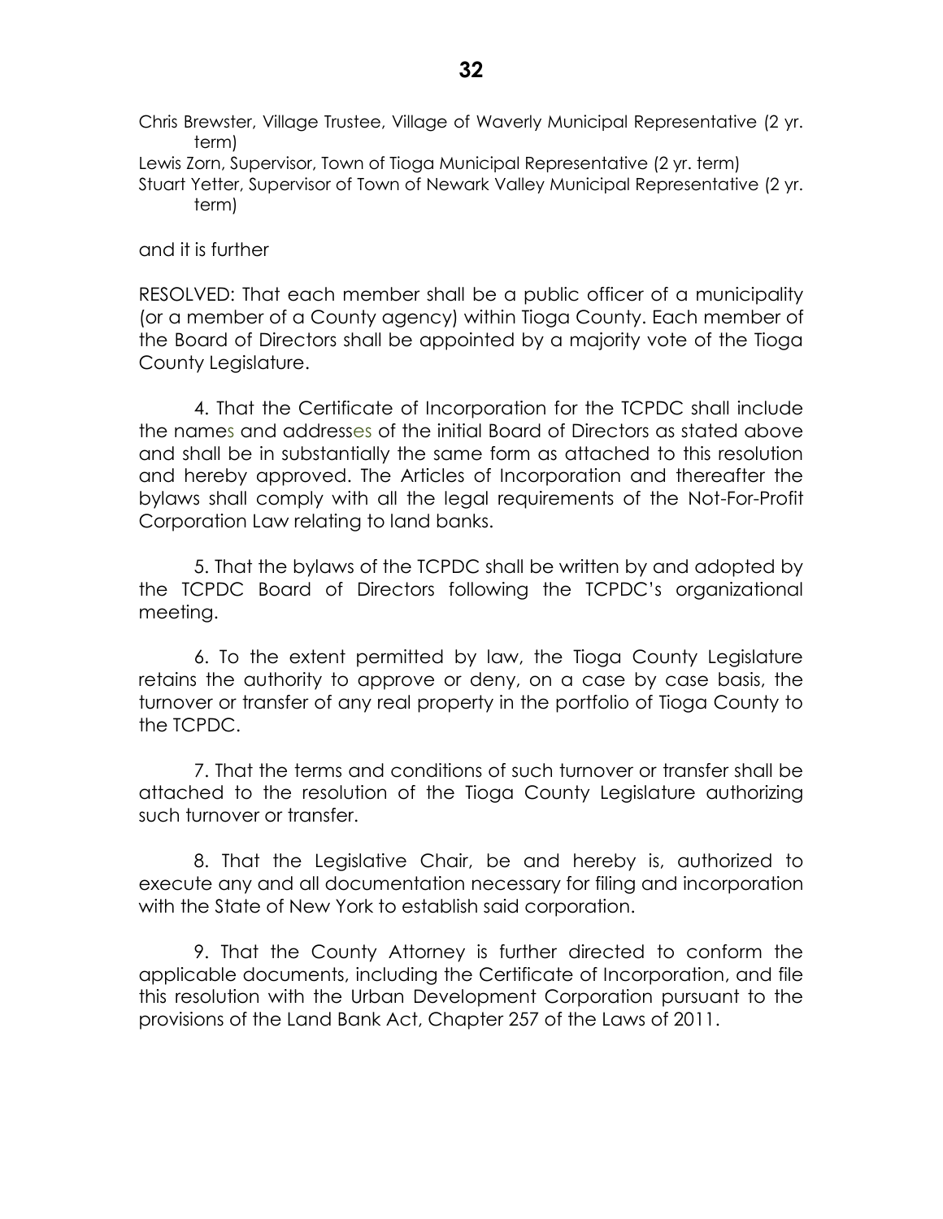Chris Brewster, Village Trustee, Village of Waverly Municipal Representative (2 yr. term)
Lewis Zorn, Supervisor, Town of Tioga Municipal Representative (2 yr. term)
Stuart Yetter, Supervisor of Town of Newark Valley Municipal Representative (2 yr. term)

and it is further

RESOLVED: That each member shall be a public officer of a municipality (or a member of a County agency) within Tioga County. Each member of the Board of Directors shall be appointed by a majority vote of the Tioga County Legislature.

4. That the Certificate of Incorporation for the TCPDC shall include the names and addresses of the initial Board of Directors as stated above and shall be in substantially the same form as attached to this resolution and hereby approved. The Articles of Incorporation and thereafter the bylaws shall comply with all the legal requirements of the Not-For-Profit Corporation Law relating to land banks.

5. That the bylaws of the TCPDC shall be written by and adopted by the TCPDC Board of Directors following the TCPDC's organizational meeting.

6. To the extent permitted by law, the Tioga County Legislature retains the authority to approve or deny, on a case by case basis, the turnover or transfer of any real property in the portfolio of Tioga County to the TCPDC.

7. That the terms and conditions of such turnover or transfer shall be attached to the resolution of the Tioga County Legislature authorizing such turnover or transfer.

8. That the Legislative Chair, be and hereby is, authorized to execute any and all documentation necessary for filing and incorporation with the State of New York to establish said corporation.

9. That the County Attorney is further directed to conform the applicable documents, including the Certificate of Incorporation, and file this resolution with the Urban Development Corporation pursuant to the provisions of the Land Bank Act, Chapter 257 of the Laws of 2011.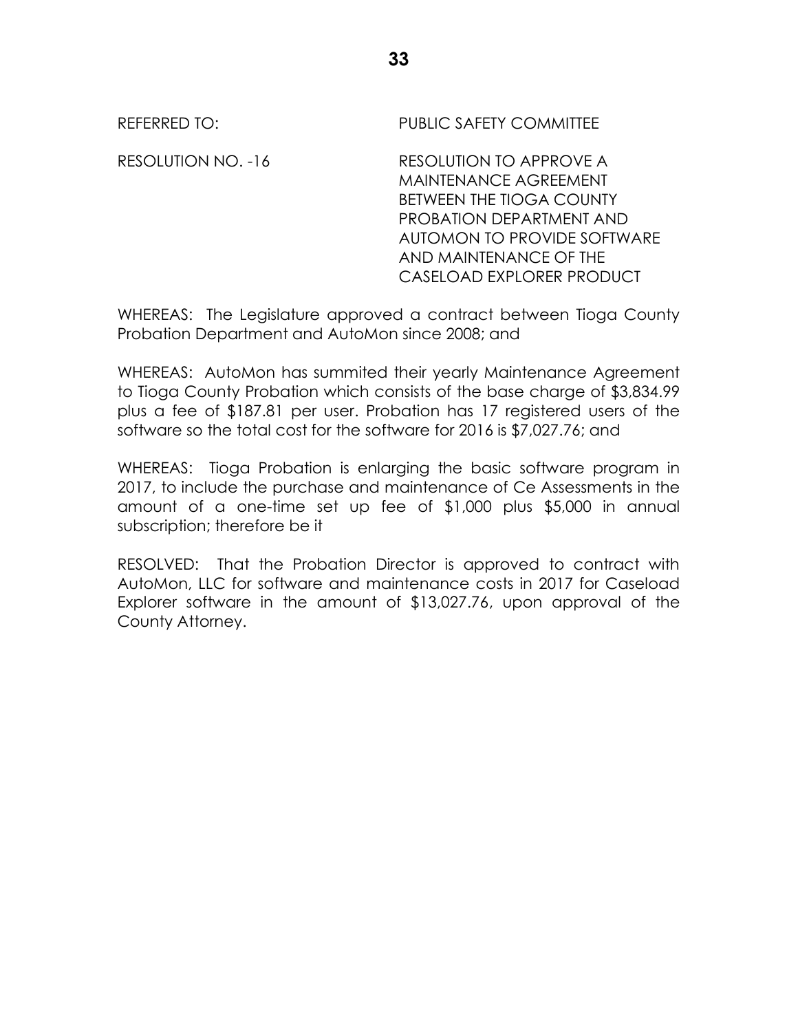REFERRED TO: PUBLIC SAFETY COMMITTEE

RESOLUTION NO. -16 RESOLUTION TO APPROVE A MAINTENANCE AGREEMENT BETWEEN THE TIOGA COUNTY PROBATION DEPARTMENT AND AUTOMON TO PROVIDE SOFTWARE AND MAINTENANCE OF THE CASELOAD EXPLORER PRODUCT

WHEREAS: The Legislature approved a contract between Tioga County Probation Department and AutoMon since 2008; and

WHEREAS: AutoMon has summited their yearly Maintenance Agreement to Tioga County Probation which consists of the base charge of $3,834.99 plus a fee of $187.81 per user. Probation has 17 registered users of the software so the total cost for the software for 2016 is $7,027.76; and

WHEREAS: Tioga Probation is enlarging the basic software program in 2017, to include the purchase and maintenance of Ce Assessments in the amount of a one-time set up fee of $1,000 plus $5,000 in annual subscription; therefore be it

RESOLVED: That the Probation Director is approved to contract with AutoMon, LLC for software and maintenance costs in 2017 for Caseload Explorer software in the amount of $13,027.76, upon approval of the County Attorney.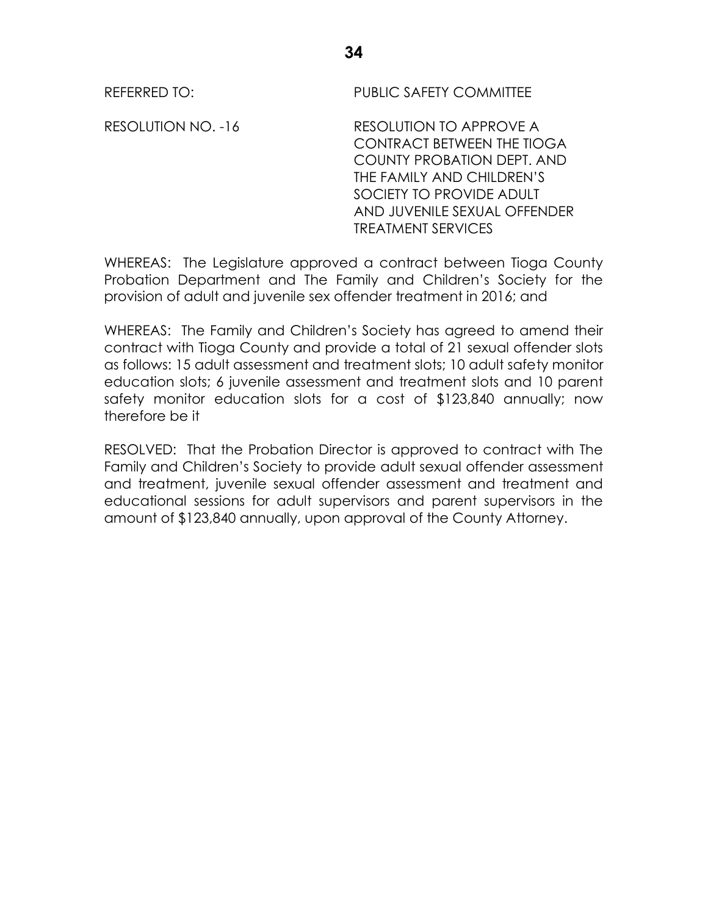REFERRED TO: PUBLIC SAFETY COMMITTEE

RESOLUTION NO. -16 RESOLUTION TO APPROVE A CONTRACT BETWEEN THE TIOGA COUNTY PROBATION DEPT. AND THE FAMILY AND CHILDREN'S SOCIETY TO PROVIDE ADULT AND JUVENILE SEXUAL OFFENDER TREATMENT SERVICES

WHEREAS: The Legislature approved a contract between Tioga County Probation Department and The Family and Children's Society for the provision of adult and juvenile sex offender treatment in 2016; and

WHEREAS: The Family and Children's Society has agreed to amend their contract with Tioga County and provide a total of 21 sexual offender slots as follows: 15 adult assessment and treatment slots; 10 adult safety monitor education slots; 6 juvenile assessment and treatment slots and 10 parent safety monitor education slots for a cost of $123,840 annually; now therefore be it

RESOLVED: That the Probation Director is approved to contract with The Family and Children's Society to provide adult sexual offender assessment and treatment, juvenile sexual offender assessment and treatment and educational sessions for adult supervisors and parent supervisors in the amount of $123,840 annually, upon approval of the County Attorney.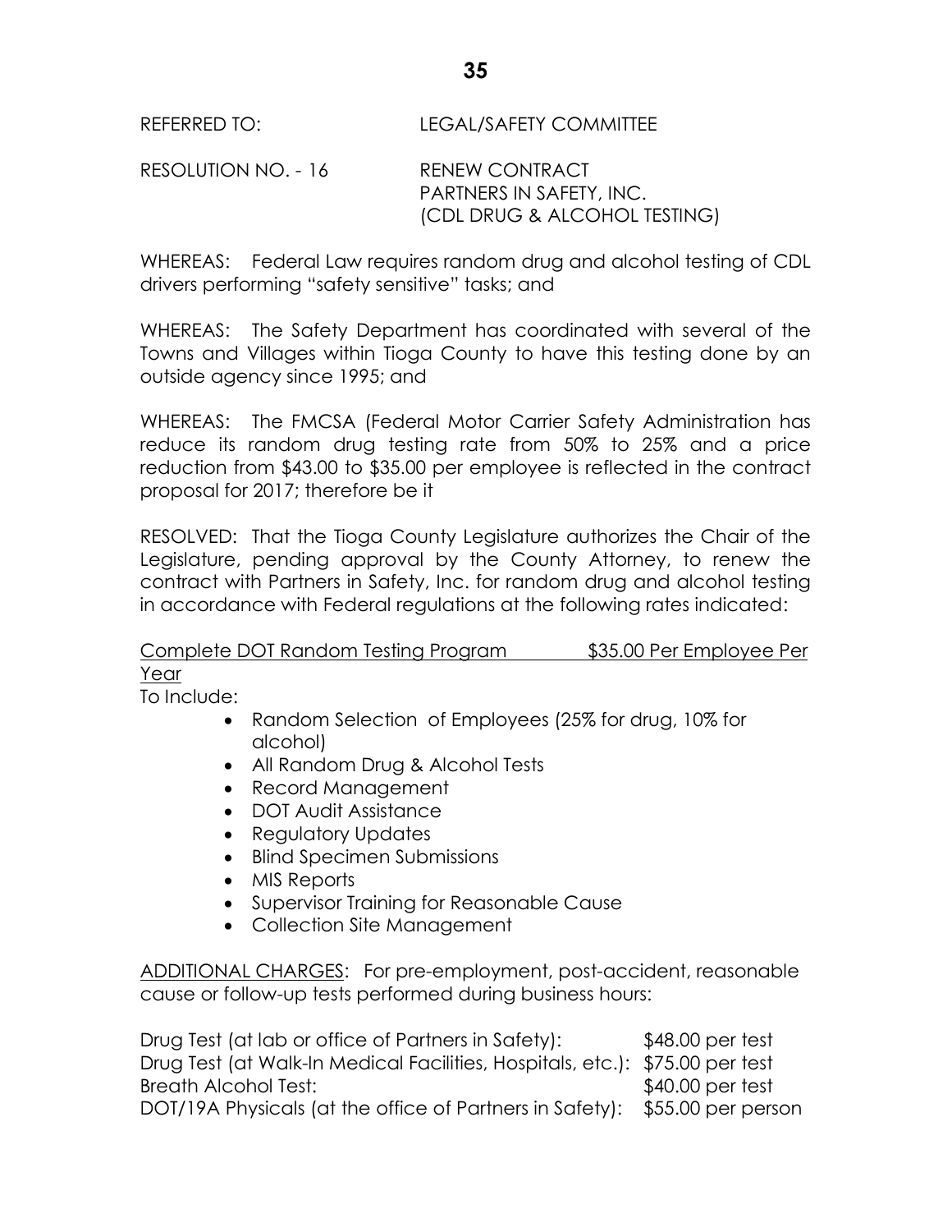REFERRED TO: LEGAL/SAFETY COMMITTEE

RESOLUTION NO. - 16 RENEW CONTRACT
PARTNERS IN SAFETY, INC.
(CDL DRUG & ALCOHOL TESTING)

WHEREAS: Federal Law requires random drug and alcohol testing of CDL drivers performing "safety sensitive" tasks; and

WHEREAS: The Safety Department has coordinated with several of the Towns and Villages within Tioga County to have this testing done by an outside agency since 1995; and

WHEREAS: The FMCSA (Federal Motor Carrier Safety Administration has reduce its random drug testing rate from 50% to 25% and a price reduction from $43.00 to $35.00 per employee is reflected in the contract proposal for 2017; therefore be it

RESOLVED: That the Tioga County Legislature authorizes the Chair of the Legislature, pending approval by the County Attorney, to renew the contract with Partners in Safety, Inc. for random drug and alcohol testing in accordance with Federal regulations at the following rates indicated:

<u>Complete DOT Random Testing Program $35.00 Per Employee Per Year</u>

To Include:

- Random Selection of Employees (25% for drug, 10% for alcohol)
- All Random Drug & Alcohol Tests
- Record Management
- DOT Audit Assistance
- Regulatory Updates
- Blind Specimen Submissions
- MIS Reports
- Supervisor Training for Reasonable Cause
- Collection Site Management

<u>ADDITIONAL CHARGES</u>: For pre-employment, post-accident, reasonable cause or follow-up tests performed during business hours:

| | |
|---|---|
| Drug Test (at lab or office of Partners in Safety): | $48.00 per test |
| Drug Test (at Walk-In Medical Facilities, Hospitals, etc.): | $75.00 per test |
| Breath Alcohol Test: | $40.00 per test |
| DOT/19A Physicals (at the office of Partners in Safety): | $55.00 per person |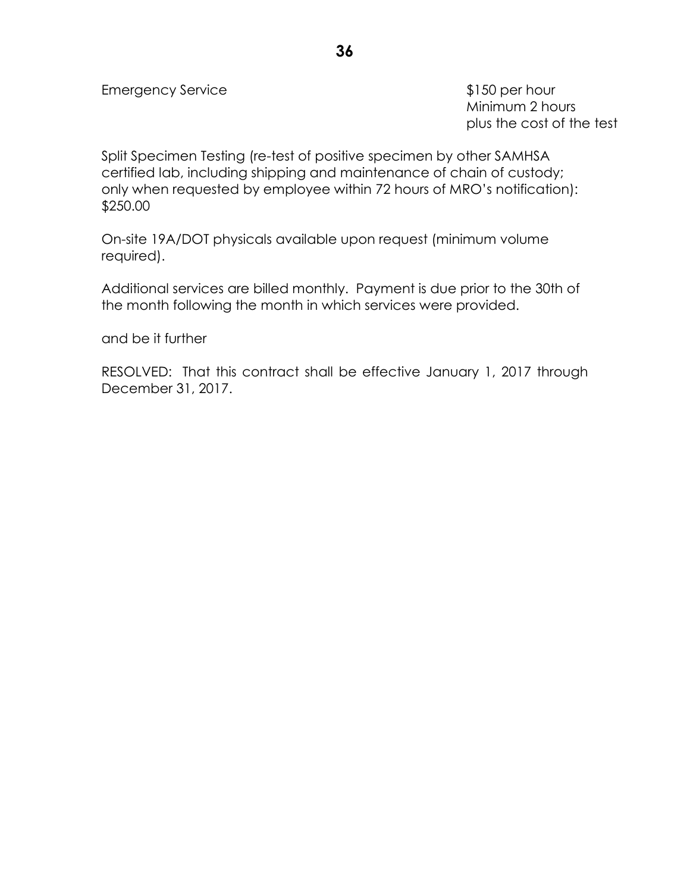| Emergency Service | $150 per hour<br>Minimum 2 hours<br>plus the cost of the test |
|---|---|

Split Specimen Testing (re-test of positive specimen by other SAMHSA certified lab, including shipping and maintenance of chain of custody; only when requested by employee within 72 hours of MRO's notification): $250.00

On-site 19A/DOT physicals available upon request (minimum volume required).

Additional services are billed monthly. Payment is due prior to the 30th of the month following the month in which services were provided.

and be it further

RESOLVED: That this contract shall be effective January 1, 2017 through December 31, 2017.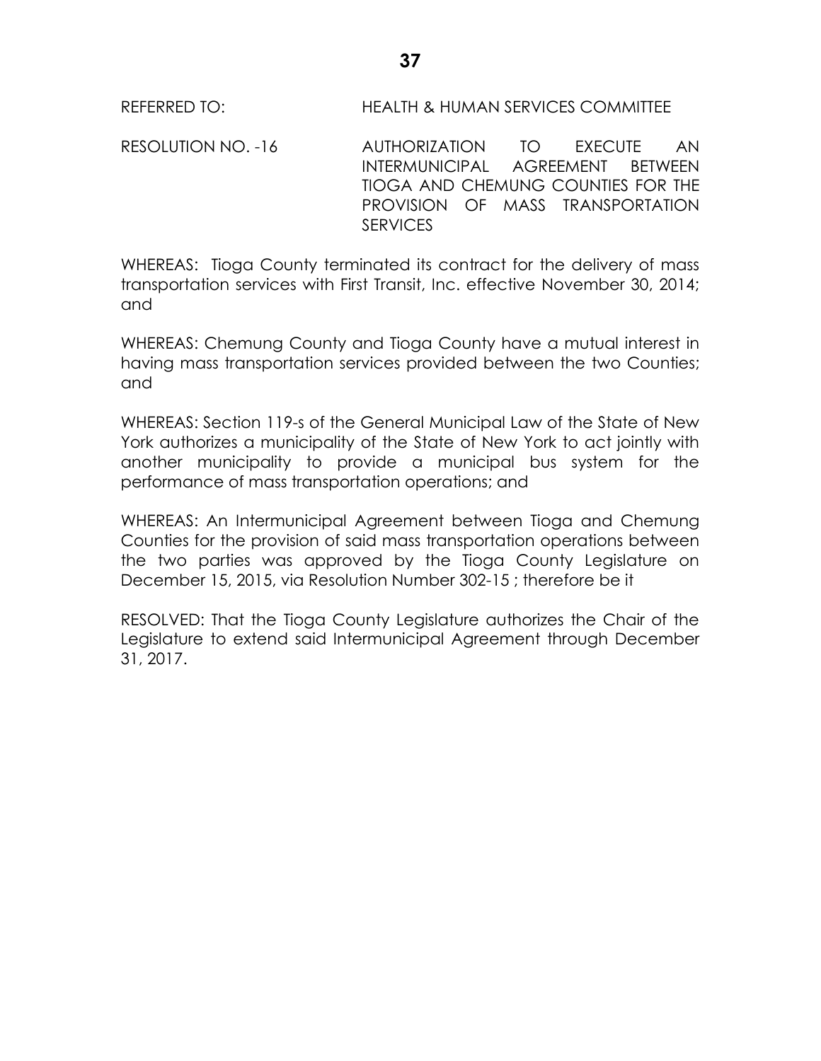REFERRED TO: HEALTH & HUMAN SERVICES COMMITTEE

RESOLUTION NO. -16 AUTHORIZATION TO EXECUTE AN INTERMUNICIPAL AGREEMENT BETWEEN TIOGA AND CHEMUNG COUNTIES FOR THE PROVISION OF MASS TRANSPORTATION SERVICES

WHEREAS: Tioga County terminated its contract for the delivery of mass transportation services with First Transit, Inc. effective November 30, 2014; and

WHEREAS: Chemung County and Tioga County have a mutual interest in having mass transportation services provided between the two Counties; and

WHEREAS: Section 119-s of the General Municipal Law of the State of New York authorizes a municipality of the State of New York to act jointly with another municipality to provide a municipal bus system for the performance of mass transportation operations; and

WHEREAS: An Intermunicipal Agreement between Tioga and Chemung Counties for the provision of said mass transportation operations between the two parties was approved by the Tioga County Legislature on December 15, 2015, via Resolution Number 302-15 ; therefore be it

RESOLVED: That the Tioga County Legislature authorizes the Chair of the Legislature to extend said Intermunicipal Agreement through December 31, 2017.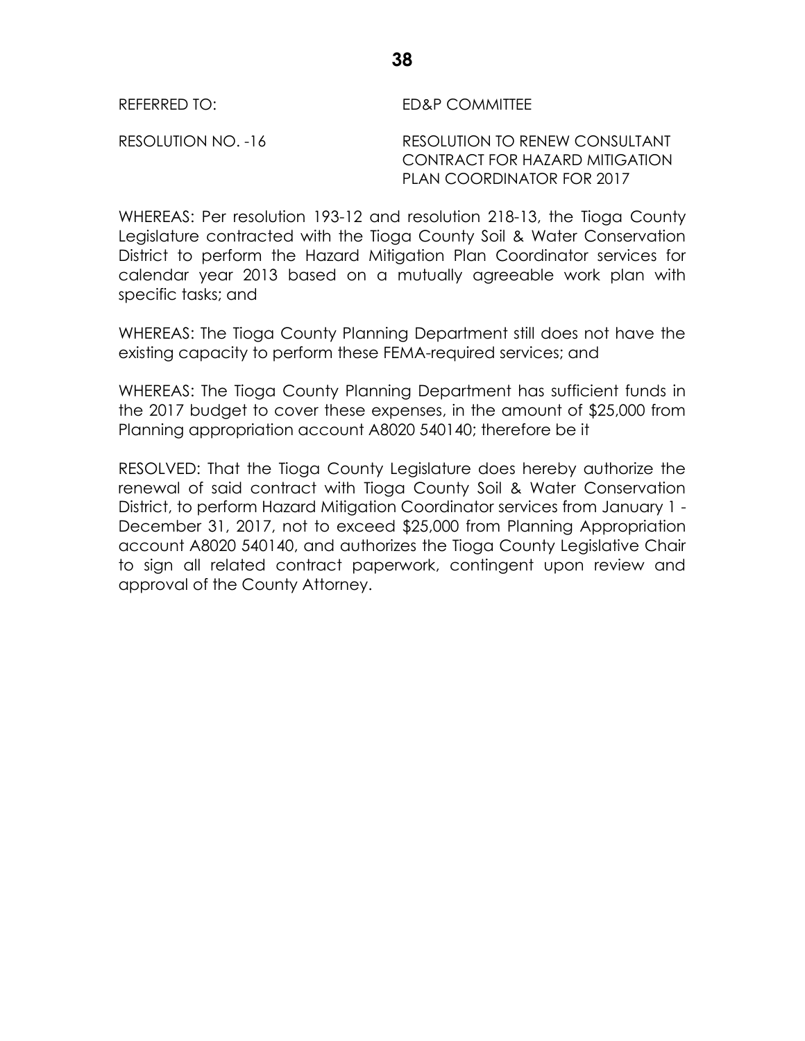REFERRED TO: ED&P COMMITTEE

RESOLUTION NO. -16 RESOLUTION TO RENEW CONSULTANT CONTRACT FOR HAZARD MITIGATION PLAN COORDINATOR FOR 2017

WHEREAS: Per resolution 193-12 and resolution 218-13, the Tioga County Legislature contracted with the Tioga County Soil & Water Conservation District to perform the Hazard Mitigation Plan Coordinator services for calendar year 2013 based on a mutually agreeable work plan with specific tasks; and

WHEREAS: The Tioga County Planning Department still does not have the existing capacity to perform these FEMA-required services; and

WHEREAS: The Tioga County Planning Department has sufficient funds in the 2017 budget to cover these expenses, in the amount of $25,000 from Planning appropriation account A8020 540140; therefore be it

RESOLVED: That the Tioga County Legislature does hereby authorize the renewal of said contract with Tioga County Soil & Water Conservation District, to perform Hazard Mitigation Coordinator services from January 1 - December 31, 2017, not to exceed $25,000 from Planning Appropriation account A8020 540140, and authorizes the Tioga County Legislative Chair to sign all related contract paperwork, contingent upon review and approval of the County Attorney.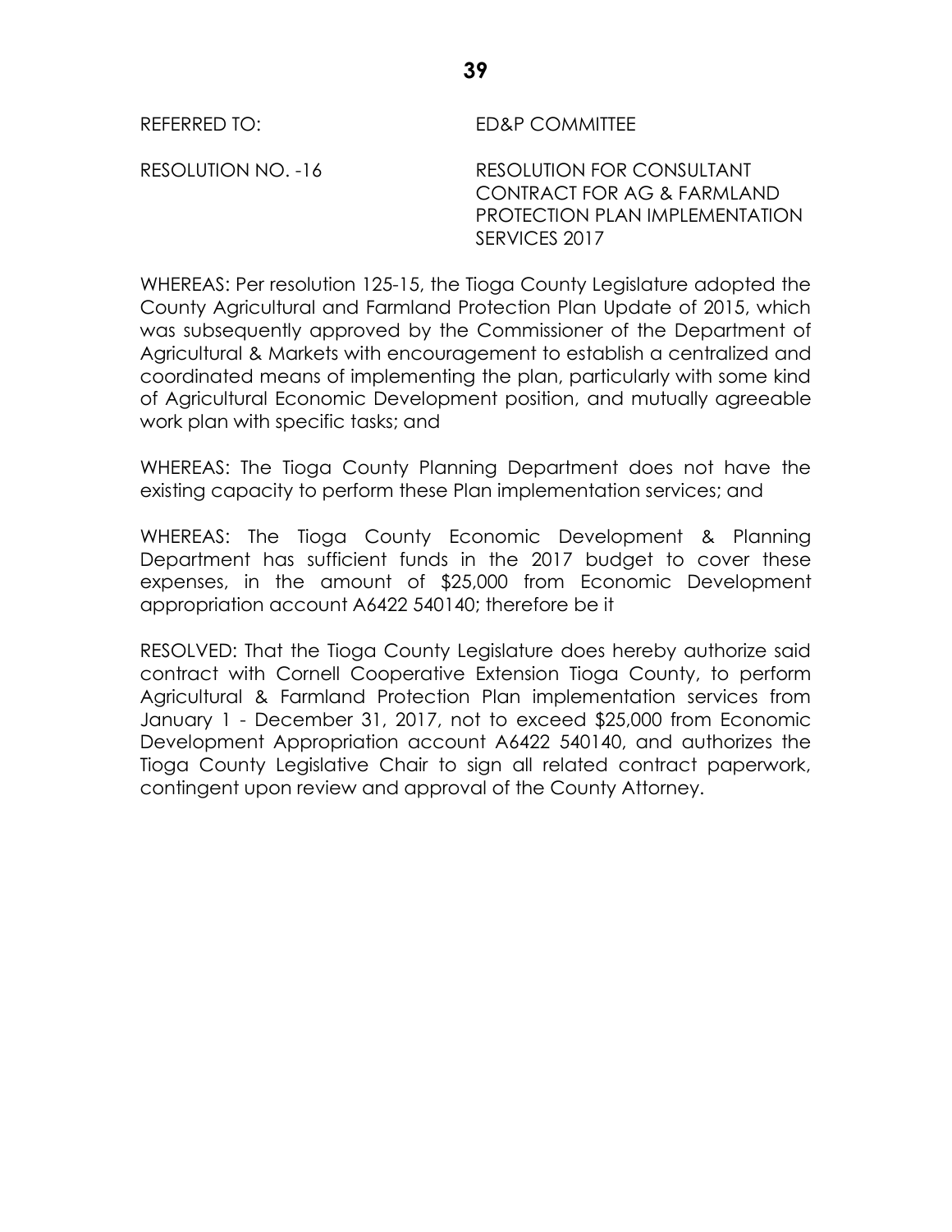REFERRED TO: ED&P COMMITTEE

RESOLUTION NO. -16 RESOLUTION FOR CONSULTANT CONTRACT FOR AG & FARMLAND PROTECTION PLAN IMPLEMENTATION SERVICES 2017

WHEREAS: Per resolution 125-15, the Tioga County Legislature adopted the County Agricultural and Farmland Protection Plan Update of 2015, which was subsequently approved by the Commissioner of the Department of Agricultural & Markets with encouragement to establish a centralized and coordinated means of implementing the plan, particularly with some kind of Agricultural Economic Development position, and mutually agreeable work plan with specific tasks; and

WHEREAS: The Tioga County Planning Department does not have the existing capacity to perform these Plan implementation services; and

WHEREAS: The Tioga County Economic Development & Planning Department has sufficient funds in the 2017 budget to cover these expenses, in the amount of $25,000 from Economic Development appropriation account A6422 540140; therefore be it

RESOLVED: That the Tioga County Legislature does hereby authorize said contract with Cornell Cooperative Extension Tioga County, to perform Agricultural & Farmland Protection Plan implementation services from January 1 - December 31, 2017, not to exceed $25,000 from Economic Development Appropriation account A6422 540140, and authorizes the Tioga County Legislative Chair to sign all related contract paperwork, contingent upon review and approval of the County Attorney.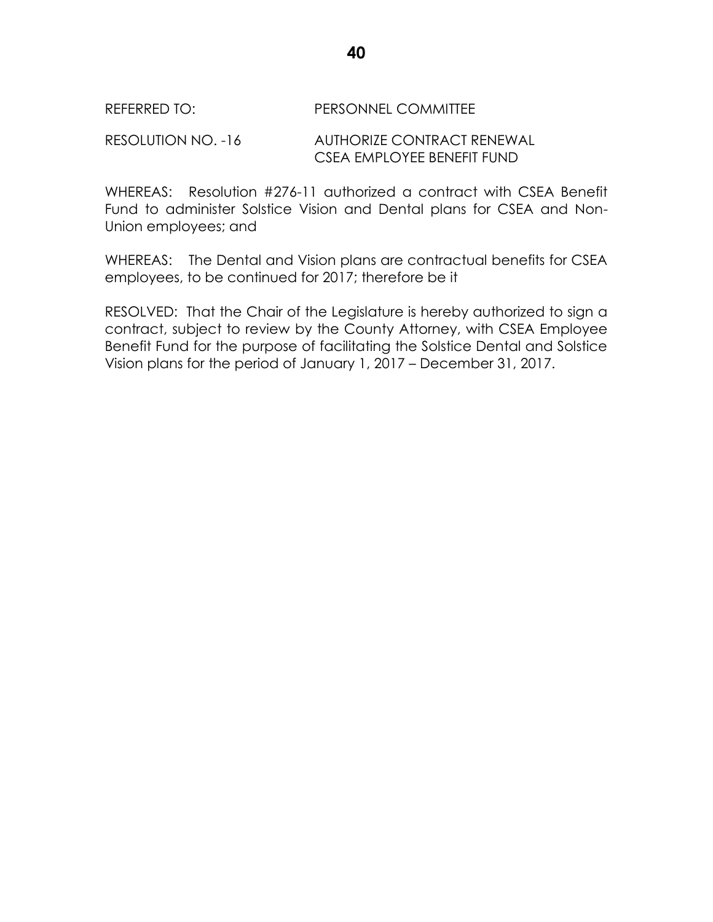REFERRED TO: PERSONNEL COMMITTEE

RESOLUTION NO. -16 AUTHORIZE CONTRACT RENEWAL CSEA EMPLOYEE BENEFIT FUND

WHEREAS: Resolution #276-11 authorized a contract with CSEA Benefit Fund to administer Solstice Vision and Dental plans for CSEA and Non-Union employees; and

WHEREAS: The Dental and Vision plans are contractual benefits for CSEA employees, to be continued for 2017; therefore be it

RESOLVED: That the Chair of the Legislature is hereby authorized to sign a contract, subject to review by the County Attorney, with CSEA Employee Benefit Fund for the purpose of facilitating the Solstice Dental and Solstice Vision plans for the period of January 1, 2017 – December 31, 2017.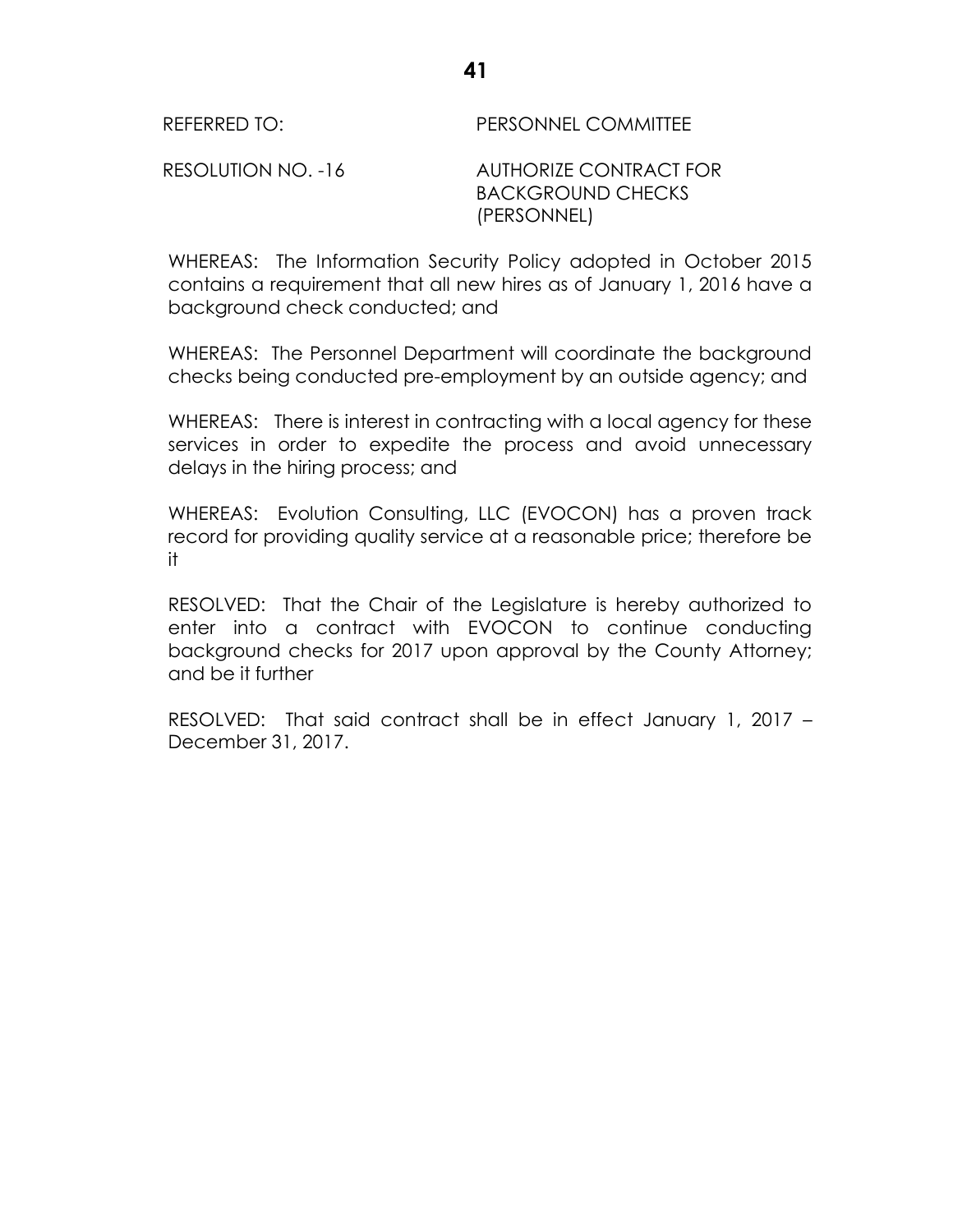REFERRED TO: PERSONNEL COMMITTEE

RESOLUTION NO. -16 AUTHORIZE CONTRACT FOR BACKGROUND CHECKS (PERSONNEL)

WHEREAS: The Information Security Policy adopted in October 2015 contains a requirement that all new hires as of January 1, 2016 have a background check conducted; and

WHEREAS: The Personnel Department will coordinate the background checks being conducted pre-employment by an outside agency; and

WHEREAS: There is interest in contracting with a local agency for these services in order to expedite the process and avoid unnecessary delays in the hiring process; and

WHEREAS: Evolution Consulting, LLC (EVOCON) has a proven track record for providing quality service at a reasonable price; therefore be it

RESOLVED: That the Chair of the Legislature is hereby authorized to enter into a contract with EVOCON to continue conducting background checks for 2017 upon approval by the County Attorney; and be it further

RESOLVED: That said contract shall be in effect January 1, 2017 – December 31, 2017.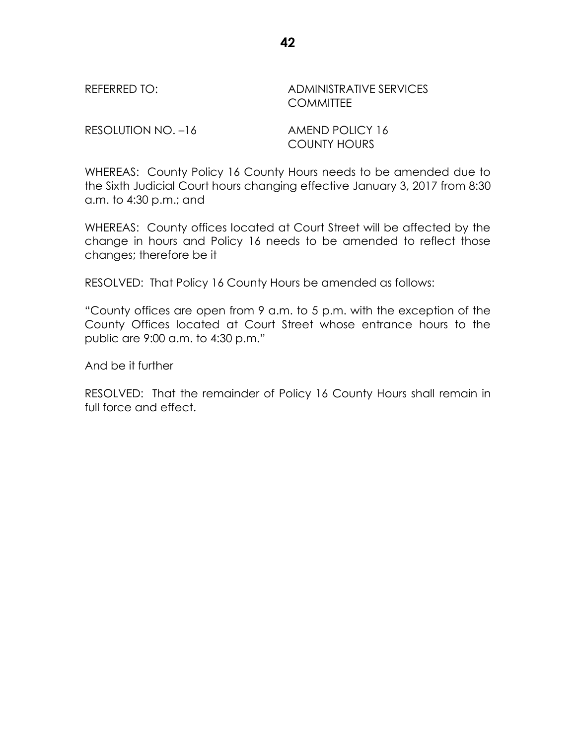REFERRED TO: ADMINISTRATIVE SERVICES COMMITTEE

RESOLUTION NO. –16 AMEND POLICY 16 COUNTY HOURS

WHEREAS: County Policy 16 County Hours needs to be amended due to the Sixth Judicial Court hours changing effective January 3, 2017 from 8:30 a.m. to 4:30 p.m.; and

WHEREAS: County offices located at Court Street will be affected by the change in hours and Policy 16 needs to be amended to reflect those changes; therefore be it

RESOLVED: That Policy 16 County Hours be amended as follows:

"County offices are open from 9 a.m. to 5 p.m. with the exception of the County Offices located at Court Street whose entrance hours to the public are 9:00 a.m. to 4:30 p.m."

And be it further

RESOLVED: That the remainder of Policy 16 County Hours shall remain in full force and effect.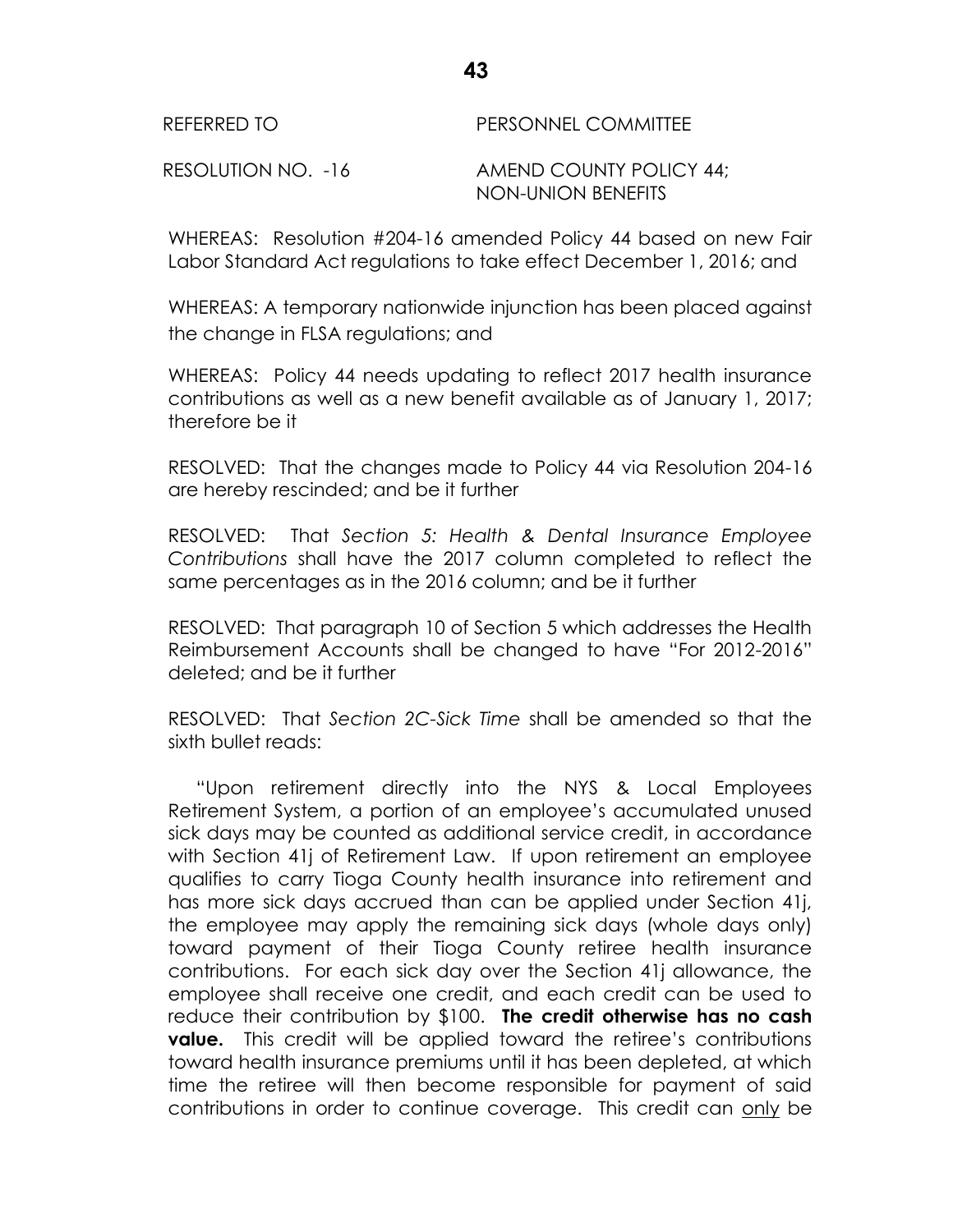REFERRED TO PERSONNEL COMMITTEE

RESOLUTION NO. -16 AMEND COUNTY POLICY 44; NON-UNION BENEFITS

WHEREAS: Resolution #204-16 amended Policy 44 based on new Fair Labor Standard Act regulations to take effect December 1, 2016; and

WHEREAS: A temporary nationwide injunction has been placed against the change in FLSA regulations; and

WHEREAS: Policy 44 needs updating to reflect 2017 health insurance contributions as well as a new benefit available as of January 1, 2017; therefore be it

RESOLVED: That the changes made to Policy 44 via Resolution 204-16 are hereby rescinded; and be it further

RESOLVED: That *Section 5: Health & Dental Insurance Employee Contributions* shall have the 2017 column completed to reflect the same percentages as in the 2016 column; and be it further

RESOLVED: That paragraph 10 of Section 5 which addresses the Health Reimbursement Accounts shall be changed to have "For 2012-2016" deleted; and be it further

RESOLVED: That *Section 2C-Sick Time* shall be amended so that the sixth bullet reads:

"Upon retirement directly into the NYS & Local Employees Retirement System, a portion of an employee's accumulated unused sick days may be counted as additional service credit, in accordance with Section 41j of Retirement Law. If upon retirement an employee qualifies to carry Tioga County health insurance into retirement and has more sick days accrued than can be applied under Section 41j, the employee may apply the remaining sick days (whole days only) toward payment of their Tioga County retiree health insurance contributions. For each sick day over the Section 41j allowance, the employee shall receive one credit, and each credit can be used to reduce their contribution by $100. **The credit otherwise has no cash value.** This credit will be applied toward the retiree's contributions toward health insurance premiums until it has been depleted, at which time the retiree will then become responsible for payment of said contributions in order to continue coverage. This credit can <u>only</u> be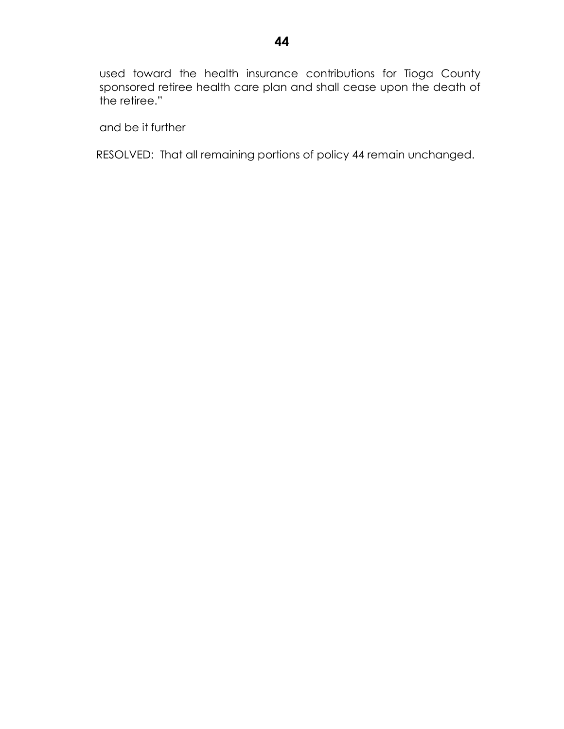used toward the health insurance contributions for Tioga County sponsored retiree health care plan and shall cease upon the death of the retiree."

and be it further

RESOLVED: That all remaining portions of policy 44 remain unchanged.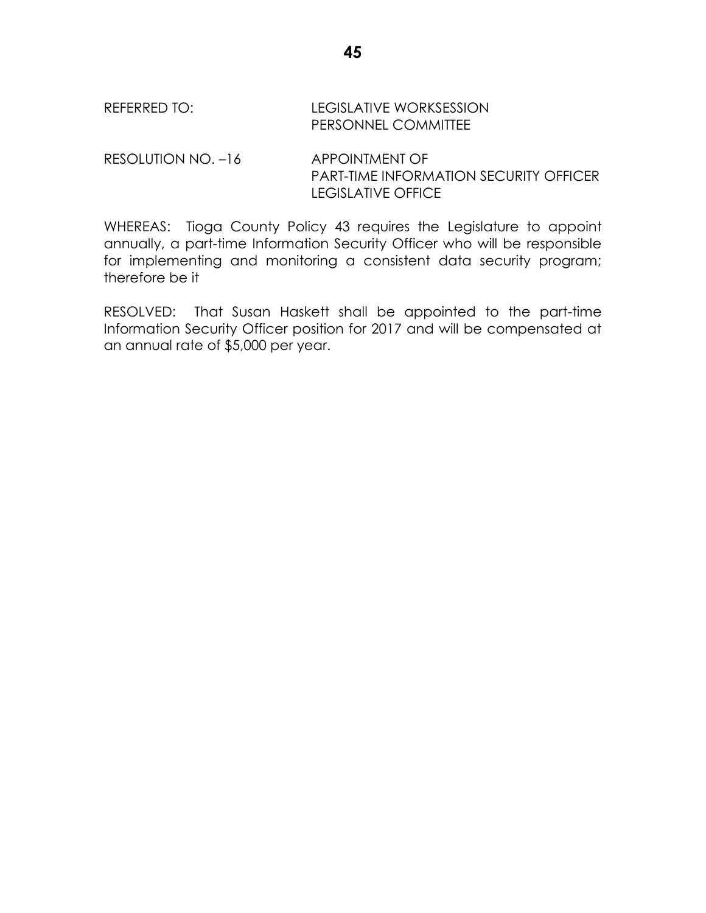REFERRED TO: LEGISLATIVE WORKSESSION
PERSONNEL COMMITTEE

RESOLUTION NO. –16 APPOINTMENT OF
PART-TIME INFORMATION SECURITY OFFICER
LEGISLATIVE OFFICE

WHEREAS: Tioga County Policy 43 requires the Legislature to appoint annually, a part-time Information Security Officer who will be responsible for implementing and monitoring a consistent data security program; therefore be it

RESOLVED: That Susan Haskett shall be appointed to the part-time Information Security Officer position for 2017 and will be compensated at an annual rate of $5,000 per year.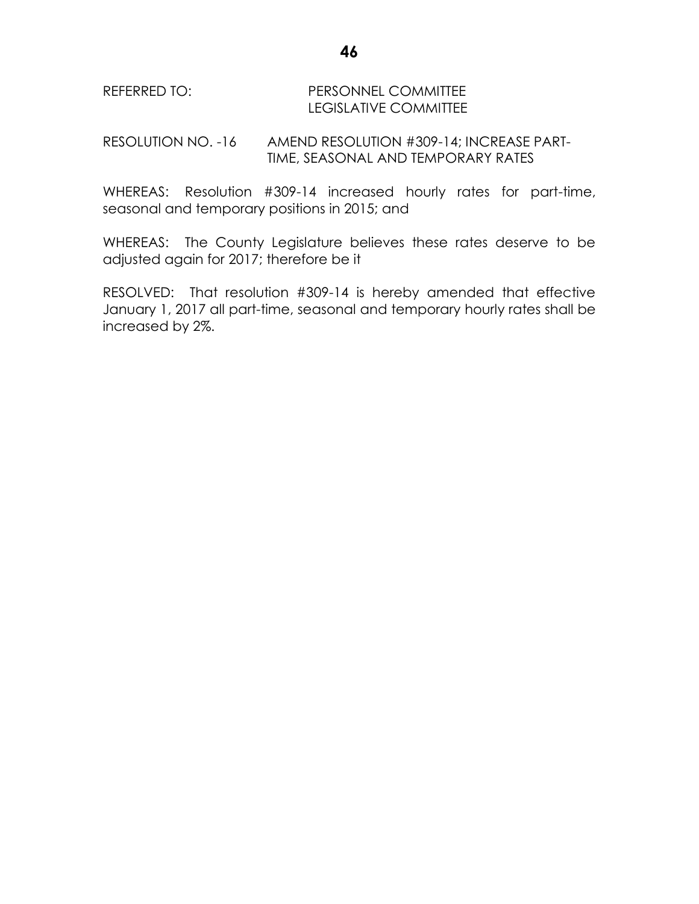REFERRED TO: PERSONNEL COMMITTEE
LEGISLATIVE COMMITTEE

RESOLUTION NO. -16 AMEND RESOLUTION #309-14; INCREASE PART-TIME, SEASONAL AND TEMPORARY RATES

WHEREAS: Resolution #309-14 increased hourly rates for part-time, seasonal and temporary positions in 2015; and

WHEREAS: The County Legislature believes these rates deserve to be adjusted again for 2017; therefore be it

RESOLVED: That resolution #309-14 is hereby amended that effective January 1, 2017 all part-time, seasonal and temporary hourly rates shall be increased by 2%.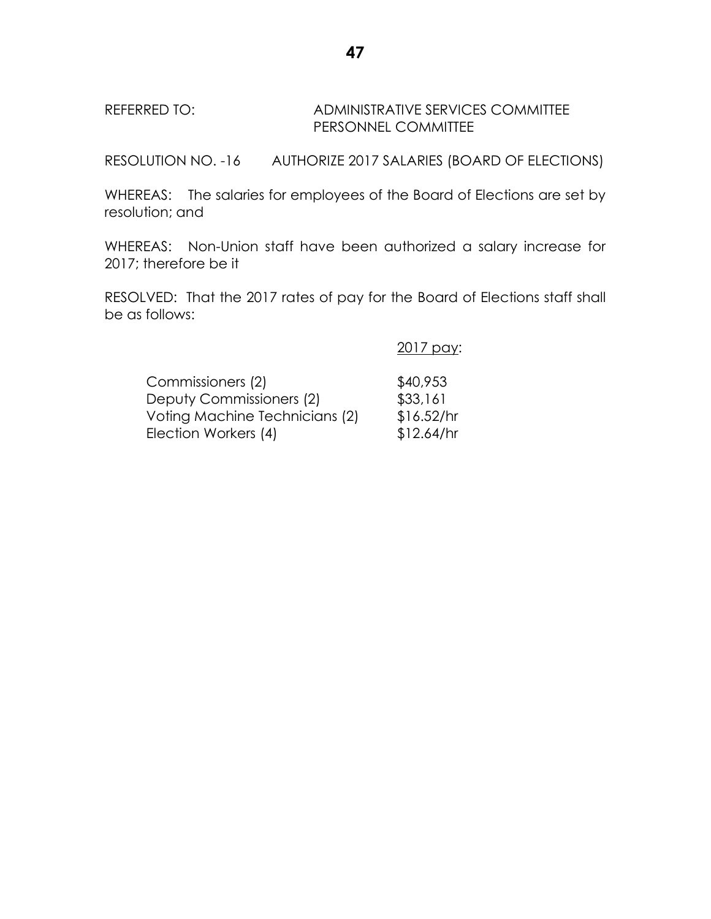REFERRED TO: ADMINISTRATIVE SERVICES COMMITTEE
PERSONNEL COMMITTEE

RESOLUTION NO. -16 AUTHORIZE 2017 SALARIES (BOARD OF ELECTIONS)

WHEREAS: The salaries for employees of the Board of Elections are set by resolution; and

WHEREAS: Non-Union staff have been authorized a salary increase for 2017; therefore be it

RESOLVED: That the 2017 rates of pay for the Board of Elections staff shall be as follows:

| | 2017 pay: |
|---|---|
| Commissioners (2) | $40,953 |
| Deputy Commissioners (2) | $33,161 |
| Voting Machine Technicians (2) | $16.52/hr |
| Election Workers (4) | $12.64/hr |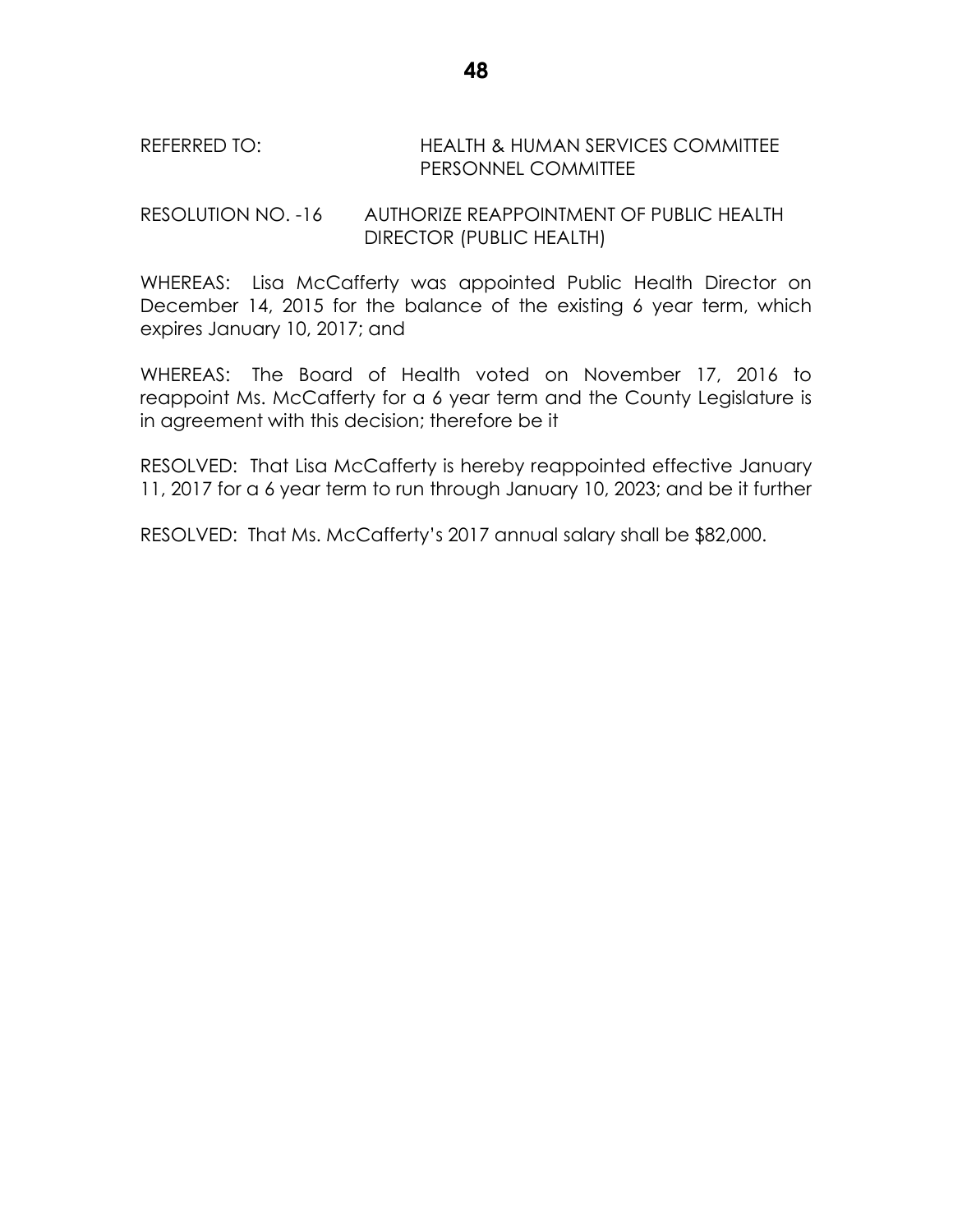REFERRED TO: HEALTH & HUMAN SERVICES COMMITTEE
PERSONNEL COMMITTEE

RESOLUTION NO. -16 AUTHORIZE REAPPOINTMENT OF PUBLIC HEALTH DIRECTOR (PUBLIC HEALTH)

WHEREAS: Lisa McCafferty was appointed Public Health Director on December 14, 2015 for the balance of the existing 6 year term, which expires January 10, 2017; and

WHEREAS: The Board of Health voted on November 17, 2016 to reappoint Ms. McCafferty for a 6 year term and the County Legislature is in agreement with this decision; therefore be it

RESOLVED: That Lisa McCafferty is hereby reappointed effective January 11, 2017 for a 6 year term to run through January 10, 2023; and be it further

RESOLVED: That Ms. McCafferty's 2017 annual salary shall be $82,000.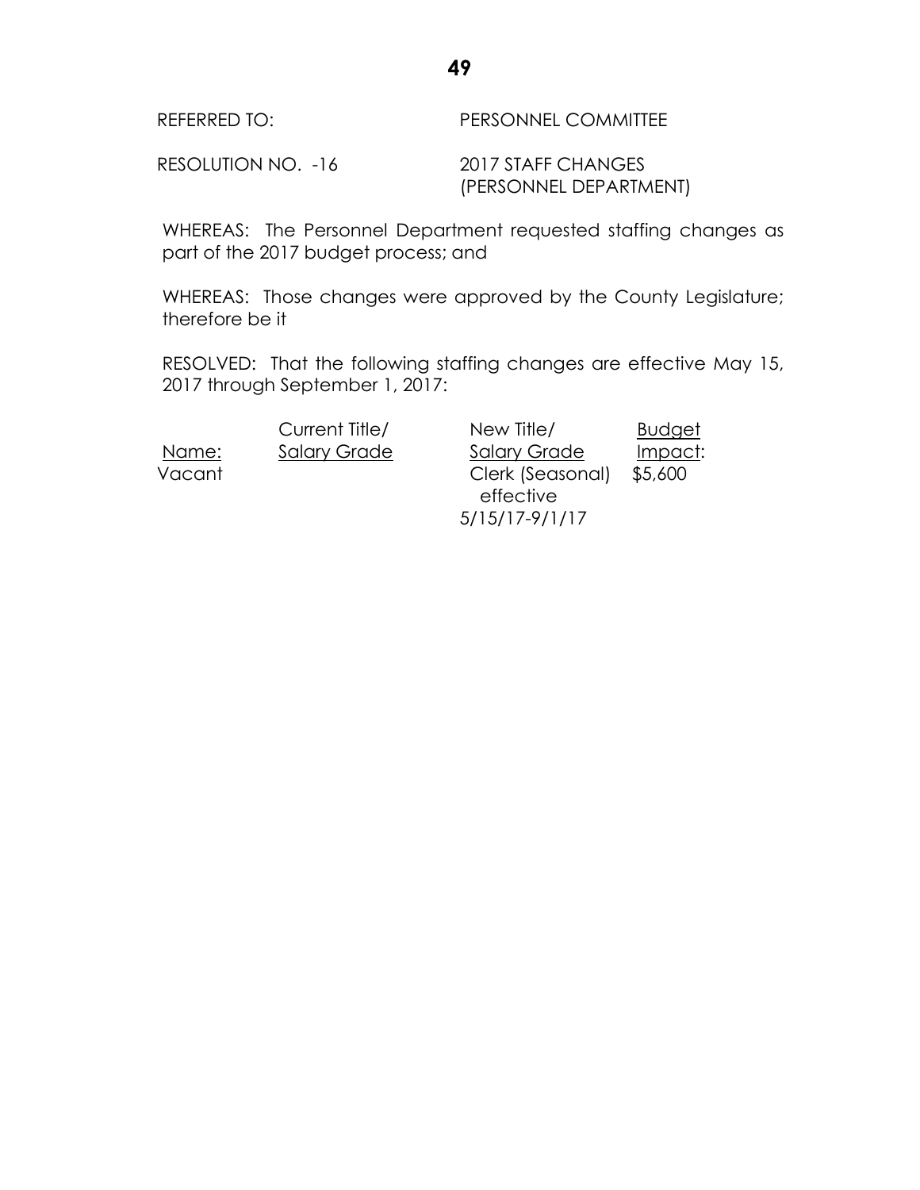REFERRED TO: PERSONNEL COMMITTEE

RESOLUTION NO. -16 2017 STAFF CHANGES (PERSONNEL DEPARTMENT)

WHEREAS: The Personnel Department requested staffing changes as part of the 2017 budget process; and

WHEREAS: Those changes were approved by the County Legislature; therefore be it

RESOLVED: That the following staffing changes are effective May 15, 2017 through September 1, 2017:

| Name: | Current Title/ Salary Grade | New Title/ Salary Grade | Budget Impact: |
|---|---|---|---|
| Vacant | | Clerk (Seasonal) effective 5/15/17-9/1/17 | $5,600 |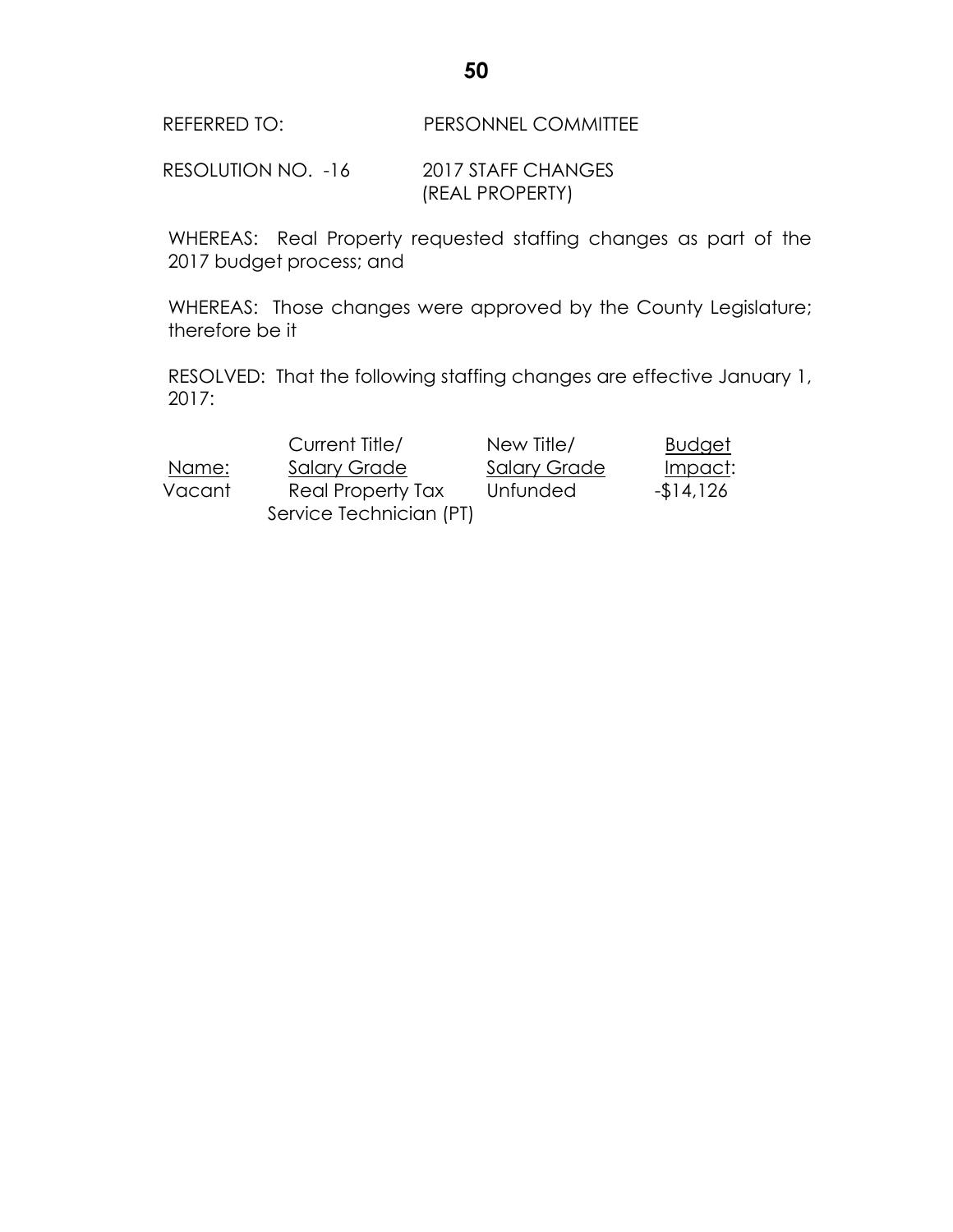REFERRED TO: PERSONNEL COMMITTEE

RESOLUTION NO. -16 2017 STAFF CHANGES (REAL PROPERTY)

WHEREAS: Real Property requested staffing changes as part of the 2017 budget process; and

WHEREAS: Those changes were approved by the County Legislature; therefore be it

RESOLVED: That the following staffing changes are effective January 1, 2017:

| Name: | Current Title/ Salary Grade | New Title/ Salary Grade | Budget Impact: |
|---|---|---|---|
| Vacant | Real Property Tax Service Technician (PT) | Unfunded | -$14,126 |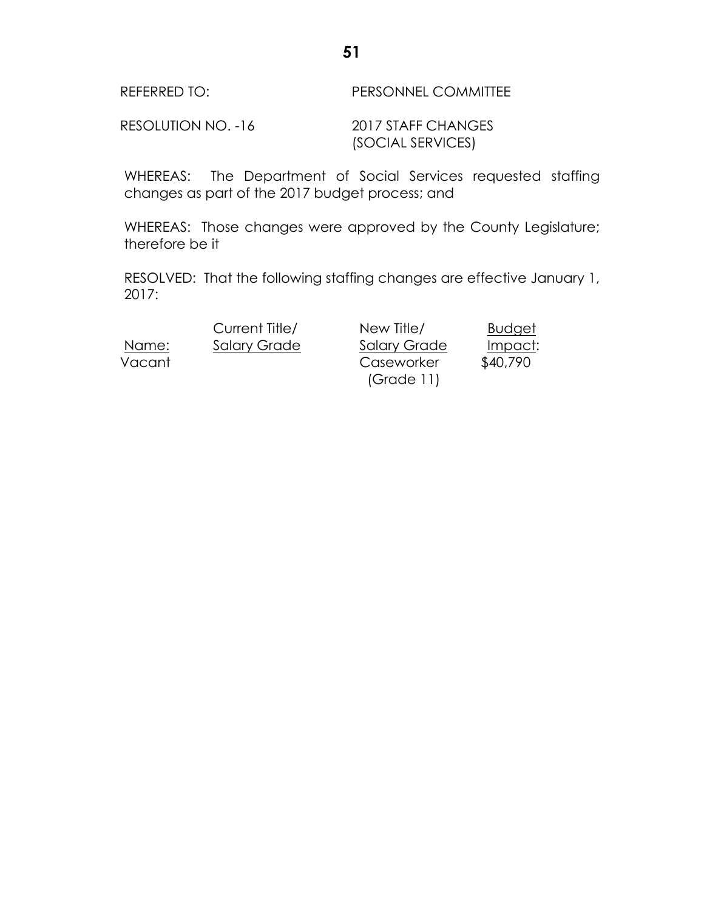REFERRED TO: PERSONNEL COMMITTEE

RESOLUTION NO. -16 2017 STAFF CHANGES (SOCIAL SERVICES)

WHEREAS: The Department of Social Services requested staffing changes as part of the 2017 budget process; and

WHEREAS: Those changes were approved by the County Legislature; therefore be it

RESOLVED: That the following staffing changes are effective January 1, 2017:

| Name: | Current Title/ Salary Grade | New Title/ Salary Grade | Budget Impact: |
|---|---|---|---|
| Vacant | | Caseworker (Grade 11) | $40,790 |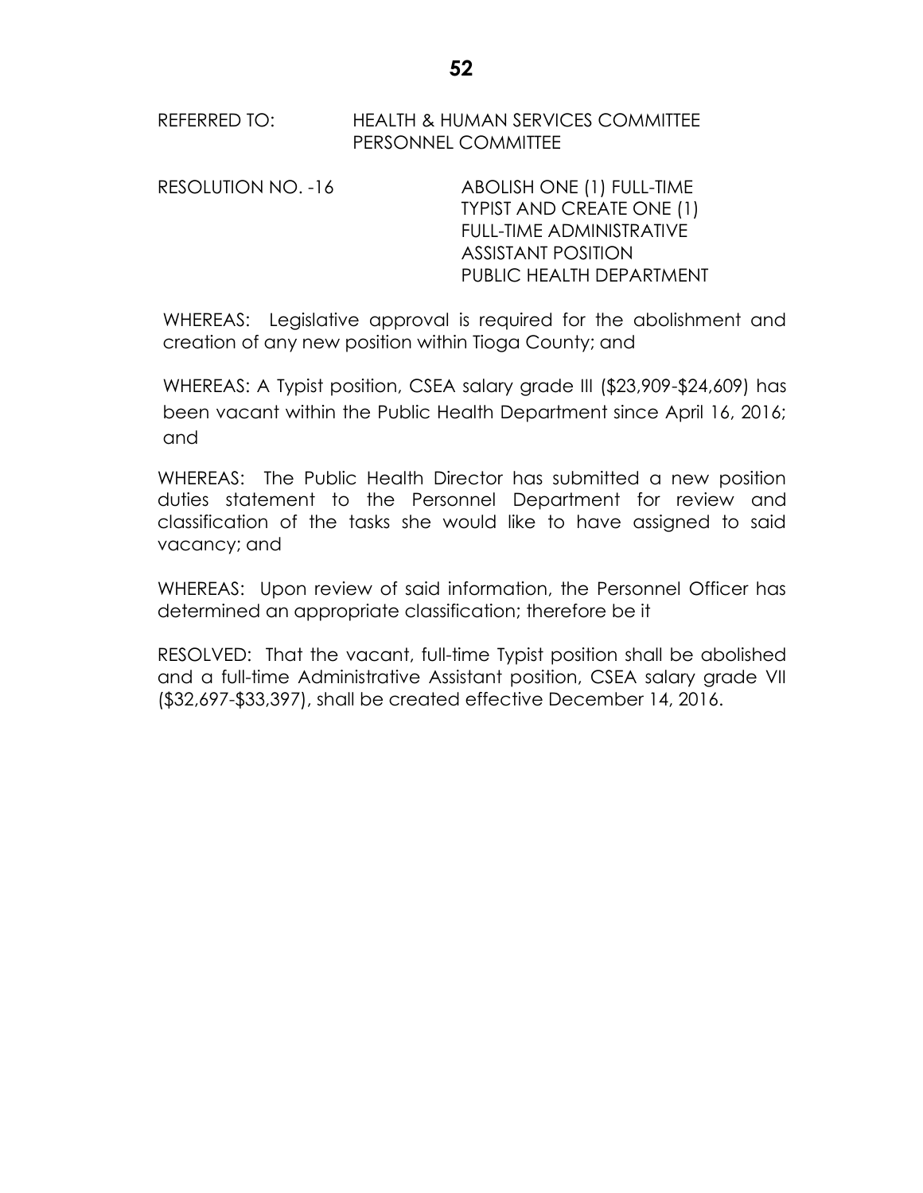REFERRED TO: HEALTH & HUMAN SERVICES COMMITTEE
PERSONNEL COMMITTEE

RESOLUTION NO. -16 ABOLISH ONE (1) FULL-TIME TYPIST AND CREATE ONE (1) FULL-TIME ADMINISTRATIVE ASSISTANT POSITION PUBLIC HEALTH DEPARTMENT

WHEREAS: Legislative approval is required for the abolishment and creation of any new position within Tioga County; and

WHEREAS: A Typist position, CSEA salary grade III ($23,909-$24,609) has been vacant within the Public Health Department since April 16, 2016; and

WHEREAS: The Public Health Director has submitted a new position duties statement to the Personnel Department for review and classification of the tasks she would like to have assigned to said vacancy; and

WHEREAS: Upon review of said information, the Personnel Officer has determined an appropriate classification; therefore be it

RESOLVED: That the vacant, full-time Typist position shall be abolished and a full-time Administrative Assistant position, CSEA salary grade VII ($32,697-$33,397), shall be created effective December 14, 2016.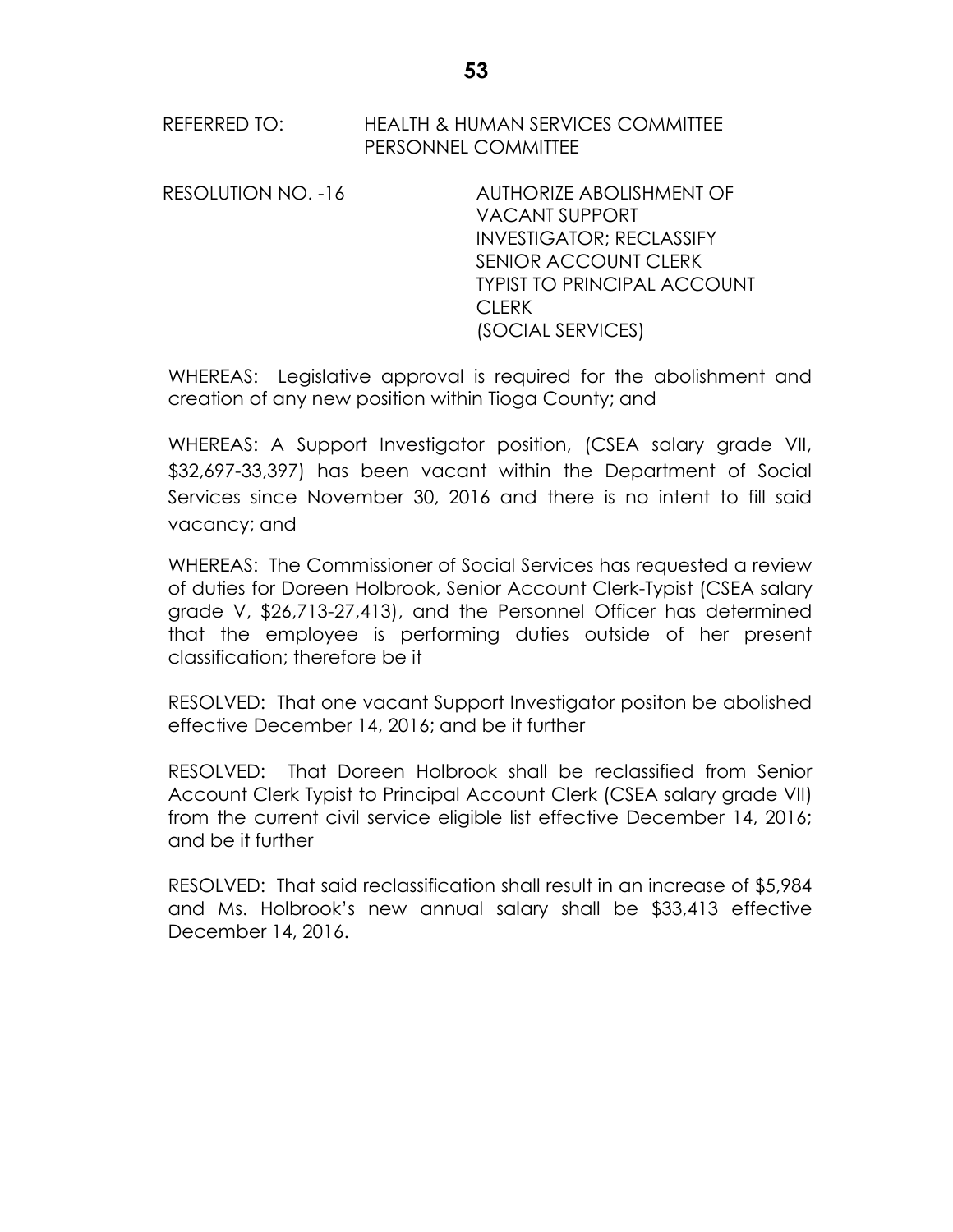REFERRED TO: HEALTH & HUMAN SERVICES COMMITTEE
PERSONNEL COMMITTEE

RESOLUTION NO. -16 AUTHORIZE ABOLISHMENT OF VACANT SUPPORT INVESTIGATOR; RECLASSIFY SENIOR ACCOUNT CLERK TYPIST TO PRINCIPAL ACCOUNT CLERK (SOCIAL SERVICES)

WHEREAS: Legislative approval is required for the abolishment and creation of any new position within Tioga County; and

WHEREAS: A Support Investigator position, (CSEA salary grade VII, $32,697-33,397) has been vacant within the Department of Social Services since November 30, 2016 and there is no intent to fill said vacancy; and

WHEREAS: The Commissioner of Social Services has requested a review of duties for Doreen Holbrook, Senior Account Clerk-Typist (CSEA salary grade V, $26,713-27,413), and the Personnel Officer has determined that the employee is performing duties outside of her present classification; therefore be it

RESOLVED: That one vacant Support Investigator positon be abolished effective December 14, 2016; and be it further

RESOLVED: That Doreen Holbrook shall be reclassified from Senior Account Clerk Typist to Principal Account Clerk (CSEA salary grade VII) from the current civil service eligible list effective December 14, 2016; and be it further

RESOLVED: That said reclassification shall result in an increase of $5,984 and Ms. Holbrook's new annual salary shall be $33,413 effective December 14, 2016.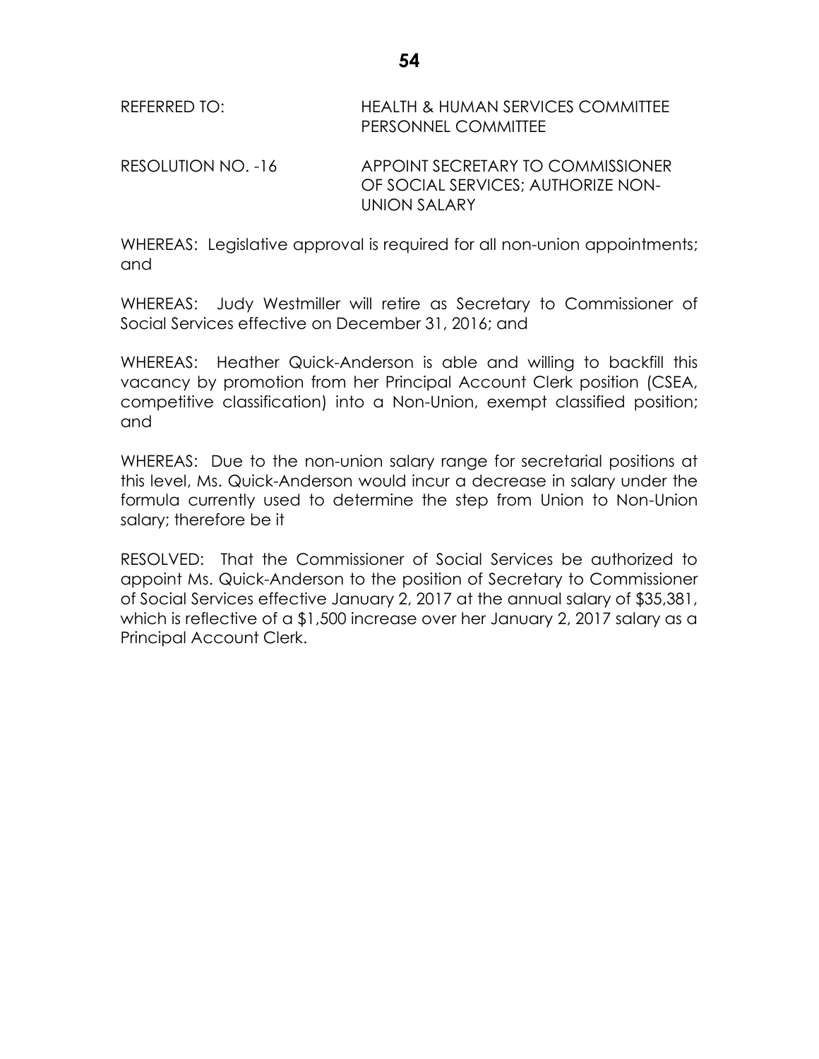REFERRED TO: HEALTH & HUMAN SERVICES COMMITTEE
PERSONNEL COMMITTEE

RESOLUTION NO. -16 APPOINT SECRETARY TO COMMISSIONER OF SOCIAL SERVICES; AUTHORIZE NON-UNION SALARY

WHEREAS: Legislative approval is required for all non-union appointments; and

WHEREAS: Judy Westmiller will retire as Secretary to Commissioner of Social Services effective on December 31, 2016; and

WHEREAS: Heather Quick-Anderson is able and willing to backfill this vacancy by promotion from her Principal Account Clerk position (CSEA, competitive classification) into a Non-Union, exempt classified position; and

WHEREAS: Due to the non-union salary range for secretarial positions at this level, Ms. Quick-Anderson would incur a decrease in salary under the formula currently used to determine the step from Union to Non-Union salary; therefore be it

RESOLVED: That the Commissioner of Social Services be authorized to appoint Ms. Quick-Anderson to the position of Secretary to Commissioner of Social Services effective January 2, 2017 at the annual salary of $35,381, which is reflective of a $1,500 increase over her January 2, 2017 salary as a Principal Account Clerk.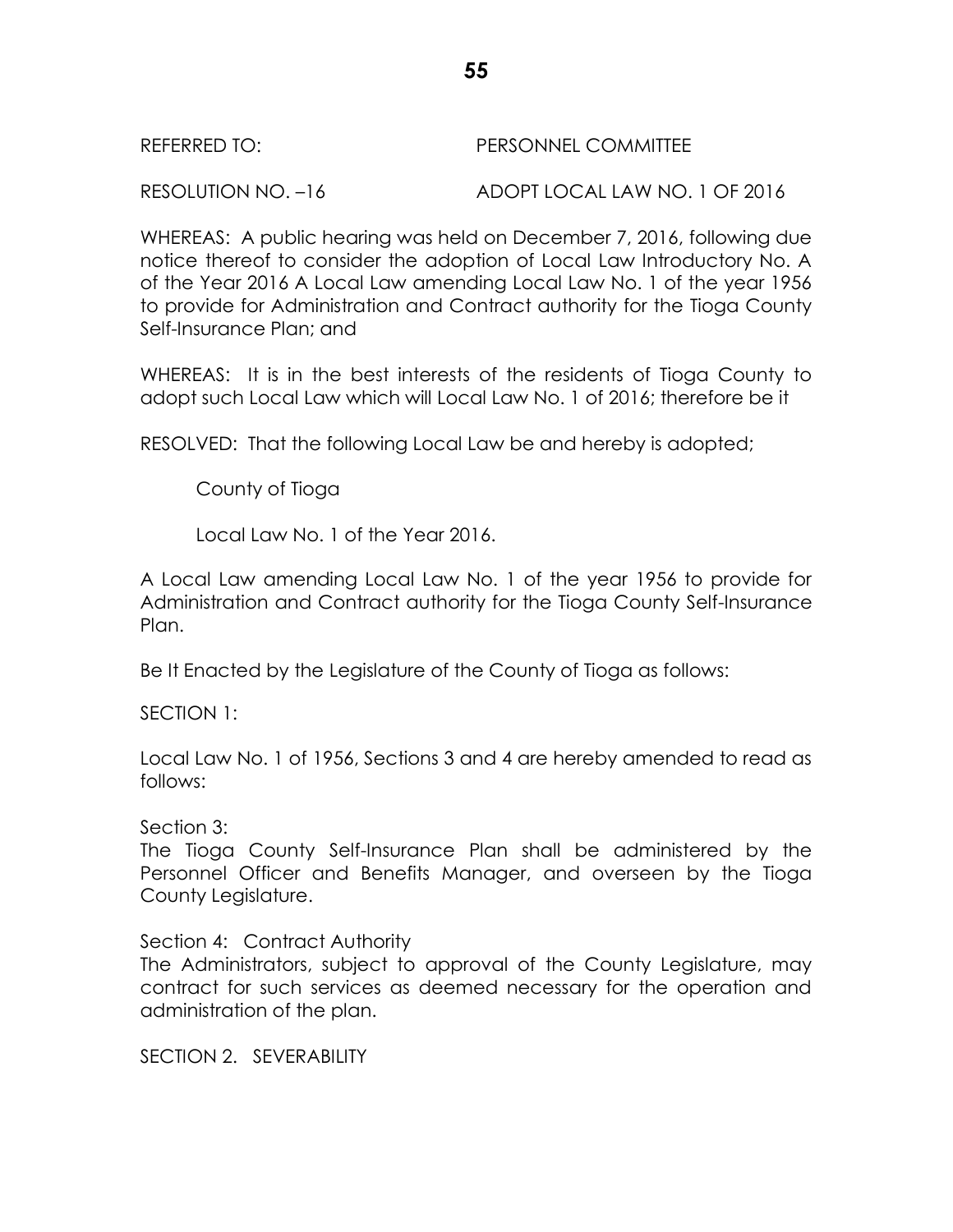REFERRED TO: PERSONNEL COMMITTEE

RESOLUTION NO. –16 ADOPT LOCAL LAW NO. 1 OF 2016

WHEREAS: A public hearing was held on December 7, 2016, following due notice thereof to consider the adoption of Local Law Introductory No. A of the Year 2016 A Local Law amending Local Law No. 1 of the year 1956 to provide for Administration and Contract authority for the Tioga County Self-Insurance Plan; and

WHEREAS: It is in the best interests of the residents of Tioga County to adopt such Local Law which will Local Law No. 1 of 2016; therefore be it

RESOLVED: That the following Local Law be and hereby is adopted;

County of Tioga

Local Law No. 1 of the Year 2016.

A Local Law amending Local Law No. 1 of the year 1956 to provide for Administration and Contract authority for the Tioga County Self-Insurance Plan.

Be It Enacted by the Legislature of the County of Tioga as follows:

SECTION 1:

Local Law No. 1 of 1956, Sections 3 and 4 are hereby amended to read as follows:

Section 3:
The Tioga County Self-Insurance Plan shall be administered by the Personnel Officer and Benefits Manager, and overseen by the Tioga County Legislature.

Section 4: Contract Authority
The Administrators, subject to approval of the County Legislature, may contract for such services as deemed necessary for the operation and administration of the plan.

SECTION 2. SEVERABILITY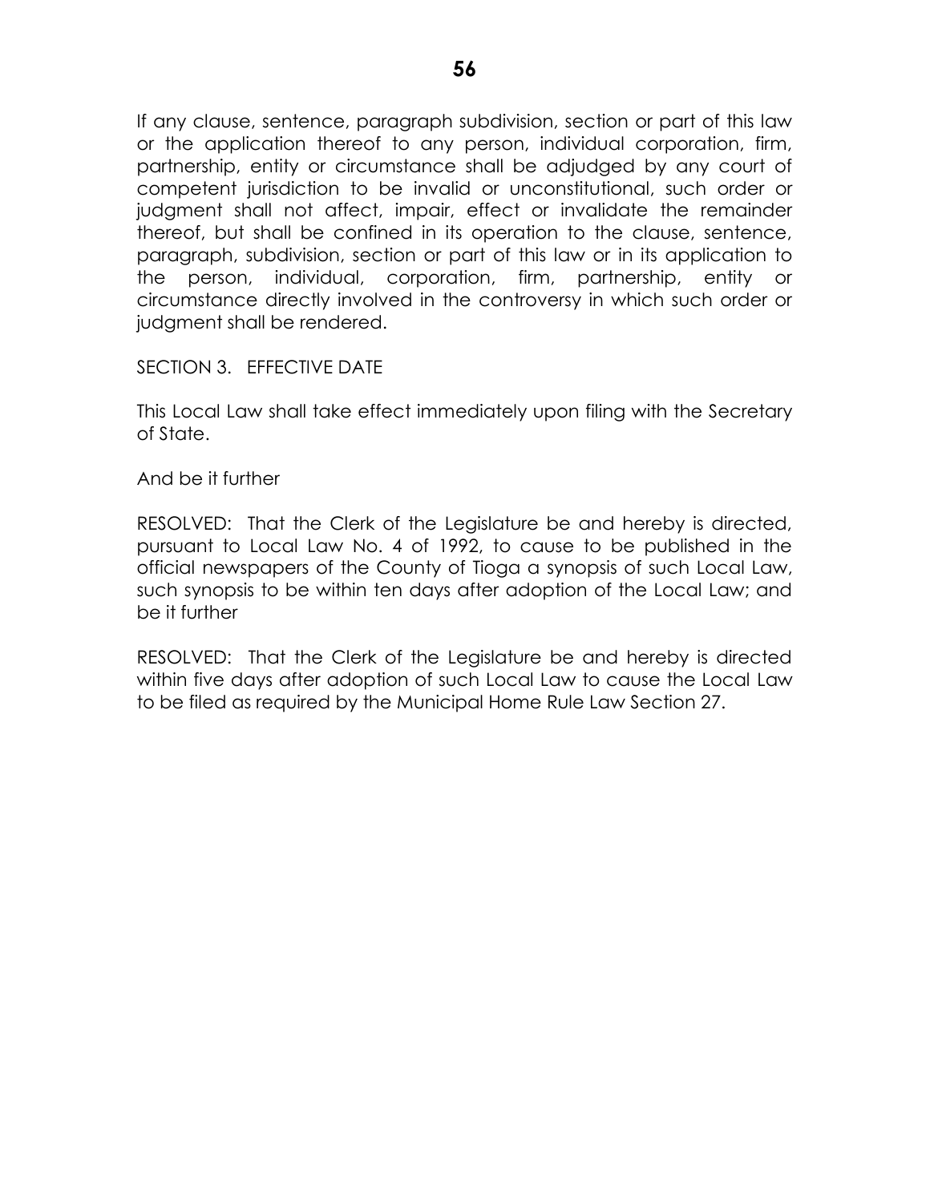If any clause, sentence, paragraph subdivision, section or part of this law or the application thereof to any person, individual corporation, firm, partnership, entity or circumstance shall be adjudged by any court of competent jurisdiction to be invalid or unconstitutional, such order or judgment shall not affect, impair, effect or invalidate the remainder thereof, but shall be confined in its operation to the clause, sentence, paragraph, subdivision, section or part of this law or in its application to the person, individual, corporation, firm, partnership, entity or circumstance directly involved in the controversy in which such order or judgment shall be rendered.

SECTION 3. EFFECTIVE DATE

This Local Law shall take effect immediately upon filing with the Secretary of State.

And be it further

RESOLVED: That the Clerk of the Legislature be and hereby is directed, pursuant to Local Law No. 4 of 1992, to cause to be published in the official newspapers of the County of Tioga a synopsis of such Local Law, such synopsis to be within ten days after adoption of the Local Law; and be it further

RESOLVED: That the Clerk of the Legislature be and hereby is directed within five days after adoption of such Local Law to cause the Local Law to be filed as required by the Municipal Home Rule Law Section 27.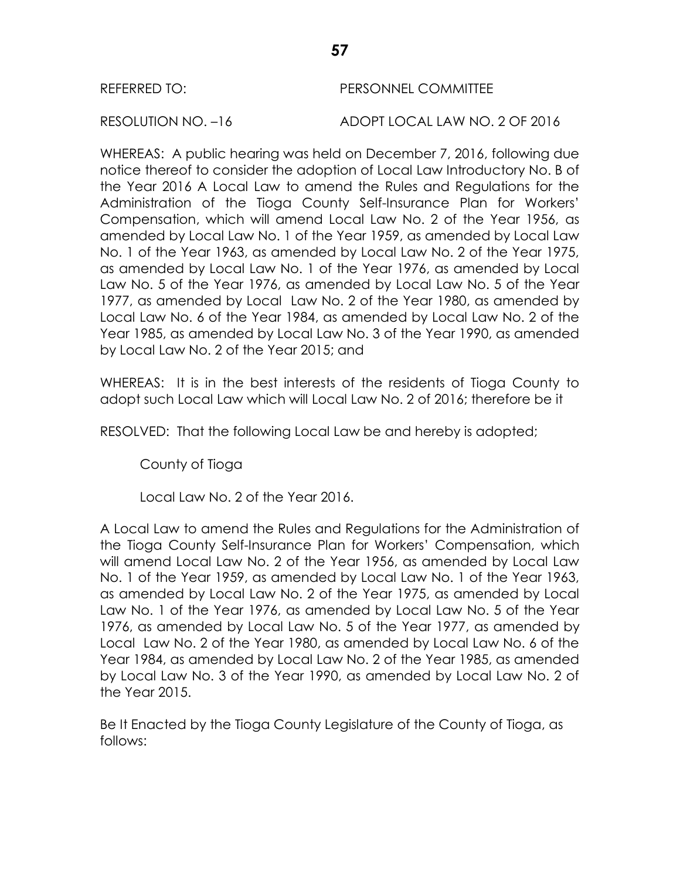REFERRED TO: PERSONNEL COMMITTEE

RESOLUTION NO. –16 ADOPT LOCAL LAW NO. 2 OF 2016

WHEREAS: A public hearing was held on December 7, 2016, following due notice thereof to consider the adoption of Local Law Introductory No. B of the Year 2016 A Local Law to amend the Rules and Regulations for the Administration of the Tioga County Self-Insurance Plan for Workers' Compensation, which will amend Local Law No. 2 of the Year 1956, as amended by Local Law No. 1 of the Year 1959, as amended by Local Law No. 1 of the Year 1963, as amended by Local Law No. 2 of the Year 1975, as amended by Local Law No. 1 of the Year 1976, as amended by Local Law No. 5 of the Year 1976, as amended by Local Law No. 5 of the Year 1977, as amended by Local Law No. 2 of the Year 1980, as amended by Local Law No. 6 of the Year 1984, as amended by Local Law No. 2 of the Year 1985, as amended by Local Law No. 3 of the Year 1990, as amended by Local Law No. 2 of the Year 2015; and

WHEREAS: It is in the best interests of the residents of Tioga County to adopt such Local Law which will Local Law No. 2 of 2016; therefore be it

RESOLVED: That the following Local Law be and hereby is adopted;

County of Tioga

Local Law No. 2 of the Year 2016.

A Local Law to amend the Rules and Regulations for the Administration of the Tioga County Self-Insurance Plan for Workers' Compensation, which will amend Local Law No. 2 of the Year 1956, as amended by Local Law No. 1 of the Year 1959, as amended by Local Law No. 1 of the Year 1963, as amended by Local Law No. 2 of the Year 1975, as amended by Local Law No. 1 of the Year 1976, as amended by Local Law No. 5 of the Year 1976, as amended by Local Law No. 5 of the Year 1977, as amended by Local Law No. 2 of the Year 1980, as amended by Local Law No. 6 of the Year 1984, as amended by Local Law No. 2 of the Year 1985, as amended by Local Law No. 3 of the Year 1990, as amended by Local Law No. 2 of the Year 2015.

Be It Enacted by the Tioga County Legislature of the County of Tioga, as follows: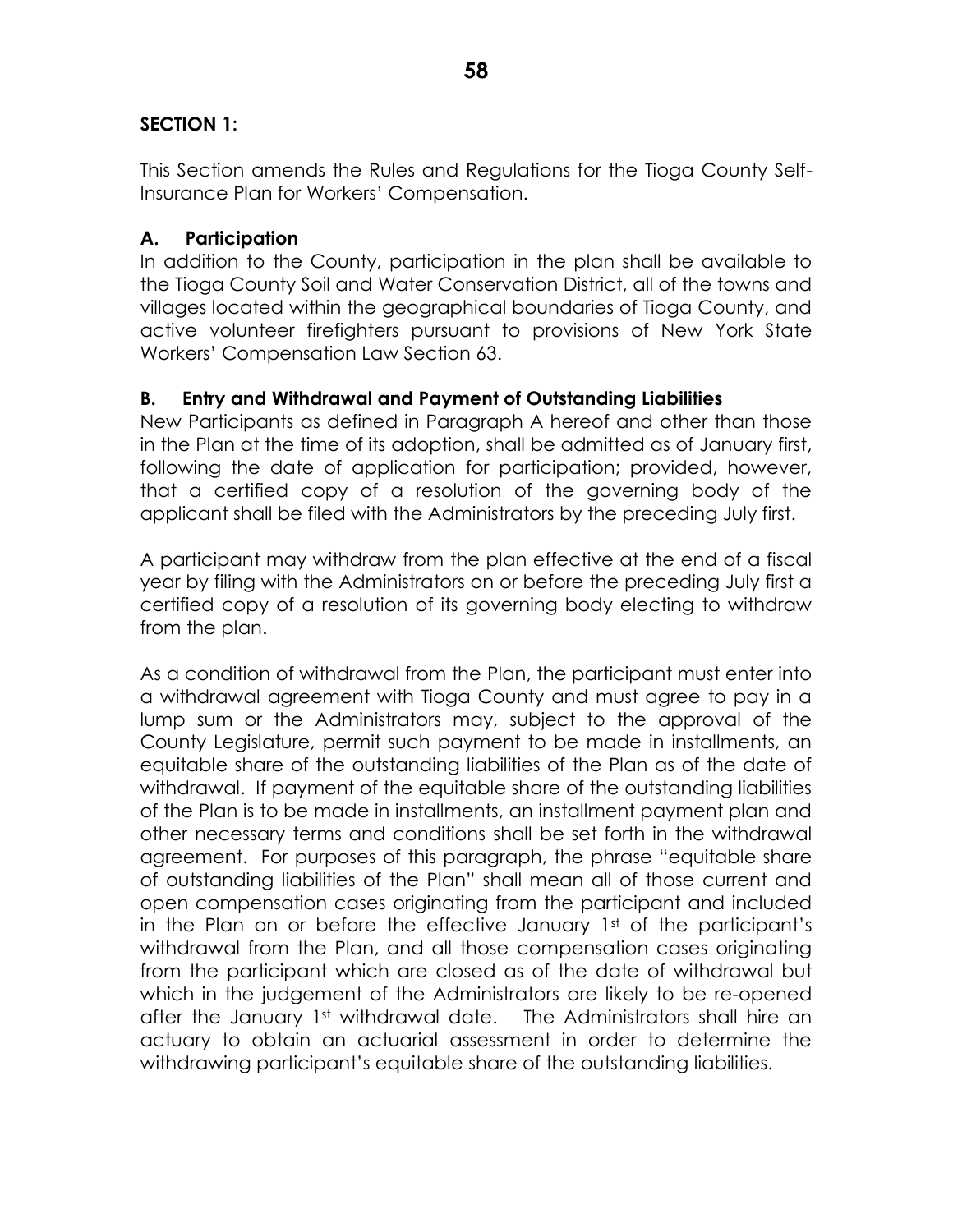## SECTION 1:

This Section amends the Rules and Regulations for the Tioga County Self-Insurance Plan for Workers' Compensation.

### A. Participation

In addition to the County, participation in the plan shall be available to the Tioga County Soil and Water Conservation District, all of the towns and villages located within the geographical boundaries of Tioga County, and active volunteer firefighters pursuant to provisions of New York State Workers' Compensation Law Section 63.

### B. Entry and Withdrawal and Payment of Outstanding Liabilities

New Participants as defined in Paragraph A hereof and other than those in the Plan at the time of its adoption, shall be admitted as of January first, following the date of application for participation; provided, however, that a certified copy of a resolution of the governing body of the applicant shall be filed with the Administrators by the preceding July first.

A participant may withdraw from the plan effective at the end of a fiscal year by filing with the Administrators on or before the preceding July first a certified copy of a resolution of its governing body electing to withdraw from the plan.

As a condition of withdrawal from the Plan, the participant must enter into a withdrawal agreement with Tioga County and must agree to pay in a lump sum or the Administrators may, subject to the approval of the County Legislature, permit such payment to be made in installments, an equitable share of the outstanding liabilities of the Plan as of the date of withdrawal. If payment of the equitable share of the outstanding liabilities of the Plan is to be made in installments, an installment payment plan and other necessary terms and conditions shall be set forth in the withdrawal agreement. For purposes of this paragraph, the phrase "equitable share of outstanding liabilities of the Plan" shall mean all of those current and open compensation cases originating from the participant and included in the Plan on or before the effective January 1st of the participant's withdrawal from the Plan, and all those compensation cases originating from the participant which are closed as of the date of withdrawal but which in the judgement of the Administrators are likely to be re-opened after the January 1st withdrawal date. The Administrators shall hire an actuary to obtain an actuarial assessment in order to determine the withdrawing participant's equitable share of the outstanding liabilities.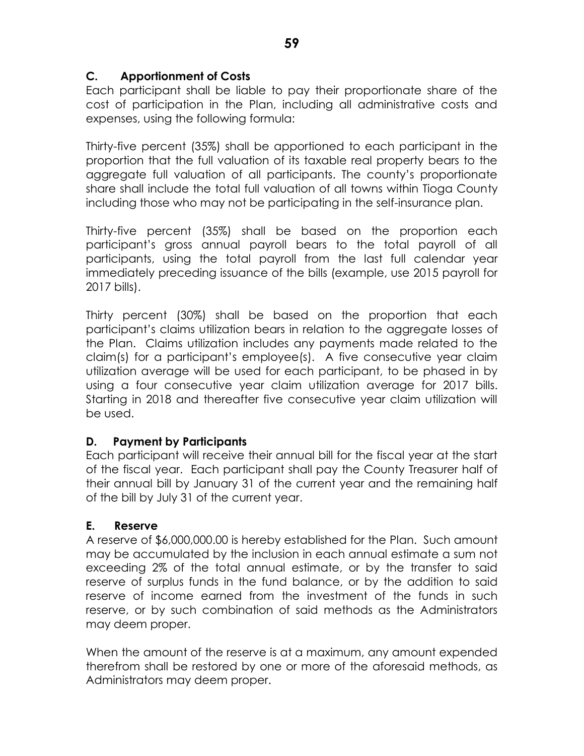### C. Apportionment of Costs

Each participant shall be liable to pay their proportionate share of the cost of participation in the Plan, including all administrative costs and expenses, using the following formula:

Thirty-five percent (35%) shall be apportioned to each participant in the proportion that the full valuation of its taxable real property bears to the aggregate full valuation of all participants. The county's proportionate share shall include the total full valuation of all towns within Tioga County including those who may not be participating in the self-insurance plan.

Thirty-five percent (35%) shall be based on the proportion each participant's gross annual payroll bears to the total payroll of all participants, using the total payroll from the last full calendar year immediately preceding issuance of the bills (example, use 2015 payroll for 2017 bills).

Thirty percent (30%) shall be based on the proportion that each participant's claims utilization bears in relation to the aggregate losses of the Plan. Claims utilization includes any payments made related to the claim(s) for a participant's employee(s). A five consecutive year claim utilization average will be used for each participant, to be phased in by using a four consecutive year claim utilization average for 2017 bills. Starting in 2018 and thereafter five consecutive year claim utilization will be used.

### D. Payment by Participants

Each participant will receive their annual bill for the fiscal year at the start of the fiscal year. Each participant shall pay the County Treasurer half of their annual bill by January 31 of the current year and the remaining half of the bill by July 31 of the current year.

### E. Reserve

A reserve of $6,000,000.00 is hereby established for the Plan. Such amount may be accumulated by the inclusion in each annual estimate a sum not exceeding 2% of the total annual estimate, or by the transfer to said reserve of surplus funds in the fund balance, or by the addition to said reserve of income earned from the investment of the funds in such reserve, or by such combination of said methods as the Administrators may deem proper.

When the amount of the reserve is at a maximum, any amount expended therefrom shall be restored by one or more of the aforesaid methods, as Administrators may deem proper.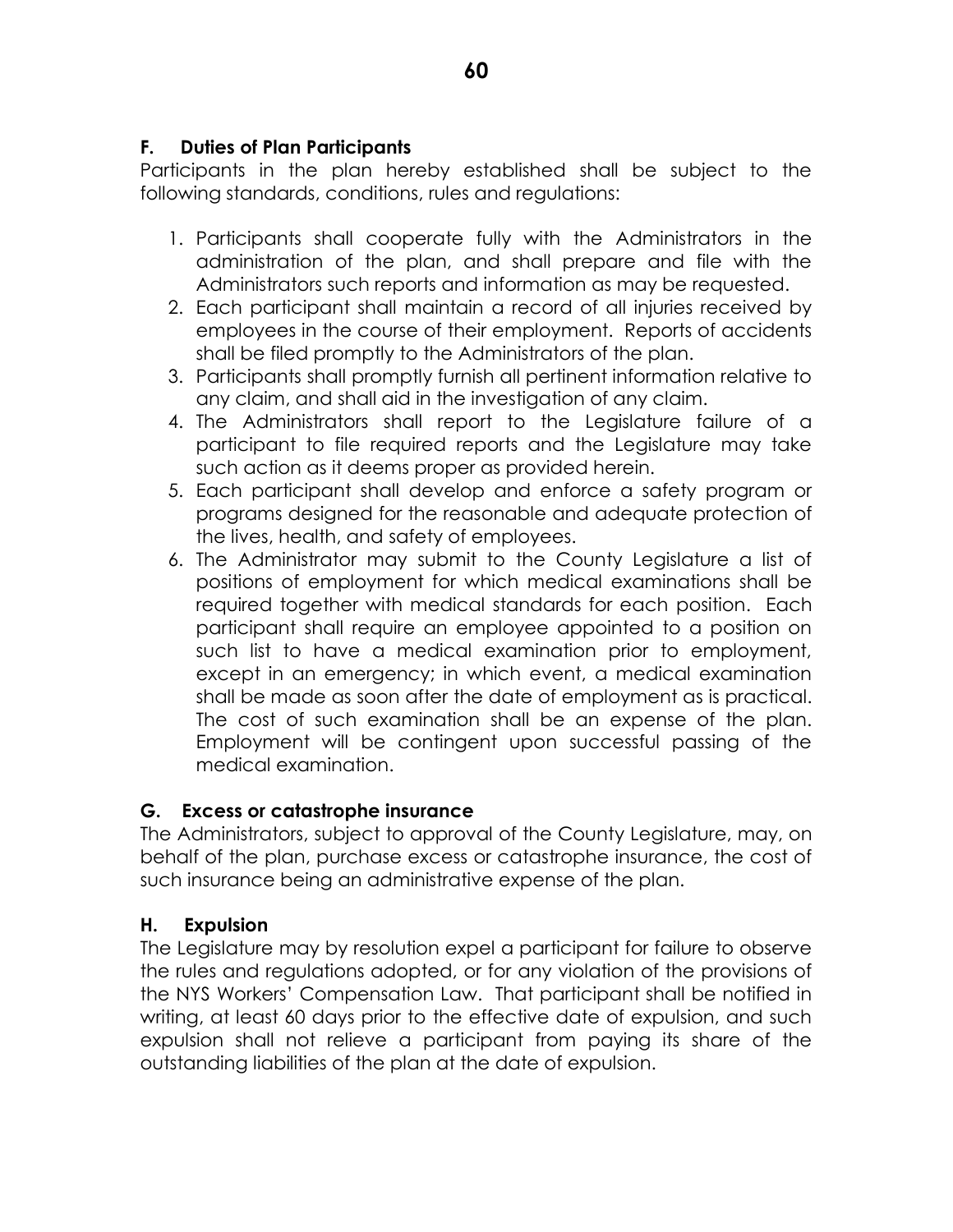### F. Duties of Plan Participants

Participants in the plan hereby established shall be subject to the following standards, conditions, rules and regulations:

1. Participants shall cooperate fully with the Administrators in the administration of the plan, and shall prepare and file with the Administrators such reports and information as may be requested.
2. Each participant shall maintain a record of all injuries received by employees in the course of their employment. Reports of accidents shall be filed promptly to the Administrators of the plan.
3. Participants shall promptly furnish all pertinent information relative to any claim, and shall aid in the investigation of any claim.
4. The Administrators shall report to the Legislature failure of a participant to file required reports and the Legislature may take such action as it deems proper as provided herein.
5. Each participant shall develop and enforce a safety program or programs designed for the reasonable and adequate protection of the lives, health, and safety of employees.
6. The Administrator may submit to the County Legislature a list of positions of employment for which medical examinations shall be required together with medical standards for each position. Each participant shall require an employee appointed to a position on such list to have a medical examination prior to employment, except in an emergency; in which event, a medical examination shall be made as soon after the date of employment as is practical. The cost of such examination shall be an expense of the plan. Employment will be contingent upon successful passing of the medical examination.

### G. Excess or catastrophe insurance

The Administrators, subject to approval of the County Legislature, may, on behalf of the plan, purchase excess or catastrophe insurance, the cost of such insurance being an administrative expense of the plan.

### H. Expulsion

The Legislature may by resolution expel a participant for failure to observe the rules and regulations adopted, or for any violation of the provisions of the NYS Workers' Compensation Law. That participant shall be notified in writing, at least 60 days prior to the effective date of expulsion, and such expulsion shall not relieve a participant from paying its share of the outstanding liabilities of the plan at the date of expulsion.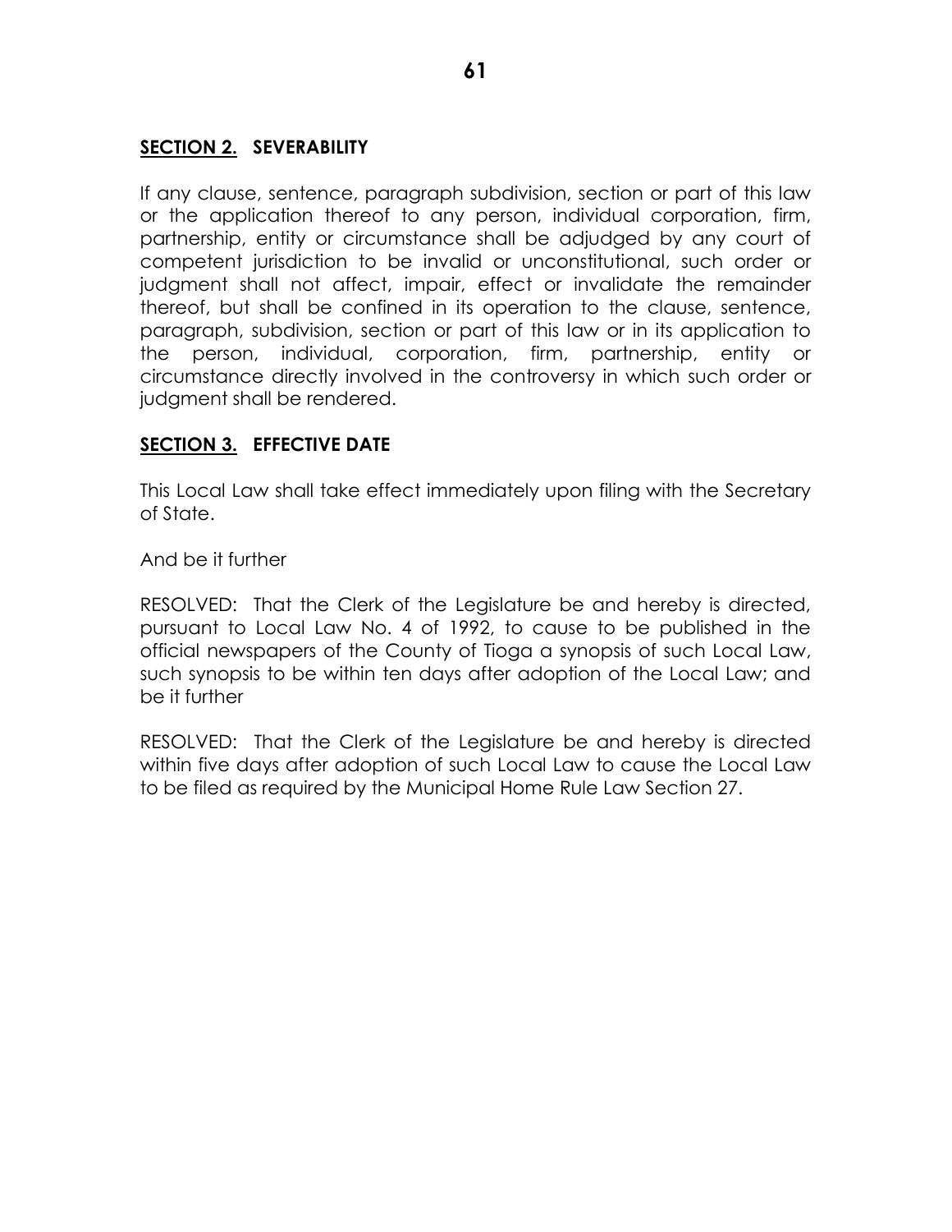## <u>SECTION 2.</u> SEVERABILITY

If any clause, sentence, paragraph subdivision, section or part of this law or the application thereof to any person, individual corporation, firm, partnership, entity or circumstance shall be adjudged by any court of competent jurisdiction to be invalid or unconstitutional, such order or judgment shall not affect, impair, effect or invalidate the remainder thereof, but shall be confined in its operation to the clause, sentence, paragraph, subdivision, section or part of this law or in its application to the person, individual, corporation, firm, partnership, entity or circumstance directly involved in the controversy in which such order or judgment shall be rendered.

## <u>SECTION 3.</u> EFFECTIVE DATE

This Local Law shall take effect immediately upon filing with the Secretary of State.

And be it further

RESOLVED: That the Clerk of the Legislature be and hereby is directed, pursuant to Local Law No. 4 of 1992, to cause to be published in the official newspapers of the County of Tioga a synopsis of such Local Law, such synopsis to be within ten days after adoption of the Local Law; and be it further

RESOLVED: That the Clerk of the Legislature be and hereby is directed within five days after adoption of such Local Law to cause the Local Law to be filed as required by the Municipal Home Rule Law Section 27.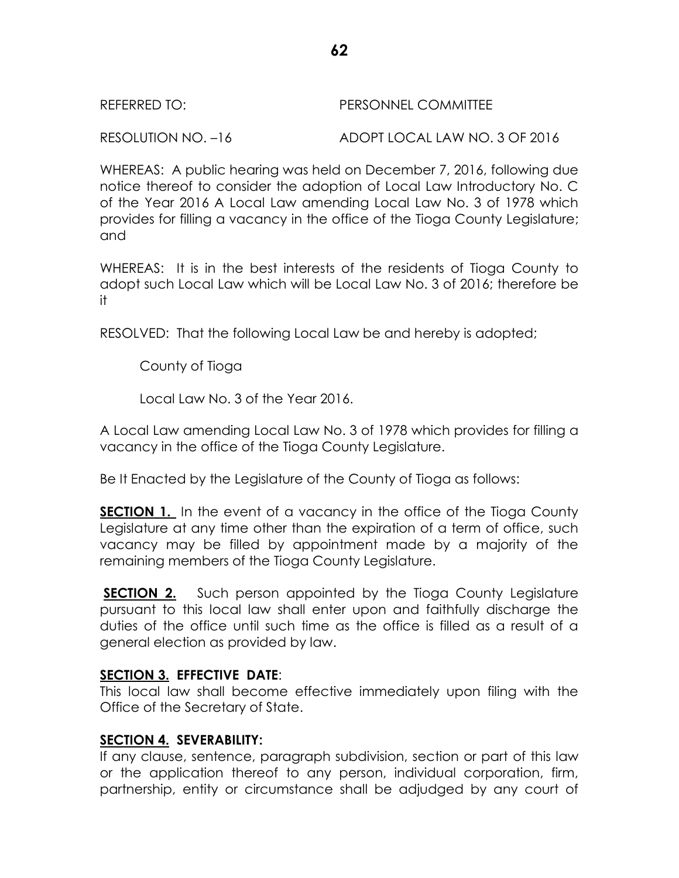REFERRED TO: PERSONNEL COMMITTEE

RESOLUTION NO. –16 ADOPT LOCAL LAW NO. 3 OF 2016

WHEREAS: A public hearing was held on December 7, 2016, following due notice thereof to consider the adoption of Local Law Introductory No. C of the Year 2016 A Local Law amending Local Law No. 3 of 1978 which provides for filling a vacancy in the office of the Tioga County Legislature; and

WHEREAS: It is in the best interests of the residents of Tioga County to adopt such Local Law which will be Local Law No. 3 of 2016; therefore be it

RESOLVED: That the following Local Law be and hereby is adopted;

County of Tioga

Local Law No. 3 of the Year 2016.

A Local Law amending Local Law No. 3 of 1978 which provides for filling a vacancy in the office of the Tioga County Legislature.

Be It Enacted by the Legislature of the County of Tioga as follows:

**SECTION 1.** In the event of a vacancy in the office of the Tioga County Legislature at any time other than the expiration of a term of office, such vacancy may be filled by appointment made by a majority of the remaining members of the Tioga County Legislature.

**SECTION 2.** Such person appointed by the Tioga County Legislature pursuant to this local law shall enter upon and faithfully discharge the duties of the office until such time as the office is filled as a result of a general election as provided by law.

**SECTION 3. EFFECTIVE DATE**:
This local law shall become effective immediately upon filing with the Office of the Secretary of State.

**SECTION 4. SEVERABILITY:**
If any clause, sentence, paragraph subdivision, section or part of this law or the application thereof to any person, individual corporation, firm, partnership, entity or circumstance shall be adjudged by any court of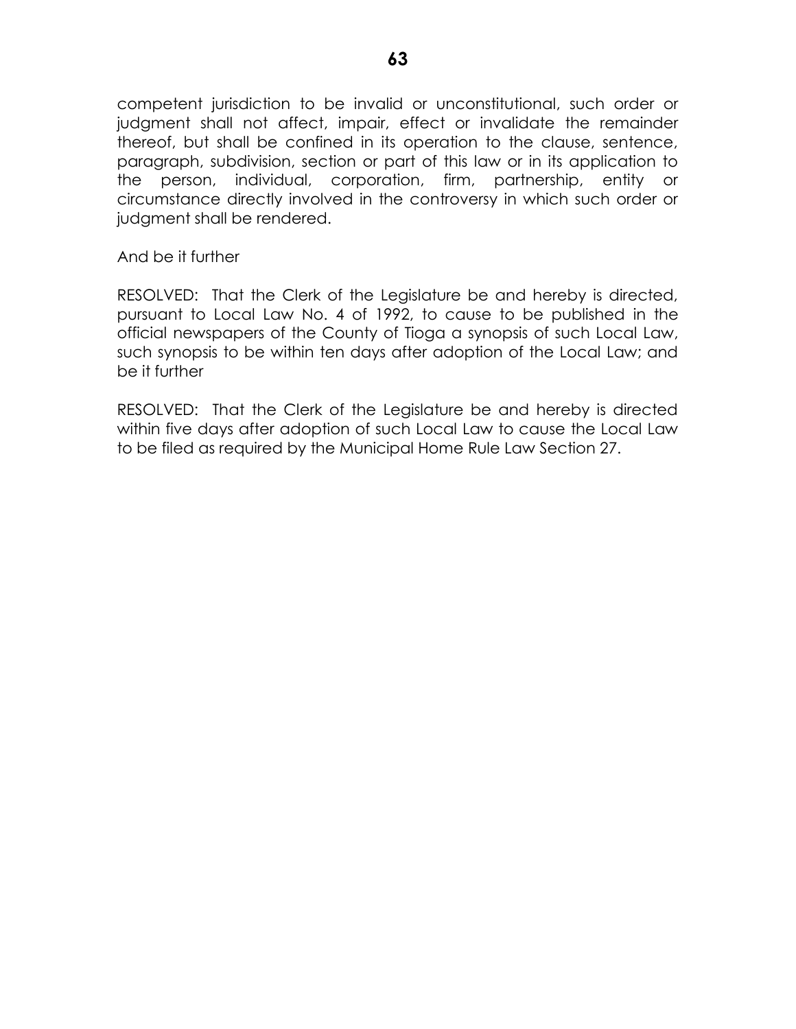competent jurisdiction to be invalid or unconstitutional, such order or judgment shall not affect, impair, effect or invalidate the remainder thereof, but shall be confined in its operation to the clause, sentence, paragraph, subdivision, section or part of this law or in its application to the person, individual, corporation, firm, partnership, entity or circumstance directly involved in the controversy in which such order or judgment shall be rendered.

And be it further

RESOLVED: That the Clerk of the Legislature be and hereby is directed, pursuant to Local Law No. 4 of 1992, to cause to be published in the official newspapers of the County of Tioga a synopsis of such Local Law, such synopsis to be within ten days after adoption of the Local Law; and be it further

RESOLVED: That the Clerk of the Legislature be and hereby is directed within five days after adoption of such Local Law to cause the Local Law to be filed as required by the Municipal Home Rule Law Section 27.